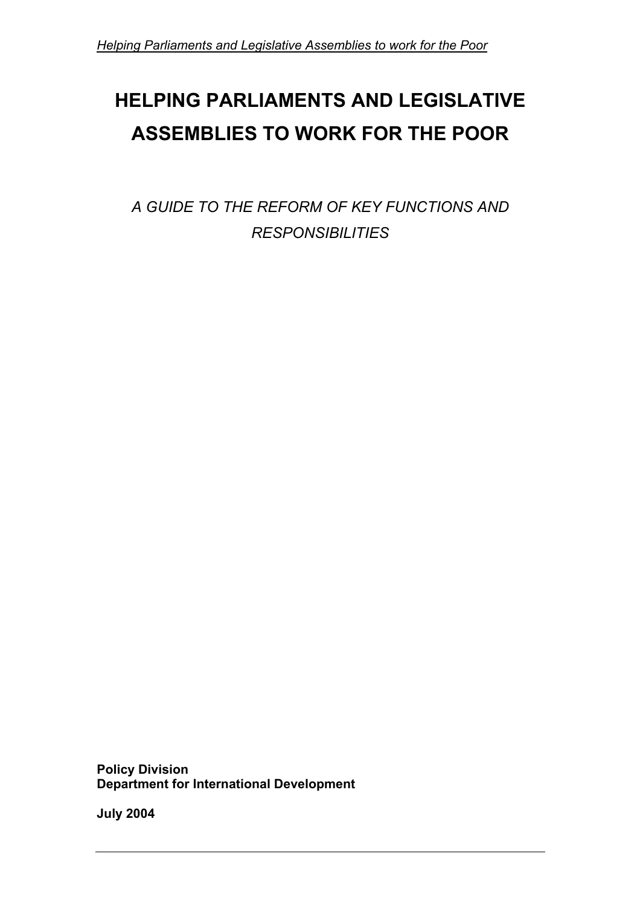# HELPING PARLIAMENTS AND LEGISLATIVE ASSEMBLIES TO WORK FOR THE POOR

*A GUIDE TO THE REFORM OF KEY FUNCTIONS AND RESPONSIBILITIES*

**Policy Division**
**Department for International Development**

**July 2004**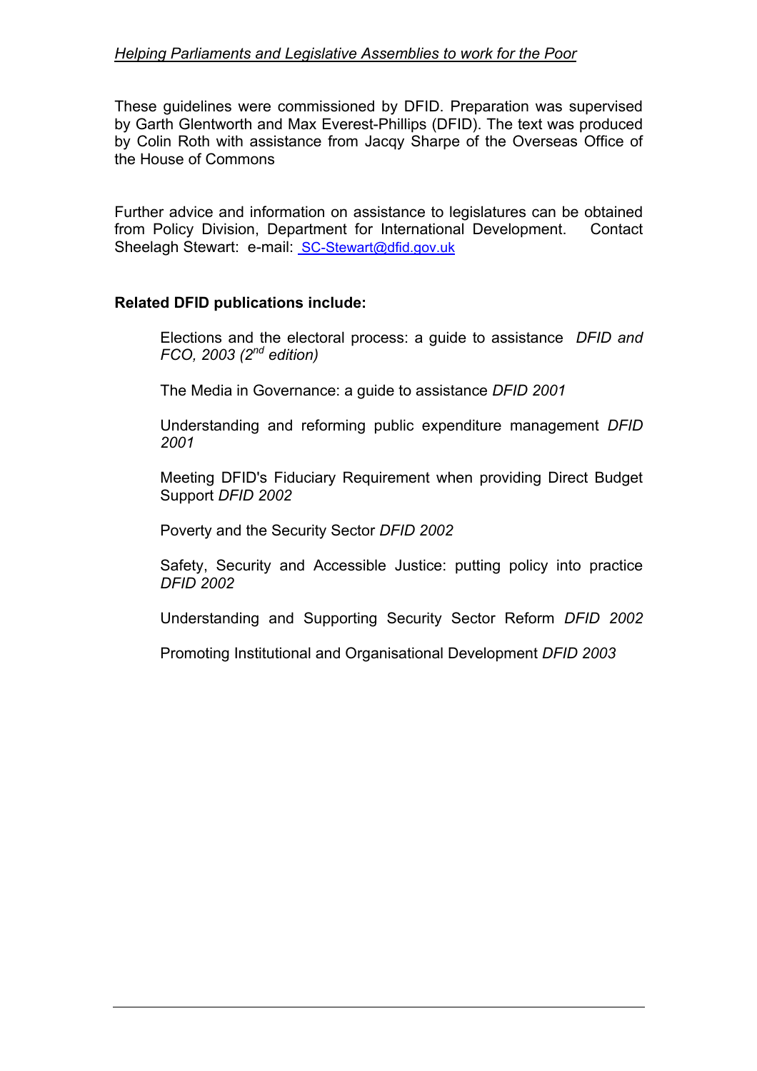These guidelines were commissioned by DFID. Preparation was supervised by Garth Glentworth and Max Everest-Phillips (DFID). The text was produced by Colin Roth with assistance from Jacqy Sharpe of the Overseas Office of the House of Commons

Further advice and information on assistance to legislatures can be obtained from Policy Division, Department for International Development. Contact Sheelagh Stewart: e-mail: SC-Stewart@dfid.gov.uk

**Related DFID publications include:**

Elections and the electoral process: a guide to assistance *DFID and FCO, 2003 (2nd edition)*

The Media in Governance: a guide to assistance *DFID 2001*

Understanding and reforming public expenditure management *DFID 2001*

Meeting DFID's Fiduciary Requirement when providing Direct Budget Support *DFID 2002*

Poverty and the Security Sector *DFID 2002*

Safety, Security and Accessible Justice: putting policy into practice *DFID 2002*

Understanding and Supporting Security Sector Reform *DFID 2002*

Promoting Institutional and Organisational Development *DFID 2003*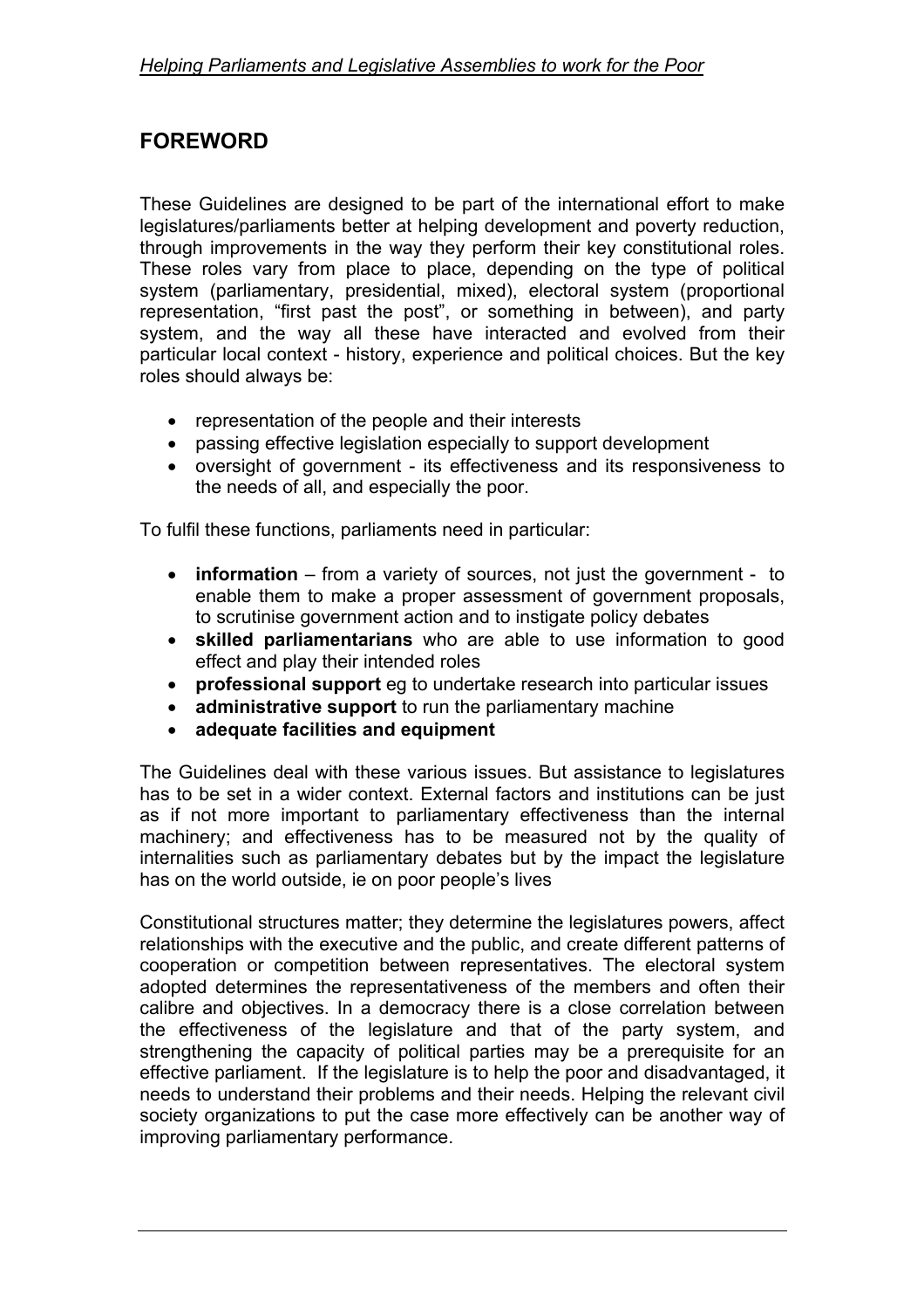## FOREWORD

These Guidelines are designed to be part of the international effort to make legislatures/parliaments better at helping development and poverty reduction, through improvements in the way they perform their key constitutional roles. These roles vary from place to place, depending on the type of political system (parliamentary, presidential, mixed), electoral system (proportional representation, "first past the post", or something in between), and party system, and the way all these have interacted and evolved from their particular local context - history, experience and political choices. But the key roles should always be:

- representation of the people and their interests
- passing effective legislation especially to support development
- oversight of government - its effectiveness and its responsiveness to the needs of all, and especially the poor.

To fulfil these functions, parliaments need in particular:

- **information** – from a variety of sources, not just the government - to enable them to make a proper assessment of government proposals, to scrutinise government action and to instigate policy debates
- **skilled parliamentarians** who are able to use information to good effect and play their intended roles
- **professional support** eg to undertake research into particular issues
- **administrative support** to run the parliamentary machine
- **adequate facilities and equipment**

The Guidelines deal with these various issues. But assistance to legislatures has to be set in a wider context. External factors and institutions can be just as if not more important to parliamentary effectiveness than the internal machinery; and effectiveness has to be measured not by the quality of internalities such as parliamentary debates but by the impact the legislature has on the world outside, ie on poor people's lives

Constitutional structures matter; they determine the legislatures powers, affect relationships with the executive and the public, and create different patterns of cooperation or competition between representatives. The electoral system adopted determines the representativeness of the members and often their calibre and objectives. In a democracy there is a close correlation between the effectiveness of the legislature and that of the party system, and strengthening the capacity of political parties may be a prerequisite for an effective parliament. If the legislature is to help the poor and disadvantaged, it needs to understand their problems and their needs. Helping the relevant civil society organizations to put the case more effectively can be another way of improving parliamentary performance.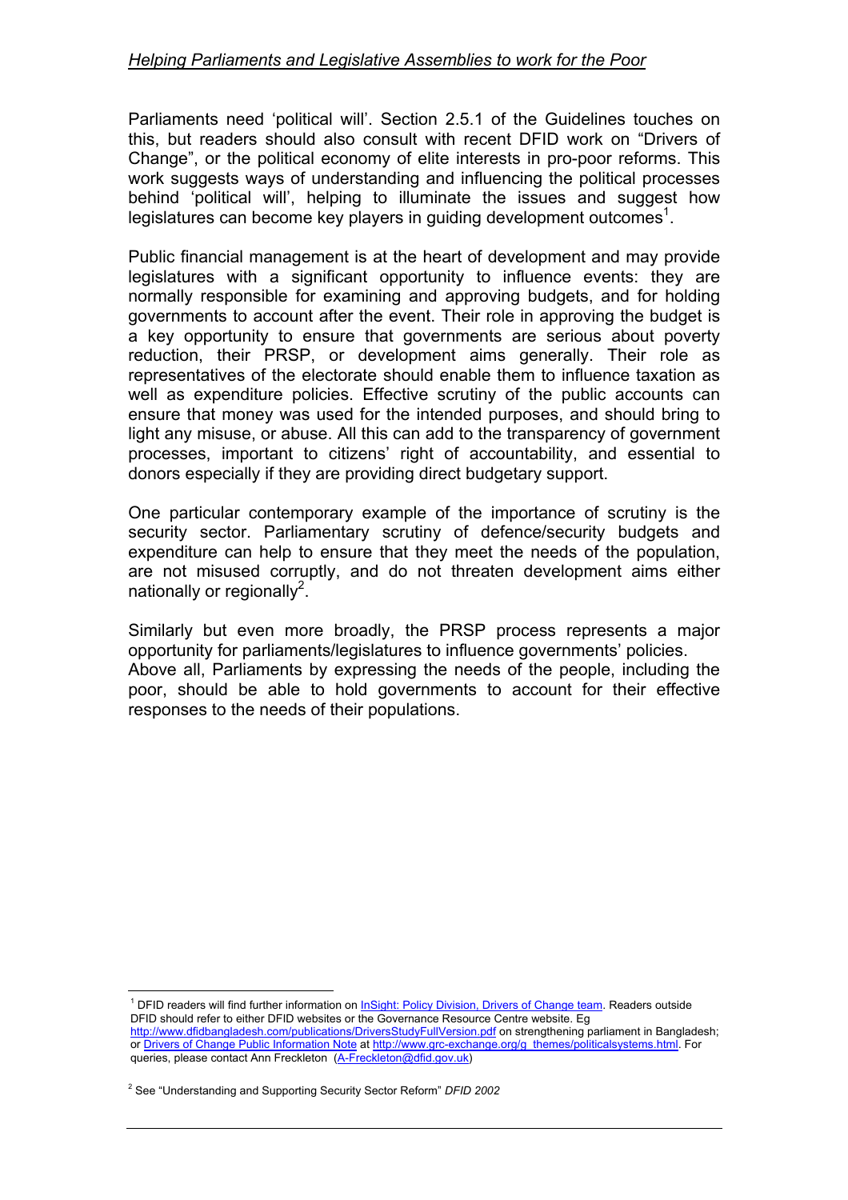Parliaments need 'political will'. Section 2.5.1 of the Guidelines touches on this, but readers should also consult with recent DFID work on "Drivers of Change", or the political economy of elite interests in pro-poor reforms. This work suggests ways of understanding and influencing the political processes behind 'political will', helping to illuminate the issues and suggest how legislatures can become key players in guiding development outcomes[1].

Public financial management is at the heart of development and may provide legislatures with a significant opportunity to influence events: they are normally responsible for examining and approving budgets, and for holding governments to account after the event. Their role in approving the budget is a key opportunity to ensure that governments are serious about poverty reduction, their PRSP, or development aims generally. Their role as representatives of the electorate should enable them to influence taxation as well as expenditure policies. Effective scrutiny of the public accounts can ensure that money was used for the intended purposes, and should bring to light any misuse, or abuse. All this can add to the transparency of government processes, important to citizens' right of accountability, and essential to donors especially if they are providing direct budgetary support.

One particular contemporary example of the importance of scrutiny is the security sector. Parliamentary scrutiny of defence/security budgets and expenditure can help to ensure that they meet the needs of the population, are not misused corruptly, and do not threaten development aims either nationally or regionally[2].

Similarly but even more broadly, the PRSP process represents a major opportunity for parliaments/legislatures to influence governments' policies.
Above all, Parliaments by expressing the needs of the people, including the poor, should be able to hold governments to account for their effective responses to the needs of their populations.

---

[1] DFID readers will find further information on InSight: Policy Division, Drivers of Change team. Readers outside DFID should refer to either DFID websites or the Governance Resource Centre website. Eg http://www.dfidbangladesh.com/publications/DriversStudyFullVersion.pdf on strengthening parliament in Bangladesh; or Drivers of Change Public Information Note at http://www.grc-exchange.org/g_themes/politicalsystems.html. For queries, please contact Ann Freckleton (A-Freckleton@dfid.gov.uk)

[2] See "Understanding and Supporting Security Sector Reform" *DFID 2002*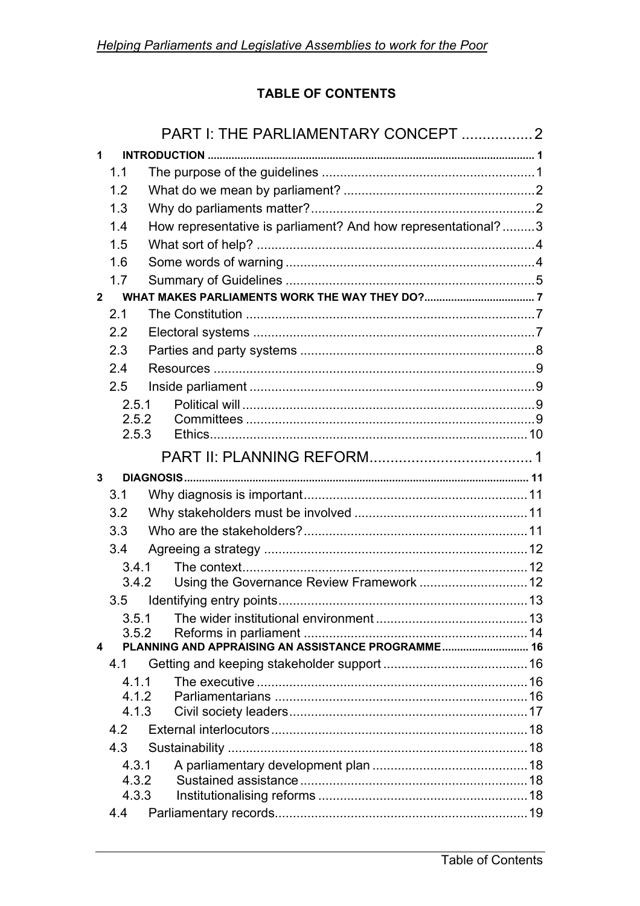**TABLE OF CONTENTS**

PART I: THE PARLIAMENTARY CONCEPT ................. 2

1 INTRODUCTION ........................................................................ 1
- 1.1 The purpose of the guidelines ........................................ 1
- 1.2 What do we mean by parliament? ..................................... 2
- 1.3 Why do parliaments matter? ............................................ 2
- 1.4 How representative is parliament? And how representational? ......... 3
- 1.5 What sort of help? ......................................................... 4
- 1.6 Some words of warning ................................................... 4
- 1.7 Summary of Guidelines ................................................... 5

2 WHAT MAKES PARLIAMENTS WORK THE WAY THEY DO? ..................................... 7
- 2.1 The Constitution ............................................................ 7
- 2.2 Electoral systems ........................................................... 7
- 2.3 Parties and party systems ................................................ 8
- 2.4 Resources ..................................................................... 9
- 2.5 Inside parliament ........................................................... 9
  - 2.5.1 Political will ............................................................ 9
  - 2.5.2 Committees ............................................................. 9
  - 2.5.3 Ethics .................................................................... 10

PART II: PLANNING REFORM ....................................... 1

3 DIAGNOSIS ........................................................................... 11
- 3.1 Why diagnosis is important ............................................. 11
- 3.2 Why stakeholders must be involved .................................. 11
- 3.3 Who are the stakeholders? .............................................. 11
- 3.4 Agreeing a strategy ........................................................ 12
  - 3.4.1 The context ............................................................. 12
  - 3.4.2 Using the Governance Review Framework ........................ 12
- 3.5 Identifying entry points .................................................... 13
  - 3.5.1 The wider institutional environment ............................... 13
  - 3.5.2 Reforms in parliament ................................................ 14

4 PLANNING AND APPRAISING AN ASSISTANCE PROGRAMME ............................. 16
- 4.1 Getting and keeping stakeholder support ............................ 16
  - 4.1.1 The executive ........................................................... 16
  - 4.1.2 Parliamentarians ....................................................... 16
  - 4.1.3 Civil society leaders ................................................... 17
- 4.2 External interlocutors ...................................................... 18
- 4.3 Sustainability ................................................................. 18
  - 4.3.1 A parliamentary development plan ................................. 18
  - 4.3.2 Sustained assistance .................................................. 18
  - 4.3.3 Institutionalising reforms ............................................. 18
- 4.4 Parliamentary records ..................................................... 19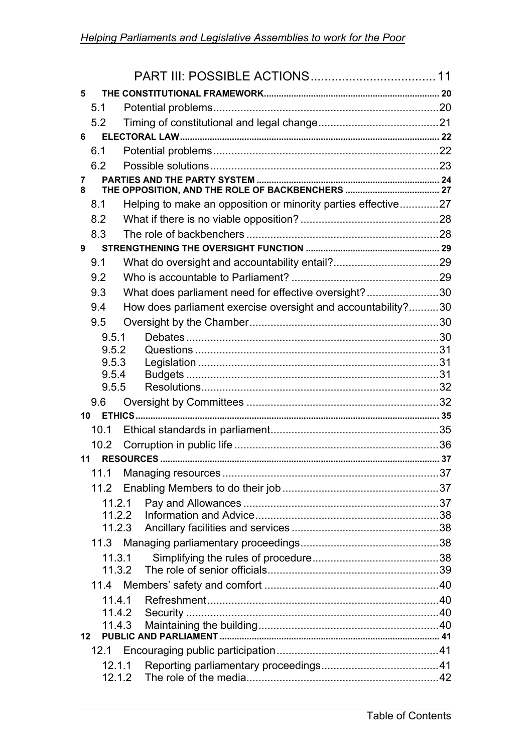PART III: POSSIBLE ACTIONS..................................... 11

**5 THE CONSTITUTIONAL FRAMEWORK...................................................................... 20**

5.1 Potential problems........................................................................20

5.2 Timing of constitutional and legal change........................................21

**6 ELECTORAL LAW......................................................................................................... 22**

6.1 Potential problems........................................................................22

6.2 Possible solutions.........................................................................23

**7 PARTIES AND THE PARTY SYSTEM ........................................................................ 24**

**8 THE OPPOSITION, AND THE ROLE OF BACKBENCHERS ..................................... 27**

8.1 Helping to make an opposition or minority parties effective.............27

8.2 What if there is no viable opposition? ..............................................28

8.3 The role of backbenchers ...............................................................28

**9 STRENGTHENING THE OVERSIGHT FUNCTION ..................................................... 29**

9.1 What do oversight and accountability entail?....................................29

9.2 Who is accountable to Parliament? .................................................29

9.3 What does parliament need for effective oversight?........................30

9.4 How does parliament exercise oversight and accountability?..........30

9.5 Oversight by the Chamber...............................................................30

9.5.1 Debates ...................................................................................30

9.5.2 Questions ................................................................................31

9.5.3 Legislation ...............................................................................31

9.5.4 Budgets ...................................................................................31

9.5.5 Resolutions..............................................................................32

9.6 Oversight by Committees ...............................................................32

**10 ETHICS........................................................................................................................ 35**

10.1 Ethical standards in parliament.......................................................35

10.2 Corruption in public life ..................................................................36

**11 RESOURCES ............................................................................................................... 37**

11.1 Managing resources .......................................................................37

11.2 Enabling Members to do their job ...................................................37

11.2.1 Pay and Allowances ................................................................37

11.2.2 Information and Advice............................................................38

11.2.3 Ancillary facilities and services ................................................38

11.3 Managing parliamentary proceedings.............................................38

11.3.1 Simplifying the rules of procedure..........................................38

11.3.2 The role of senior officials........................................................39

11.4 Members' safety and comfort .........................................................40

11.4.1 Refreshment............................................................................40

11.4.2 Security ...................................................................................40

11.4.3 Maintaining the building...........................................................40

**12 PUBLIC AND PARLIAMENT ....................................................................................... 41**

12.1 Encouraging public participation.....................................................41

12.1.1 Reporting parliamentary proceedings......................................41

12.1.2 The role of the media...............................................................42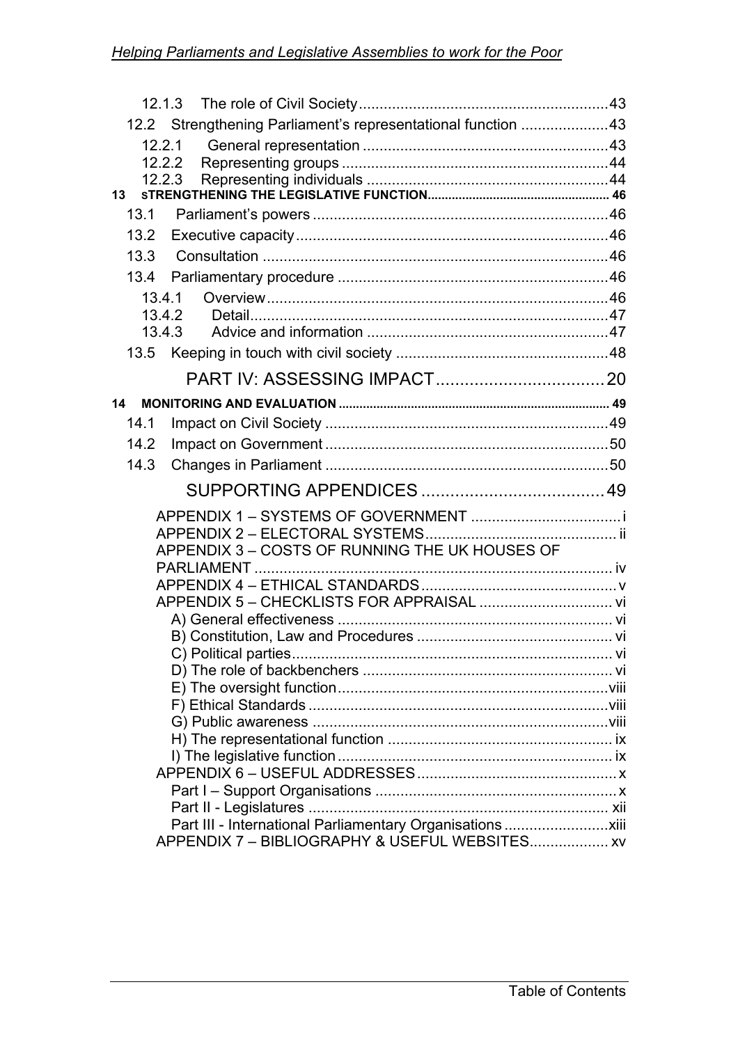12.1.3 The role of Civil Society ........................................................... 43
12.2 Strengthening Parliament's representational function ..................... 43
12.2.1 General representation ........................................................... 43
12.2.2 Representing groups ............................................................... 44
12.2.3 Representing individuals .......................................................... 44
13 sTRENGTHENING THE LEGISLATIVE FUNCTION ..................................................... 46
13.1 Parliament's powers ....................................................................... 46
13.2 Executive capacity ......................................................................... 46
13.3 Consultation ................................................................................... 46
13.4 Parliamentary procedure ................................................................ 46
13.4.1 Overview .................................................................................. 46
13.4.2 Detail ....................................................................................... 47
13.4.3 Advice and information ............................................................ 47
13.5 Keeping in touch with civil society .................................................. 48

PART IV: ASSESSING IMPACT .................................. 20

14 MONITORING AND EVALUATION .............................................................................. 49
14.1 Impact on Civil Society ................................................................... 49
14.2 Impact on Government ................................................................... 50
14.3 Changes in Parliament ................................................................... 50

SUPPORTING APPENDICES ...................................... 49

APPENDIX 1 – SYSTEMS OF GOVERNMENT .................................... i
APPENDIX 2 – ELECTORAL SYSTEMS ............................................. ii
APPENDIX 3 – COSTS OF RUNNING THE UK HOUSES OF PARLIAMENT ..................................................................................... iv
APPENDIX 4 – ETHICAL STANDARDS ............................................... v
APPENDIX 5 – CHECKLISTS FOR APPRAISAL ................................ vi
A) General effectiveness .................................................................. vi
B) Constitution, Law and Procedures ............................................... vi
C) Political parties ............................................................................. vi
D) The role of backbenchers ............................................................ vi
E) The oversight function ................................................................. viii
F) Ethical Standards ......................................................................... viii
G) Public awareness ......................................................................... viii
H) The representational function ...................................................... ix
I) The legislative function .................................................................. ix
APPENDIX 6 – USEFUL ADDRESSES ................................................ x
Part I – Support Organisations ........................................................... x
Part II - Legislatures ........................................................................ xii
Part III - International Parliamentary Organisations ......................... xiii
APPENDIX 7 – BIBLIOGRAPHY & USEFUL WEBSITES ................... xv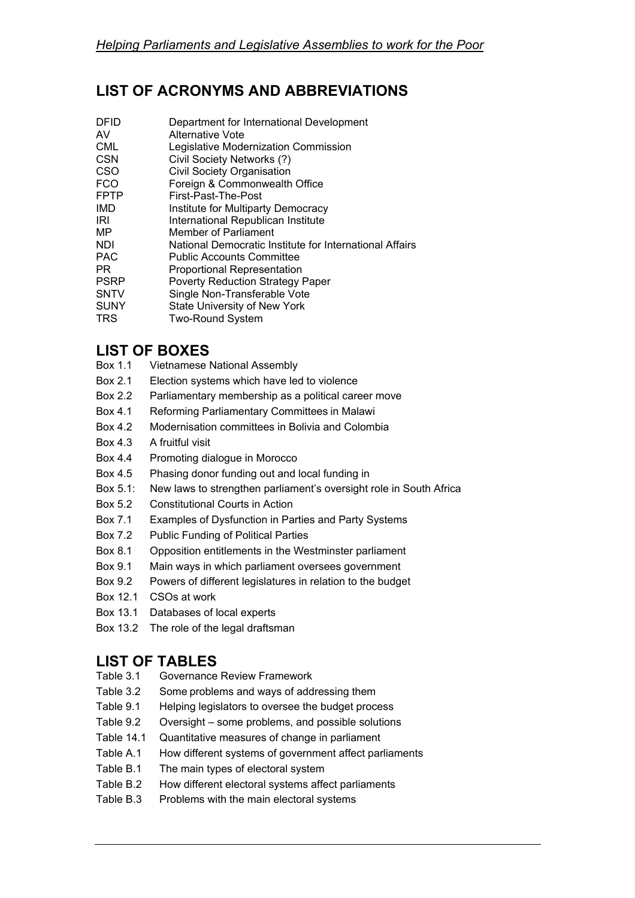## LIST OF ACRONYMS AND ABBREVIATIONS

| | |
|---|---|
| DFID | Department for International Development |
| AV | Alternative Vote |
| CML | Legislative Modernization Commission |
| CSN | Civil Society Networks (?) |
| CSO | Civil Society Organisation |
| FCO | Foreign & Commonwealth Office |
| FPTP | First-Past-The-Post |
| IMD | Institute for Multiparty Democracy |
| IRI | International Republican Institute |
| MP | Member of Parliament |
| NDI | National Democratic Institute for International Affairs |
| PAC | Public Accounts Committee |
| PR | Proportional Representation |
| PSRP | Poverty Reduction Strategy Paper |
| SNTV | Single Non-Transferable Vote |
| SUNY | State University of New York |
| TRS | Two-Round System |

## LIST OF BOXES

Box 1.1 Vietnamese National Assembly
Box 2.1 Election systems which have led to violence
Box 2.2 Parliamentary membership as a political career move
Box 4.1 Reforming Parliamentary Committees in Malawi
Box 4.2 Modernisation committees in Bolivia and Colombia
Box 4.3 A fruitful visit
Box 4.4 Promoting dialogue in Morocco
Box 4.5 Phasing donor funding out and local funding in
Box 5.1: New laws to strengthen parliament's oversight role in South Africa
Box 5.2 Constitutional Courts in Action
Box 7.1 Examples of Dysfunction in Parties and Party Systems
Box 7.2 Public Funding of Political Parties
Box 8.1 Opposition entitlements in the Westminster parliament
Box 9.1 Main ways in which parliament oversees government
Box 9.2 Powers of different legislatures in relation to the budget
Box 12.1 CSOs at work
Box 13.1 Databases of local experts
Box 13.2 The role of the legal draftsman

## LIST OF TABLES

Table 3.1 Governance Review Framework
Table 3.2 Some problems and ways of addressing them
Table 9.1 Helping legislators to oversee the budget process
Table 9.2 Oversight – some problems, and possible solutions
Table 14.1 Quantitative measures of change in parliament
Table A.1 How different systems of government affect parliaments
Table B.1 The main types of electoral system
Table B.2 How different electoral systems affect parliaments
Table B.3 Problems with the main electoral systems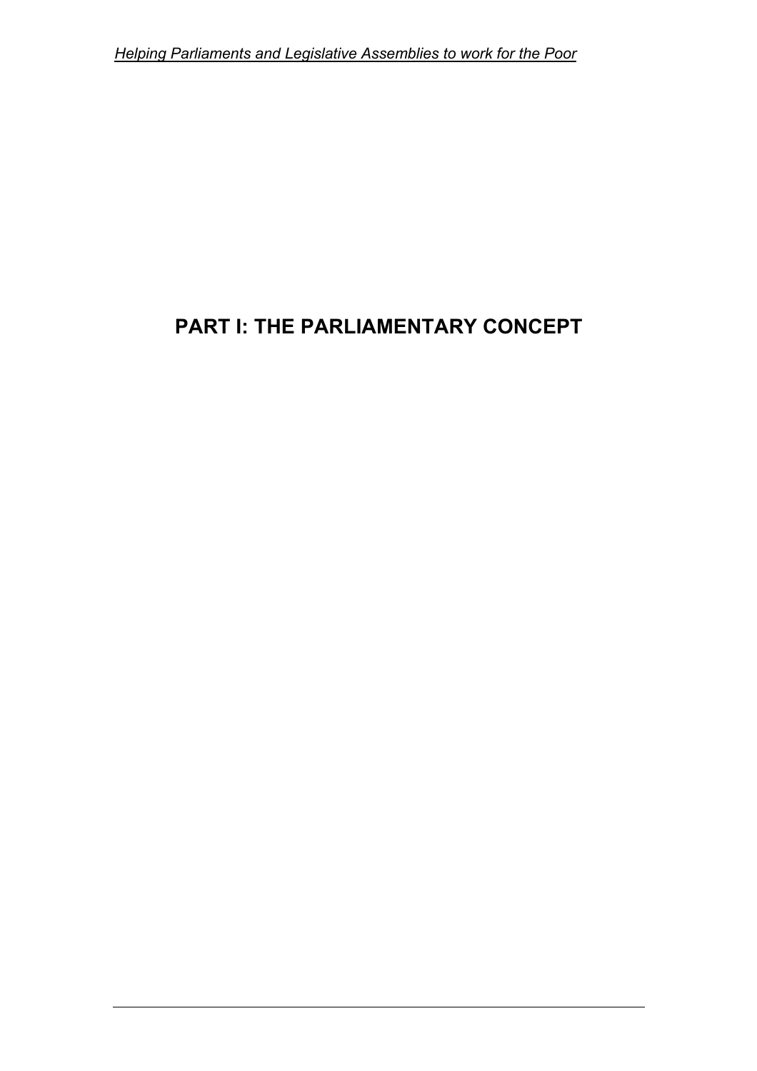# PART I: THE PARLIAMENTARY CONCEPT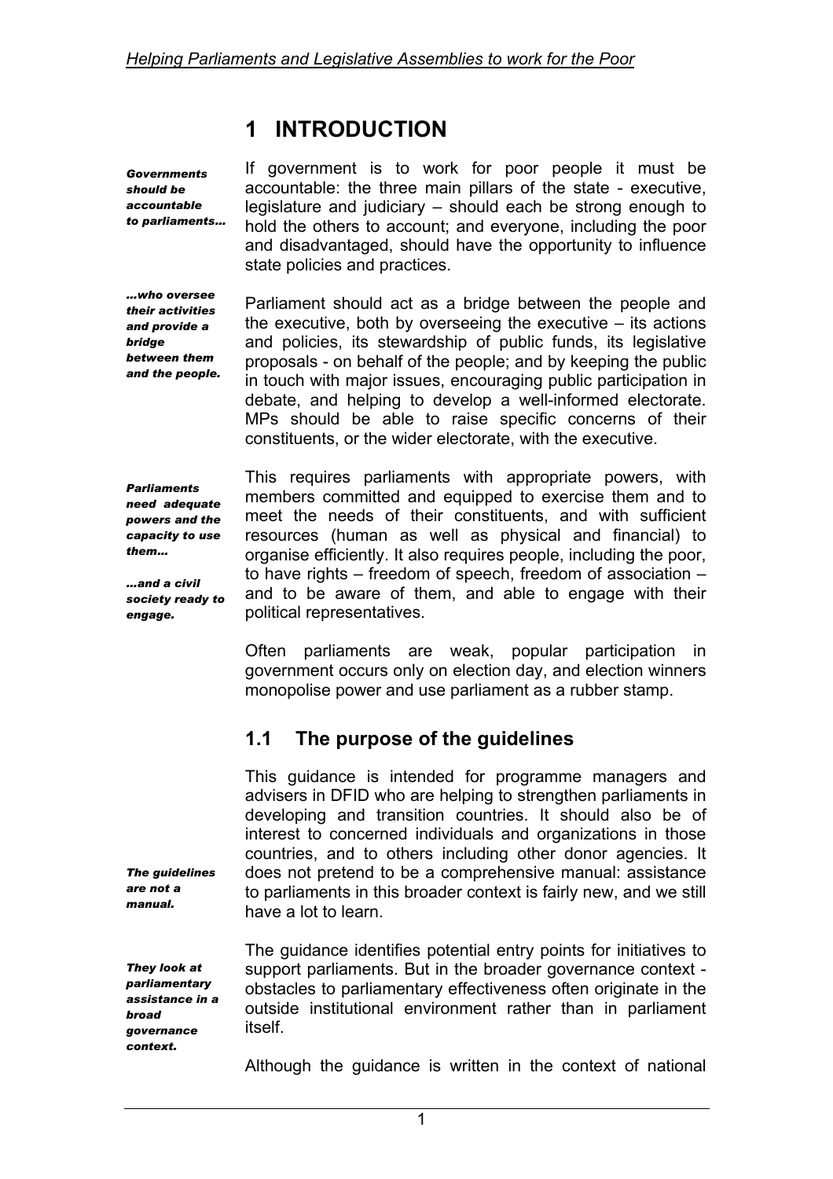# 1 INTRODUCTION

*Governments should be accountable to parliaments…*

If government is to work for poor people it must be accountable: the three main pillars of the state - executive, legislature and judiciary – should each be strong enough to hold the others to account; and everyone, including the poor and disadvantaged, should have the opportunity to influence state policies and practices.

*…who oversee their activities and provide a bridge between them and the people.*

Parliament should act as a bridge between the people and the executive, both by overseeing the executive – its actions and policies, its stewardship of public funds, its legislative proposals - on behalf of the people; and by keeping the public in touch with major issues, encouraging public participation in debate, and helping to develop a well-informed electorate. MPs should be able to raise specific concerns of their constituents, or the wider electorate, with the executive.

*Parliaments need adequate powers and the capacity to use them…*

*…and a civil society ready to engage.*

This requires parliaments with appropriate powers, with members committed and equipped to exercise them and to meet the needs of their constituents, and with sufficient resources (human as well as physical and financial) to organise efficiently. It also requires people, including the poor, to have rights – freedom of speech, freedom of association – and to be aware of them, and able to engage with their political representatives.

Often parliaments are weak, popular participation in government occurs only on election day, and election winners monopolise power and use parliament as a rubber stamp.

## 1.1 The purpose of the guidelines

*The guidelines are not a manual.*

This guidance is intended for programme managers and advisers in DFID who are helping to strengthen parliaments in developing and transition countries. It should also be of interest to concerned individuals and organizations in those countries, and to others including other donor agencies. It does not pretend to be a comprehensive manual: assistance to parliaments in this broader context is fairly new, and we still have a lot to learn.

*They look at parliamentary assistance in a broad governance context.*

The guidance identifies potential entry points for initiatives to support parliaments. But in the broader governance context - obstacles to parliamentary effectiveness often originate in the outside institutional environment rather than in parliament itself.

Although the guidance is written in the context of national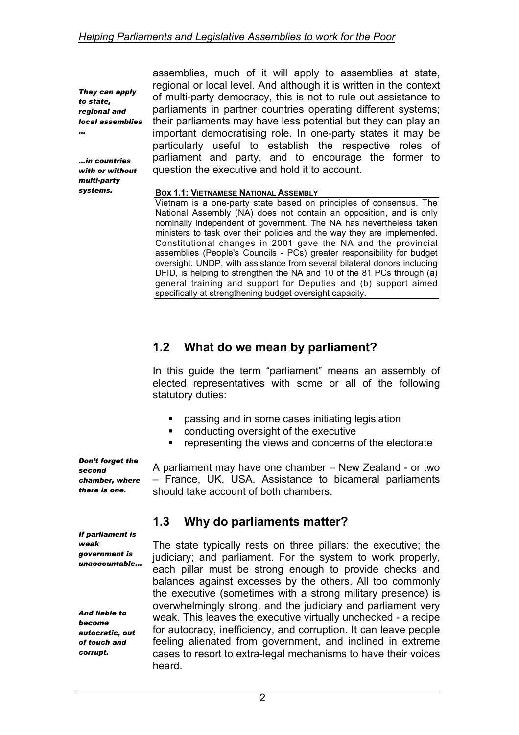*They can apply to state, regional and local assemblies …*

assemblies, much of it will apply to assemblies at state, regional or local level. And although it is written in the context of multi-party democracy, this is not to rule out assistance to parliaments in partner countries operating different systems; their parliaments may have less potential but they can play an important democratising role. In one-party states it may be particularly useful to establish the respective roles of parliament and party, and to encourage the former to question the executive and hold it to account.

*…in countries with or without multi-party systems.*

**BOX 1.1: VIETNAMESE NATIONAL ASSEMBLY**

Vietnam is a one-party state based on principles of consensus. The National Assembly (NA) does not contain an opposition, and is only nominally independent of government. The NA has nevertheless taken ministers to task over their policies and the way they are implemented. Constitutional changes in 2001 gave the NA and the provincial assemblies (People's Councils - PCs) greater responsibility for budget oversight. UNDP, with assistance from several bilateral donors including DFID, is helping to strengthen the NA and 10 of the 81 PCs through (a) general training and support for Deputies and (b) support aimed specifically at strengthening budget oversight capacity.

## 1.2 What do we mean by parliament?

In this guide the term "parliament" means an assembly of elected representatives with some or all of the following statutory duties:

- passing and in some cases initiating legislation
- conducting oversight of the executive
- representing the views and concerns of the electorate

*Don't forget the second chamber, where there is one.*

A parliament may have one chamber – New Zealand - or two – France, UK, USA. Assistance to bicameral parliaments should take account of both chambers.

## 1.3 Why do parliaments matter?

*If parliament is weak government is unaccountable…*

*And liable to become autocratic, out of touch and corrupt.*

The state typically rests on three pillars: the executive; the judiciary; and parliament. For the system to work properly, each pillar must be strong enough to provide checks and balances against excesses by the others. All too commonly the executive (sometimes with a strong military presence) is overwhelmingly strong, and the judiciary and parliament very weak. This leaves the executive virtually unchecked - a recipe for autocracy, inefficiency, and corruption. It can leave people feeling alienated from government, and inclined in extreme cases to resort to extra-legal mechanisms to have their voices heard.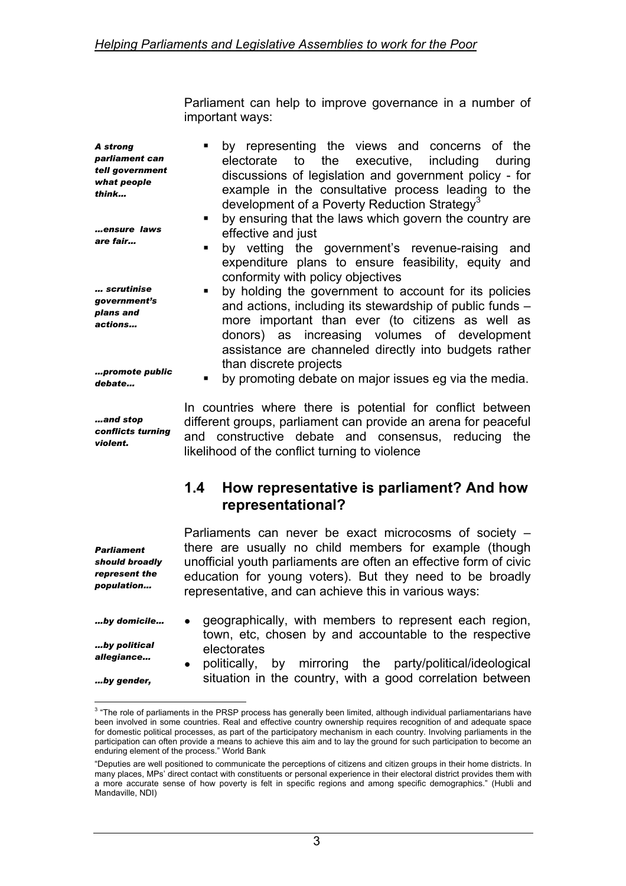Parliament can help to improve governance in a number of important ways:

*A strong parliament can tell government what people think…*

- by representing the views and concerns of the electorate to the executive, including during discussions of legislation and government policy - for example in the consultative process leading to the development of a Poverty Reduction Strategy[3]

*…ensure laws are fair…*

- by ensuring that the laws which govern the country are effective and just
- by vetting the government's revenue-raising and expenditure plans to ensure feasibility, equity and conformity with policy objectives

*… scrutinise government's plans and actions…*

- by holding the government to account for its policies and actions, including its stewardship of public funds – more important than ever (to citizens as well as donors) as increasing volumes of development assistance are channeled directly into budgets rather than discrete projects

*…promote public debate…*

- by promoting debate on major issues eg via the media.

*…and stop conflicts turning violent.*

In countries where there is potential for conflict between different groups, parliament can provide an arena for peaceful and constructive debate and consensus, reducing the likelihood of the conflict turning to violence

## 1.4 How representative is parliament? And how representational?

*Parliament should broadly represent the population…*

Parliaments can never be exact microcosms of society – there are usually no child members for example (though unofficial youth parliaments are often an effective form of civic education for young voters). But they need to be broadly representative, and can achieve this in various ways:

*…by domicile…*

- geographically, with members to represent each region, town, etc, chosen by and accountable to the respective electorates

*…by political allegiance…*

- politically, by mirroring the party/political/ideological situation in the country, with a good correlation between

*…by gender,*

---

[3] "The role of parliaments in the PRSP process has generally been limited, although individual parliamentarians have been involved in some countries. Real and effective country ownership requires recognition of and adequate space for domestic political processes, as part of the participatory mechanism in each country. Involving parliaments in the participation can often provide a means to achieve this aim and to lay the ground for such participation to become an enduring element of the process." World Bank

"Deputies are well positioned to communicate the perceptions of citizens and citizen groups in their home districts. In many places, MPs' direct contact with constituents or personal experience in their electoral district provides them with a more accurate sense of how poverty is felt in specific regions and among specific demographics." (Hubli and Mandaville, NDI)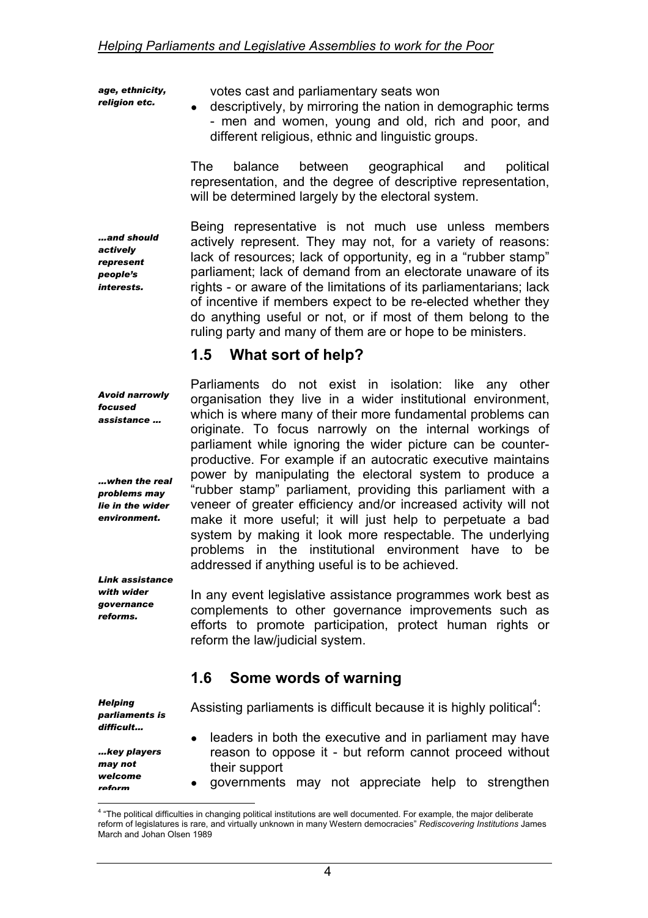*age, ethnicity, religion etc.*

votes cast and parliamentary seats won

- descriptively, by mirroring the nation in demographic terms - men and women, young and old, rich and poor, and different religious, ethnic and linguistic groups.

The balance between geographical and political representation, and the degree of descriptive representation, will be determined largely by the electoral system.

*...and should actively represent people's interests.*

Being representative is not much use unless members actively represent. They may not, for a variety of reasons: lack of resources; lack of opportunity, eg in a "rubber stamp" parliament; lack of demand from an electorate unaware of its rights - or aware of the limitations of its parliamentarians; lack of incentive if members expect to be re-elected whether they do anything useful or not, or if most of them belong to the ruling party and many of them are or hope to be ministers.

## 1.5 What sort of help?

*Avoid narrowly focused assistance ...*

*...when the real problems may lie in the wider environment.*

Parliaments do not exist in isolation: like any other organisation they live in a wider institutional environment, which is where many of their more fundamental problems can originate. To focus narrowly on the internal workings of parliament while ignoring the wider picture can be counter-productive. For example if an autocratic executive maintains power by manipulating the electoral system to produce a "rubber stamp" parliament, providing this parliament with a veneer of greater efficiency and/or increased activity will not make it more useful; it will just help to perpetuate a bad system by making it look more respectable. The underlying problems in the institutional environment have to be addressed if anything useful is to be achieved.

*Link assistance with wider governance reforms.*

In any event legislative assistance programmes work best as complements to other governance improvements such as efforts to promote participation, protect human rights or reform the law/judicial system.

## 1.6 Some words of warning

*Helping parliaments is difficult...*

*...key players may not welcome reform*

Assisting parliaments is difficult because it is highly political[4]:

- leaders in both the executive and in parliament may have reason to oppose it - but reform cannot proceed without their support
- governments may not appreciate help to strengthen

---

[4] "The political difficulties in changing political institutions are well documented. For example, the major deliberate reform of legislatures is rare, and virtually unknown in many Western democracies" *Rediscovering Institutions* James March and Johan Olsen 1989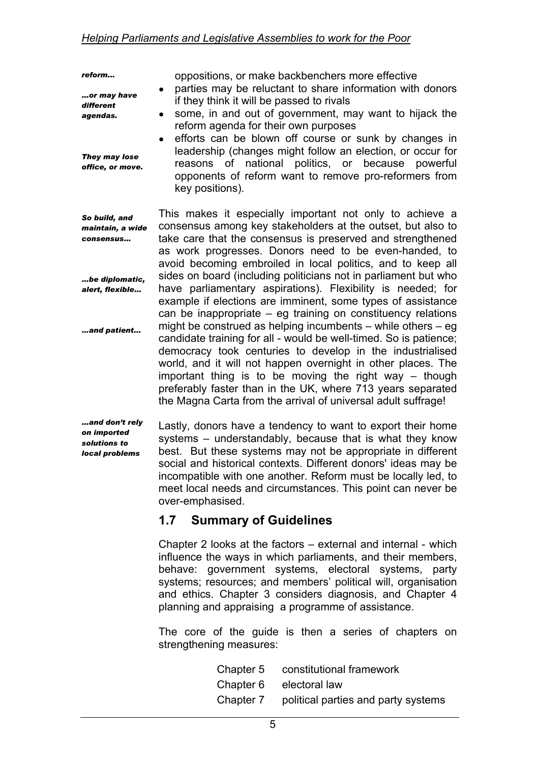*reform…*

*…or may have different agendas.*

*They may lose office, or move.*

oppositions, or make backbenchers more effective

- parties may be reluctant to share information with donors if they think it will be passed to rivals
- some, in and out of government, may want to hijack the reform agenda for their own purposes
- efforts can be blown off course or sunk by changes in leadership (changes might follow an election, or occur for reasons of national politics, or because powerful opponents of reform want to remove pro-reformers from key positions).

*So build, and maintain, a wide consensus…*

*…be diplomatic, alert, flexible…*

*…and patient…*

This makes it especially important not only to achieve a consensus among key stakeholders at the outset, but also to take care that the consensus is preserved and strengthened as work progresses. Donors need to be even-handed, to avoid becoming embroiled in local politics, and to keep all sides on board (including politicians not in parliament but who have parliamentary aspirations). Flexibility is needed; for example if elections are imminent, some types of assistance can be inappropriate – eg training on constituency relations might be construed as helping incumbents – while others – eg candidate training for all - would be well-timed. So is patience; democracy took centuries to develop in the industrialised world, and it will not happen overnight in other places. The important thing is to be moving the right way – though preferably faster than in the UK, where 713 years separated the Magna Carta from the arrival of universal adult suffrage!

*…and don't rely on imported solutions to local problems*

Lastly, donors have a tendency to want to export their home systems – understandably, because that is what they know best. But these systems may not be appropriate in different social and historical contexts. Different donors' ideas may be incompatible with one another. Reform must be locally led, to meet local needs and circumstances. This point can never be over-emphasised.

## 1.7 Summary of Guidelines

Chapter 2 looks at the factors – external and internal - which influence the ways in which parliaments, and their members, behave: government systems, electoral systems, party systems; resources; and members' political will, organisation and ethics. Chapter 3 considers diagnosis, and Chapter 4 planning and appraising a programme of assistance.

The core of the guide is then a series of chapters on strengthening measures:

| | |
|---|---|
| Chapter 5 | constitutional framework |
| Chapter 6 | electoral law |
| Chapter 7 | political parties and party systems |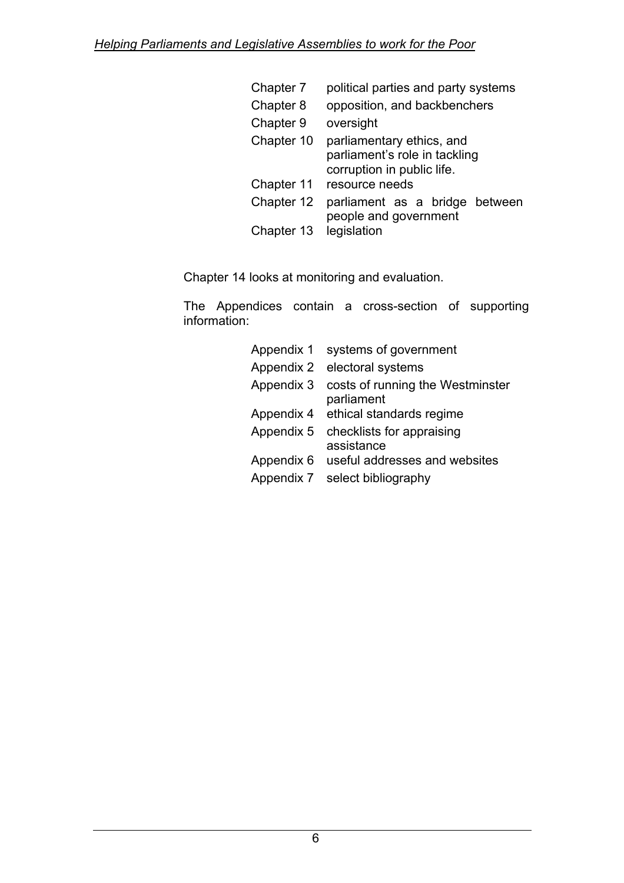| | |
|---|---|
| Chapter 7 | political parties and party systems |
| Chapter 8 | opposition, and backbenchers |
| Chapter 9 | oversight |
| Chapter 10 | parliamentary ethics, and parliament's role in tackling corruption in public life. |
| Chapter 11 | resource needs |
| Chapter 12 | parliament as a bridge between people and government |
| Chapter 13 | legislation |

Chapter 14 looks at monitoring and evaluation.

The Appendices contain a cross-section of supporting information:

| | |
|---|---|
| Appendix 1 | systems of government |
| Appendix 2 | electoral systems |
| Appendix 3 | costs of running the Westminster parliament |
| Appendix 4 | ethical standards regime |
| Appendix 5 | checklists for appraising assistance |
| Appendix 6 | useful addresses and websites |
| Appendix 7 | select bibliography |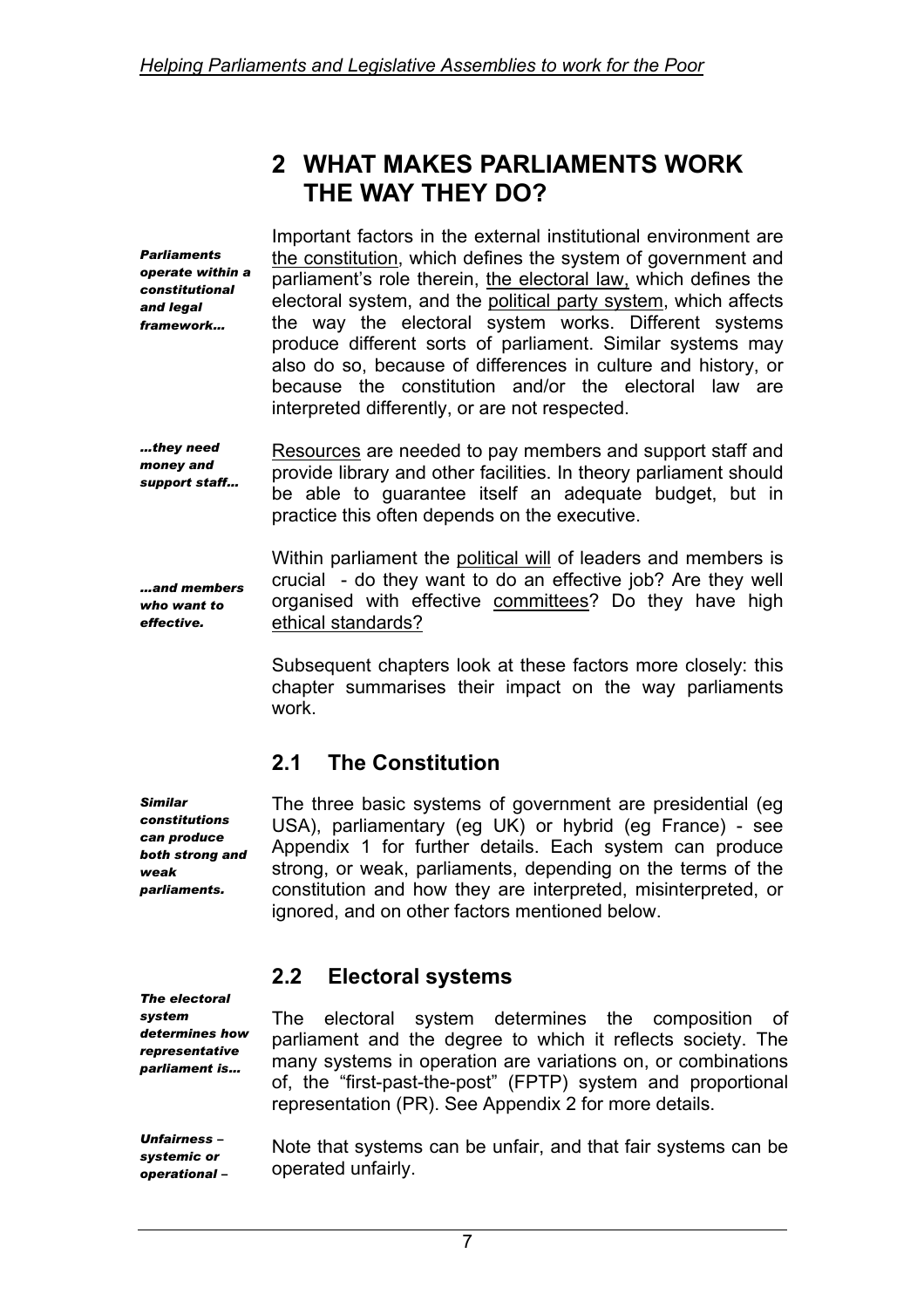## 2 WHAT MAKES PARLIAMENTS WORK THE WAY THEY DO?

*Parliaments operate within a constitutional and legal framework…*

Important factors in the external institutional environment are the constitution, which defines the system of government and parliament's role therein, the electoral law, which defines the electoral system, and the political party system, which affects the way the electoral system works. Different systems produce different sorts of parliament. Similar systems may also do so, because of differences in culture and history, or because the constitution and/or the electoral law are interpreted differently, or are not respected.

*…they need money and support staff…*

Resources are needed to pay members and support staff and provide library and other facilities. In theory parliament should be able to guarantee itself an adequate budget, but in practice this often depends on the executive.

*…and members who want to effective.*

Within parliament the political will of leaders and members is crucial - do they want to do an effective job? Are they well organised with effective committees? Do they have high ethical standards?

Subsequent chapters look at these factors more closely: this chapter summarises their impact on the way parliaments work.

### 2.1 The Constitution

*Similar constitutions can produce both strong and weak parliaments.*

The three basic systems of government are presidential (eg USA), parliamentary (eg UK) or hybrid (eg France) - see Appendix 1 for further details. Each system can produce strong, or weak, parliaments, depending on the terms of the constitution and how they are interpreted, misinterpreted, or ignored, and on other factors mentioned below.

### 2.2 Electoral systems

*The electoral system determines how representative parliament is…*

The electoral system determines the composition of parliament and the degree to which it reflects society. The many systems in operation are variations on, or combinations of, the "first-past-the-post" (FPTP) system and proportional representation (PR). See Appendix 2 for more details.

*Unfairness – systemic or operational –*

Note that systems can be unfair, and that fair systems can be operated unfairly.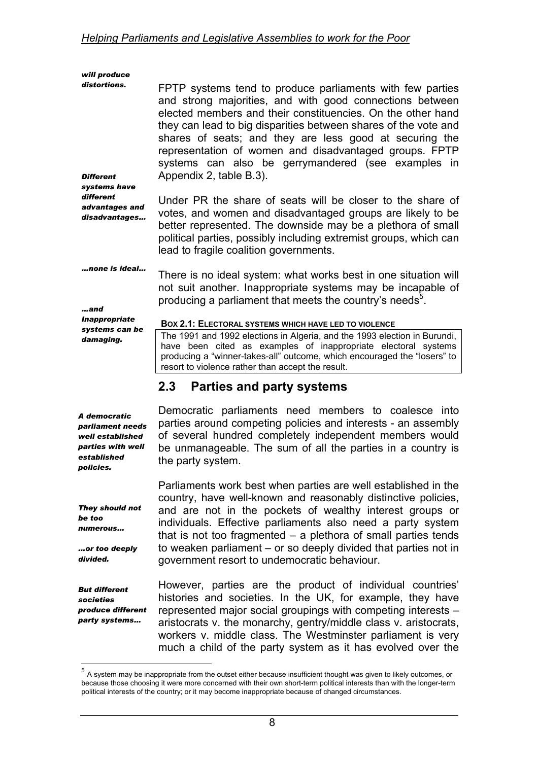*will produce distortions.*

FPTP systems tend to produce parliaments with few parties and strong majorities, and with good connections between elected members and their constituencies. On the other hand they can lead to big disparities between shares of the vote and shares of seats; and they are less good at securing the representation of women and disadvantaged groups. FPTP systems can also be gerrymandered (see examples in Appendix 2, table B.3).

*Different systems have different advantages and disadvantages…*

Under PR the share of seats will be closer to the share of votes, and women and disadvantaged groups are likely to be better represented. The downside may be a plethora of small political parties, possibly including extremist groups, which can lead to fragile coalition governments.

*…none is ideal…*

There is no ideal system: what works best in one situation will not suit another. Inappropriate systems may be incapable of producing a parliament that meets the country's needs[5].

*…and Inappropriate systems can be damaging.*

**BOX 2.1: ELECTORAL SYSTEMS WHICH HAVE LED TO VIOLENCE**

The 1991 and 1992 elections in Algeria, and the 1993 election in Burundi, have been cited as examples of inappropriate electoral systems producing a "winner-takes-all" outcome, which encouraged the "losers" to resort to violence rather than accept the result.

## 2.3 Parties and party systems

*A democratic parliament needs well established parties with well established policies.*

Democratic parliaments need members to coalesce into parties around competing policies and interests - an assembly of several hundred completely independent members would be unmanageable. The sum of all the parties in a country is the party system.

*They should not be too numerous…*

*…or too deeply divided.*

Parliaments work best when parties are well established in the country, have well-known and reasonably distinctive policies, and are not in the pockets of wealthy interest groups or individuals. Effective parliaments also need a party system that is not too fragmented – a plethora of small parties tends to weaken parliament – or so deeply divided that parties not in government resort to undemocratic behaviour.

*But different societies produce different party systems…*

However, parties are the product of individual countries' histories and societies. In the UK, for example, they have represented major social groupings with competing interests – aristocrats v. the monarchy, gentry/middle class v. aristocrats, workers v. middle class. The Westminster parliament is very much a child of the party system as it has evolved over the

[5] A system may be inappropriate from the outset either because insufficient thought was given to likely outcomes, or because those choosing it were more concerned with their own short-term political interests than with the longer-term political interests of the country; or it may become inappropriate because of changed circumstances.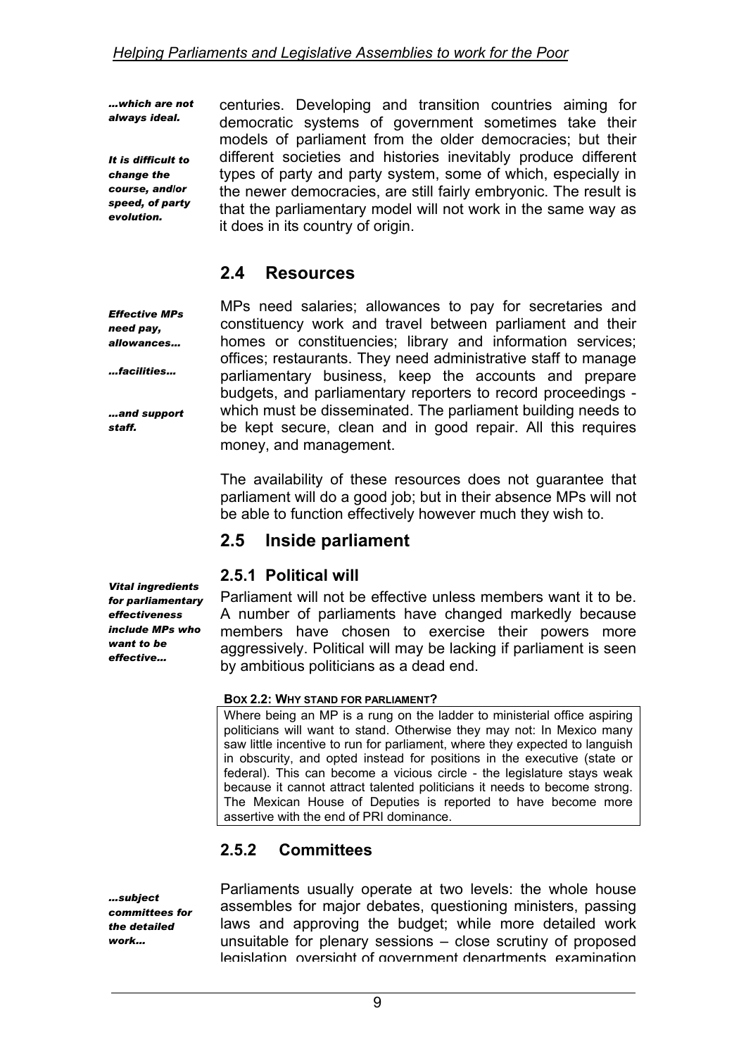*...which are not always ideal.*

*It is difficult to change the course, and/or speed, of party evolution.*

centuries. Developing and transition countries aiming for democratic systems of government sometimes take their models of parliament from the older democracies; but their different societies and histories inevitably produce different types of party and party system, some of which, especially in the newer democracies, are still fairly embryonic. The result is that the parliamentary model will not work in the same way as it does in its country of origin.

## 2.4 Resources

*Effective MPs need pay, allowances...*

*...facilities...*

*...and support staff.*

MPs need salaries; allowances to pay for secretaries and constituency work and travel between parliament and their homes or constituencies; library and information services; offices; restaurants. They need administrative staff to manage parliamentary business, keep the accounts and prepare budgets, and parliamentary reporters to record proceedings - which must be disseminated. The parliament building needs to be kept secure, clean and in good repair. All this requires money, and management.

The availability of these resources does not guarantee that parliament will do a good job; but in their absence MPs will not be able to function effectively however much they wish to.

## 2.5 Inside parliament

### 2.5.1 Political will

*Vital ingredients for parliamentary effectiveness include MPs who want to be effective...*

Parliament will not be effective unless members want it to be. A number of parliaments have changed markedly because members have chosen to exercise their powers more aggressively. Political will may be lacking if parliament is seen by ambitious politicians as a dead end.

**BOX 2.2: WHY STAND FOR PARLIAMENT?**

Where being an MP is a rung on the ladder to ministerial office aspiring politicians will want to stand. Otherwise they may not: In Mexico many saw little incentive to run for parliament, where they expected to languish in obscurity, and opted instead for positions in the executive (state or federal). This can become a vicious circle - the legislature stays weak because it cannot attract talented politicians it needs to become strong. The Mexican House of Deputies is reported to have become more assertive with the end of PRI dominance.

### 2.5.2 Committees

*...subject committees for the detailed work...*

Parliaments usually operate at two levels: the whole house assembles for major debates, questioning ministers, passing laws and approving the budget; while more detailed work unsuitable for plenary sessions – close scrutiny of proposed legislation, oversight of government departments, examination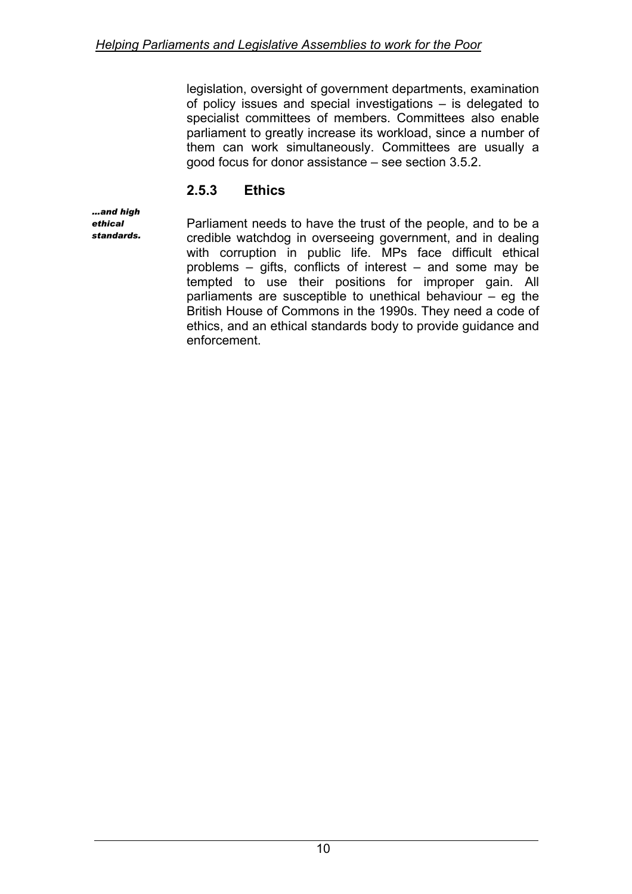legislation, oversight of government departments, examination of policy issues and special investigations – is delegated to specialist committees of members. Committees also enable parliament to greatly increase its workload, since a number of them can work simultaneously. Committees are usually a good focus for donor assistance – see section 3.5.2.

### 2.5.3 Ethics

***...and high ethical standards.***

Parliament needs to have the trust of the people, and to be a credible watchdog in overseeing government, and in dealing with corruption in public life. MPs face difficult ethical problems – gifts, conflicts of interest – and some may be tempted to use their positions for improper gain. All parliaments are susceptible to unethical behaviour – eg the British House of Commons in the 1990s. They need a code of ethics, and an ethical standards body to provide guidance and enforcement.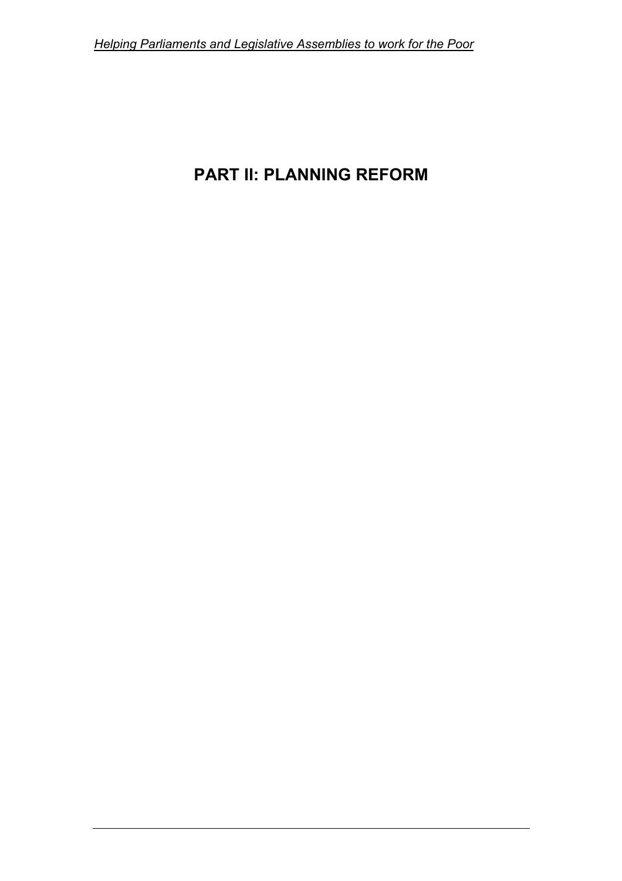# PART II: PLANNING REFORM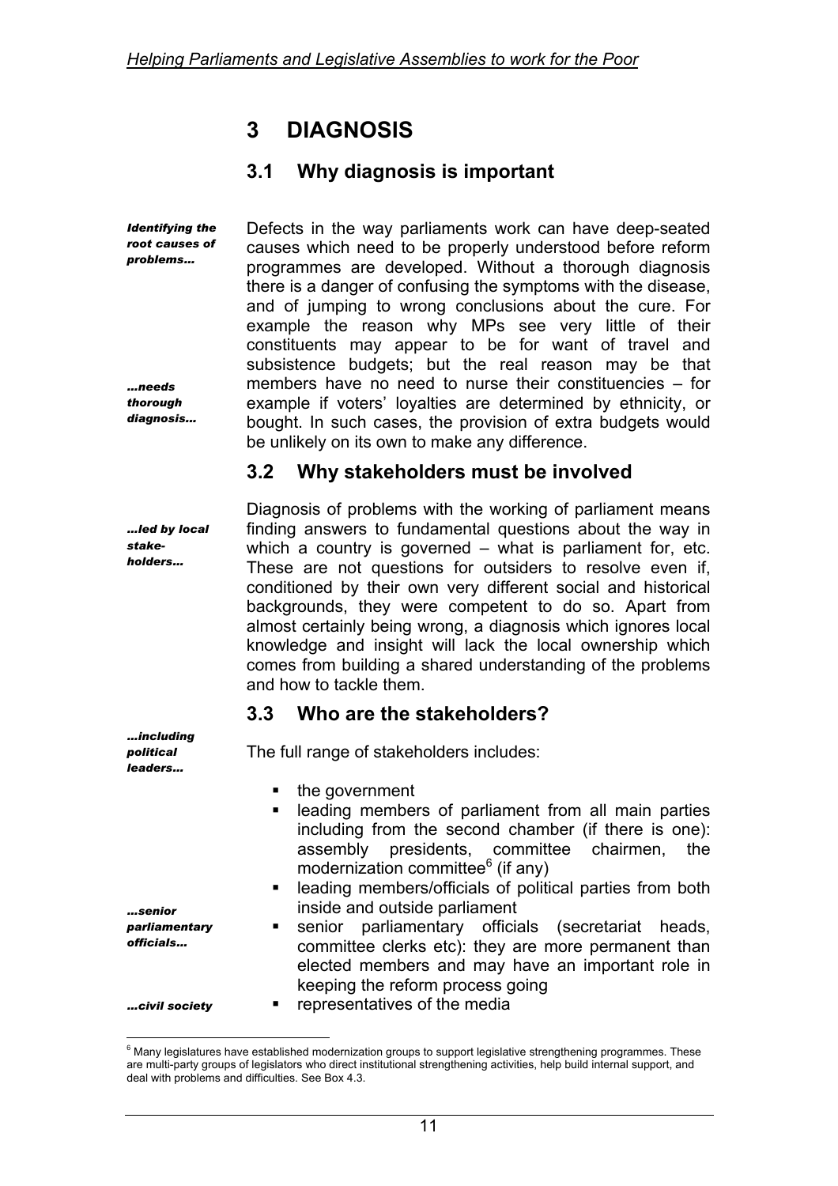# 3 DIAGNOSIS

## 3.1 Why diagnosis is important

*Identifying the root causes of problems…*

Defects in the way parliaments work can have deep-seated causes which need to be properly understood before reform programmes are developed. Without a thorough diagnosis there is a danger of confusing the symptoms with the disease, and of jumping to wrong conclusions about the cure. For example the reason why MPs see very little of their constituents may appear to be for want of travel and subsistence budgets; but the real reason may be that members have no need to nurse their constituencies – for example if voters' loyalties are determined by ethnicity, or bought. In such cases, the provision of extra budgets would be unlikely on its own to make any difference.

*…needs thorough diagnosis…*

## 3.2 Why stakeholders must be involved

*…led by local stake-holders…*

Diagnosis of problems with the working of parliament means finding answers to fundamental questions about the way in which a country is governed – what is parliament for, etc. These are not questions for outsiders to resolve even if, conditioned by their own very different social and historical backgrounds, they were competent to do so. Apart from almost certainly being wrong, a diagnosis which ignores local knowledge and insight will lack the local ownership which comes from building a shared understanding of the problems and how to tackle them.

## 3.3 Who are the stakeholders?

*…including political leaders…*

The full range of stakeholders includes:

- the government
- leading members of parliament from all main parties including from the second chamber (if there is one): assembly presidents, committee chairmen, the modernization committee[6] (if any)
- leading members/officials of political parties from both inside and outside parliament
- senior parliamentary officials (secretariat heads, committee clerks etc): they are more permanent than elected members and may have an important role in keeping the reform process going
- representatives of the media

*…senior parliamentary officials…*

*…civil society*

[6] Many legislatures have established modernization groups to support legislative strengthening programmes. These are multi-party groups of legislators who direct institutional strengthening activities, help build internal support, and deal with problems and difficulties. See Box 4.3.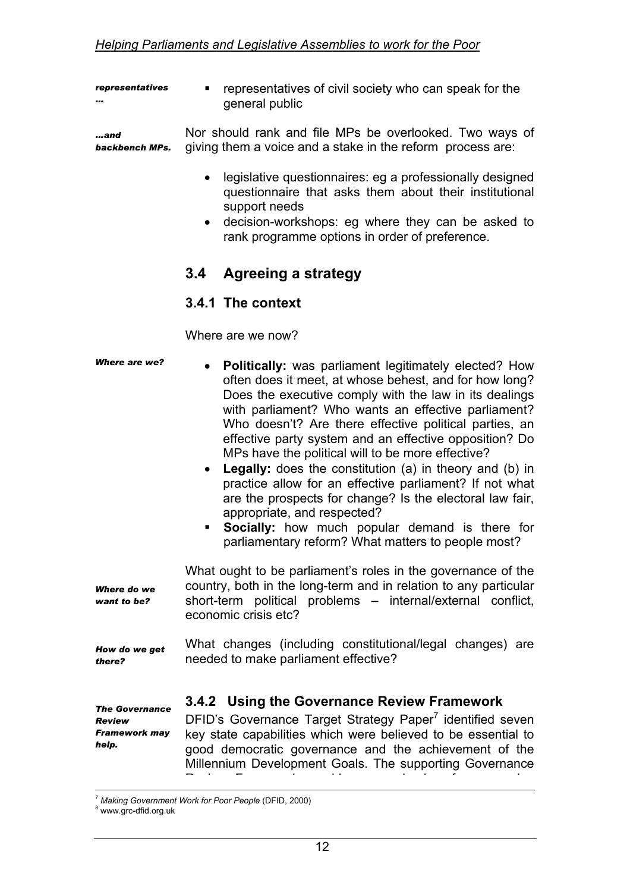*representatives …*

- representatives of civil society who can speak for the general public

*…and backbench MPs.*

Nor should rank and file MPs be overlooked. Two ways of giving them a voice and a stake in the reform process are:

- legislative questionnaires: eg a professionally designed questionnaire that asks them about their institutional support needs
- decision-workshops: eg where they can be asked to rank programme options in order of preference.

## 3.4 Agreeing a strategy

### 3.4.1 The context

Where are we now?

*Where are we?*

- **Politically:** was parliament legitimately elected? How often does it meet, at whose behest, and for how long? Does the executive comply with the law in its dealings with parliament? Who wants an effective parliament? Who doesn't? Are there effective political parties, an effective party system and an effective opposition? Do MPs have the political will to be more effective?
- **Legally:** does the constitution (a) in theory and (b) in practice allow for an effective parliament? If not what are the prospects for change? Is the electoral law fair, appropriate, and respected?
- **Socially:** how much popular demand is there for parliamentary reform? What matters to people most?

*Where do we want to be?*

What ought to be parliament's roles in the governance of the country, both in the long-term and in relation to any particular short-term political problems – internal/external conflict, economic crisis etc?

*How do we get there?*

What changes (including constitutional/legal changes) are needed to make parliament effective?

*The Governance Review Framework may help.*

### 3.4.2 Using the Governance Review Framework

DFID's Governance Target Strategy Paper[7] identified seven key state capabilities which were believed to be essential to good democratic governance and the achievement of the Millennium Development Goals. The supporting Governance

[7] *Making Government Work for Poor People* (DFID, 2000)

[8] www.grc-dfid.org.uk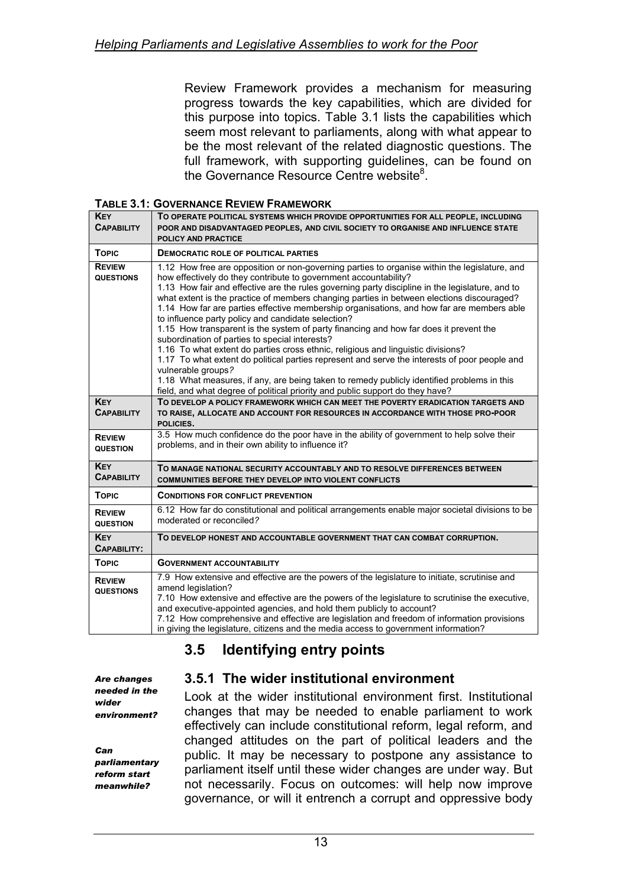Review Framework provides a mechanism for measuring progress towards the key capabilities, which are divided for this purpose into topics. Table 3.1 lists the capabilities which seem most relevant to parliaments, along with what appear to be the most relevant of the related diagnostic questions. The full framework, with supporting guidelines, can be found on the Governance Resource Centre website[8].

**Table 3.1: Governance Review Framework**

| | |
|---|---|
| **Key Capability** | **To operate political systems which provide opportunities for all people, including poor and disadvantaged peoples, and civil society to organise and influence state policy and practice** |
| **Topic** | **Democratic role of political parties** |
| **Review questions** | 1.12 How free are opposition or non-governing parties to organise within the legislature, and how effectively do they contribute to government accountability?<br>1.13 How fair and effective are the rules governing party discipline in the legislature, and to what extent is the practice of members changing parties in between elections discouraged?<br>1.14 How far are parties effective membership organisations, and how far are members able to influence party policy and candidate selection?<br>1.15 How transparent is the system of party financing and how far does it prevent the subordination of parties to special interests?<br>1.16 To what extent do parties cross ethnic, religious and linguistic divisions?<br>1.17 To what extent do political parties represent and serve the interests of poor people and vulnerable groups?<br>1.18 What measures, if any, are being taken to remedy publicly identified problems in this field, and what degree of political priority and public support do they have? |
| **Key Capability** | **To develop a policy framework which can meet the poverty eradication targets and to raise, allocate and account for resources in accordance with those pro-poor policies.** |
| **Review question** | 3.5 How much confidence do the poor have in the ability of government to help solve their problems, and in their own ability to influence it? |
| **Key Capability** | **To manage national security accountably and to resolve differences between communities before they develop into violent conflicts** |
| **Topic** | **Conditions for conflict prevention** |
| **Review question** | 6.12 How far do constitutional and political arrangements enable major societal divisions to be moderated or reconciled? |
| **Key Capability:** | **To develop honest and accountable government that can combat corruption.** |
| **Topic** | **Government accountability** |
| **Review questions** | 7.9 How extensive and effective are the powers of the legislature to initiate, scrutinise and amend legislation?<br>7.10 How extensive and effective are the powers of the legislature to scrutinise the executive, and executive-appointed agencies, and hold them publicly to account?<br>7.12 How comprehensive and effective are legislation and freedom of information provisions in giving the legislature, citizens and the media access to government information? |

## 3.5 Identifying entry points

### 3.5.1 The wider institutional environment

***Are changes needed in the wider environment?***

***Can parliamentary reform start meanwhile?***

Look at the wider institutional environment first. Institutional changes that may be needed to enable parliament to work effectively can include constitutional reform, legal reform, and changed attitudes on the part of political leaders and the public. It may be necessary to postpone any assistance to parliament itself until these wider changes are under way. But not necessarily. Focus on outcomes: will help now improve governance, or will it entrench a corrupt and oppressive body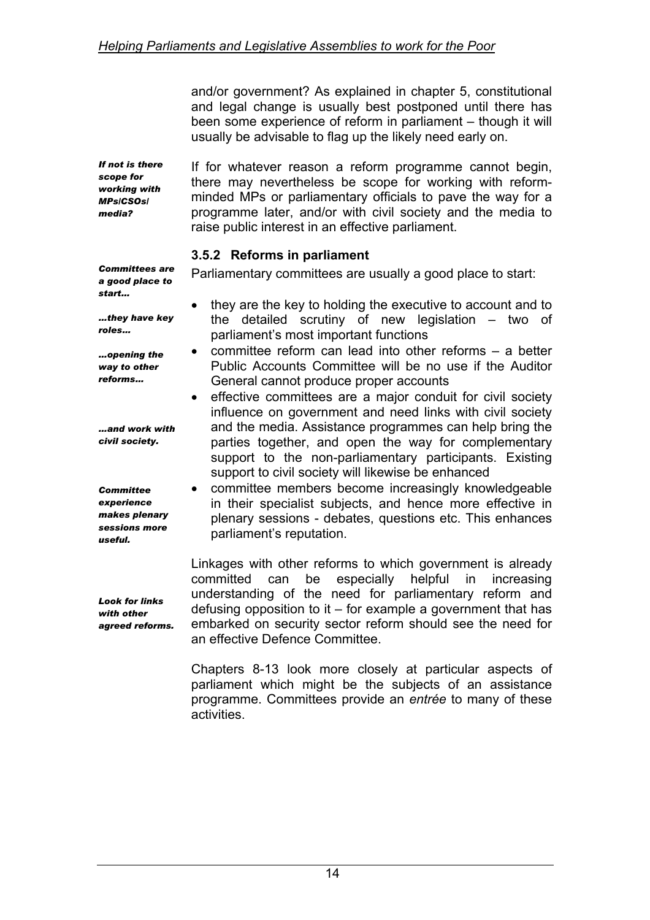and/or government? As explained in chapter 5, constitutional and legal change is usually best postponed until there has been some experience of reform in parliament – though it will usually be advisable to flag up the likely need early on.

***If not is there scope for working with MPs/CSOs/ media?***

If for whatever reason a reform programme cannot begin, there may nevertheless be scope for working with reform-minded MPs or parliamentary officials to pave the way for a programme later, and/or with civil society and the media to raise public interest in an effective parliament.

### 3.5.2 Reforms in parliament

***Committees are a good place to start…***

Parliamentary committees are usually a good place to start:

***…they have key roles…***

***…opening the way to other reforms…***

***…and work with civil society.***

***Committee experience makes plenary sessions more useful.***

- they are the key to holding the executive to account and to the detailed scrutiny of new legislation – two of parliament's most important functions
- committee reform can lead into other reforms – a better Public Accounts Committee will be no use if the Auditor General cannot produce proper accounts
- effective committees are a major conduit for civil society influence on government and need links with civil society and the media. Assistance programmes can help bring the parties together, and open the way for complementary support to the non-parliamentary participants. Existing support to civil society will likewise be enhanced
- committee members become increasingly knowledgeable in their specialist subjects, and hence more effective in plenary sessions - debates, questions etc. This enhances parliament's reputation.

***Look for links with other agreed reforms.***

Linkages with other reforms to which government is already committed can be especially helpful in increasing understanding of the need for parliamentary reform and defusing opposition to it – for example a government that has embarked on security sector reform should see the need for an effective Defence Committee.

Chapters 8-13 look more closely at particular aspects of parliament which might be the subjects of an assistance programme. Committees provide an *entrée* to many of these activities.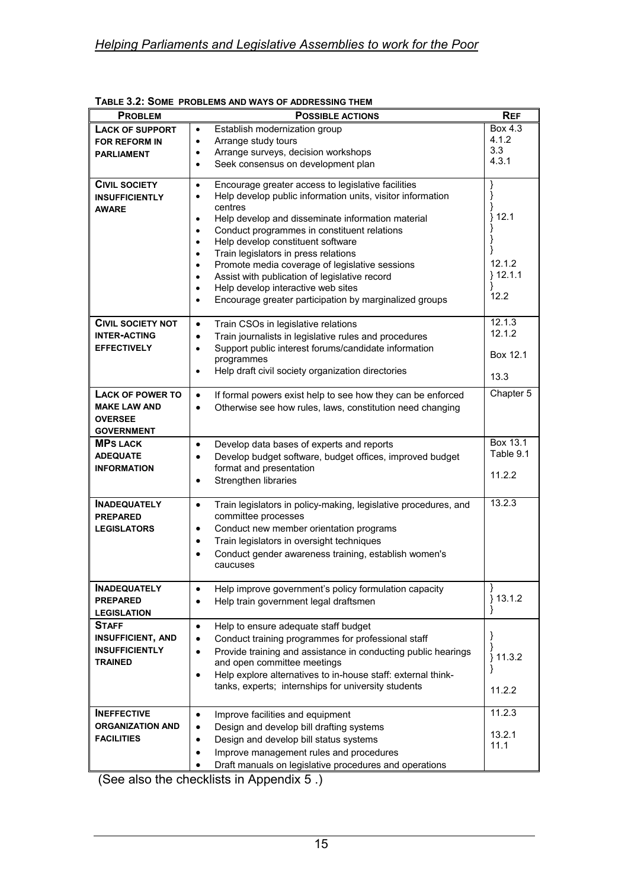**TABLE 3.2: SOME PROBLEMS AND WAYS OF ADDRESSING THEM**

| PROBLEM | POSSIBLE ACTIONS | REF |
|---|---|---|
| **LACK OF SUPPORT FOR REFORM IN PARLIAMENT** | • Establish modernization group<br>• Arrange study tours<br>• Arrange surveys, decision workshops<br>• Seek consensus on development plan | Box 4.3<br>4.1.2<br>3.3<br>4.3.1 |
| **CIVIL SOCIETY INSUFFICIENTLY AWARE** | • Encourage greater access to legislative facilities<br>• Help develop public information units, visitor information centres<br>• Help develop and disseminate information material<br>• Conduct programmes in constituent relations<br>• Help develop constituent software<br>• Train legislators in press relations<br>• Promote media coverage of legislative sessions<br>• Assist with publication of legislative record<br>• Help develop interactive web sites<br>• Encourage greater participation by marginalized groups | } 12.1<br>12.1.2<br>} 12.1.1<br>12.2 |
| **CIVIL SOCIETY NOT INTER-ACTING EFFECTIVELY** | • Train CSOs in legislative relations<br>• Train journalists in legislative rules and procedures<br>• Support public interest forums/candidate information programmes<br>• Help draft civil society organization directories | 12.1.3<br>12.1.2<br>Box 12.1<br>13.3 |
| **LACK OF POWER TO MAKE LAW AND OVERSEE GOVERNMENT** | • If formal powers exist help to see how they can be enforced<br>• Otherwise see how rules, laws, constitution need changing | Chapter 5 |
| **MPS LACK ADEQUATE INFORMATION** | • Develop data bases of experts and reports<br>• Develop budget software, budget offices, improved budget format and presentation<br>• Strengthen libraries | Box 13.1<br>Table 9.1<br>11.2.2 |
| **INADEQUATELY PREPARED LEGISLATORS** | • Train legislators in policy-making, legislative procedures, and committee processes<br>• Conduct new member orientation programs<br>• Train legislators in oversight techniques<br>• Conduct gender awareness training, establish women's caucuses | 13.2.3 |
| **INADEQUATELY PREPARED LEGISLATION** | • Help improve government's policy formulation capacity<br>• Help train government legal draftsmen | } 13.1.2 |
| **STAFF INSUFFICIENT, AND INSUFFICIENTLY TRAINED** | • Help to ensure adequate staff budget<br>• Conduct training programmes for professional staff<br>• Provide training and assistance in conducting public hearings and open committee meetings<br>• Help explore alternatives to in-house staff: external think-tanks, experts; internships for university students | } 11.3.2<br>11.2.2 |
| **INEFFECTIVE ORGANIZATION AND FACILITIES** | • Improve facilities and equipment<br>• Design and develop bill drafting systems<br>• Design and develop bill status systems<br>• Improve management rules and procedures<br>• Draft manuals on legislative procedures and operations | 11.2.3<br>13.2.1<br>11.1 |

(See also the checklists in Appendix 5 .)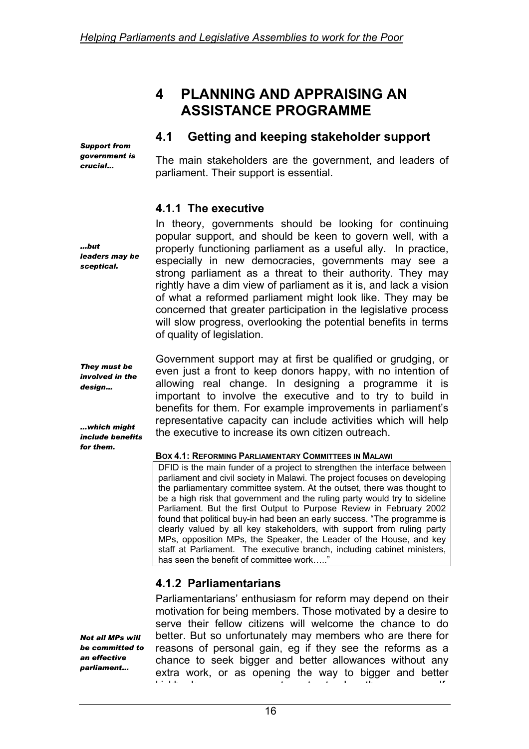# 4 PLANNING AND APPRAISING AN ASSISTANCE PROGRAMME

## 4.1 Getting and keeping stakeholder support

*Support from government is crucial…*

The main stakeholders are the government, and leaders of parliament. Their support is essential.

### 4.1.1 The executive

*…but leaders may be sceptical.*

In theory, governments should be looking for continuing popular support, and should be keen to govern well, with a properly functioning parliament as a useful ally. In practice, especially in new democracies, governments may see a strong parliament as a threat to their authority. They may rightly have a dim view of parliament as it is, and lack a vision of what a reformed parliament might look like. They may be concerned that greater participation in the legislative process will slow progress, overlooking the potential benefits in terms of quality of legislation.

*They must be involved in the design…*

*…which might include benefits for them.*

Government support may at first be qualified or grudging, or even just a front to keep donors happy, with no intention of allowing real change. In designing a programme it is important to involve the executive and to try to build in benefits for them. For example improvements in parliament's representative capacity can include activities which will help the executive to increase its own citizen outreach.

**BOX 4.1: REFORMING PARLIAMENTARY COMMITTEES IN MALAWI**

> DFID is the main funder of a project to strengthen the interface between parliament and civil society in Malawi. The project focuses on developing the parliamentary committee system. At the outset, there was thought to be a high risk that government and the ruling party would try to sideline Parliament. But the first Output to Purpose Review in February 2002 found that political buy-in had been an early success. "The programme is clearly valued by all key stakeholders, with support from ruling party MPs, opposition MPs, the Speaker, the Leader of the House, and key staff at Parliament. The executive branch, including cabinet ministers, has seen the benefit of committee work….."

### 4.1.2 Parliamentarians

*Not all MPs will be committed to an effective parliament…*

Parliamentarians' enthusiasm for reform may depend on their motivation for being members. Those motivated by a desire to serve their fellow citizens will welcome the chance to do better. But so unfortunately may members who are there for reasons of personal gain, eg if they see the reforms as a chance to seek bigger and better allowances without any extra work, or as opening the way to bigger and better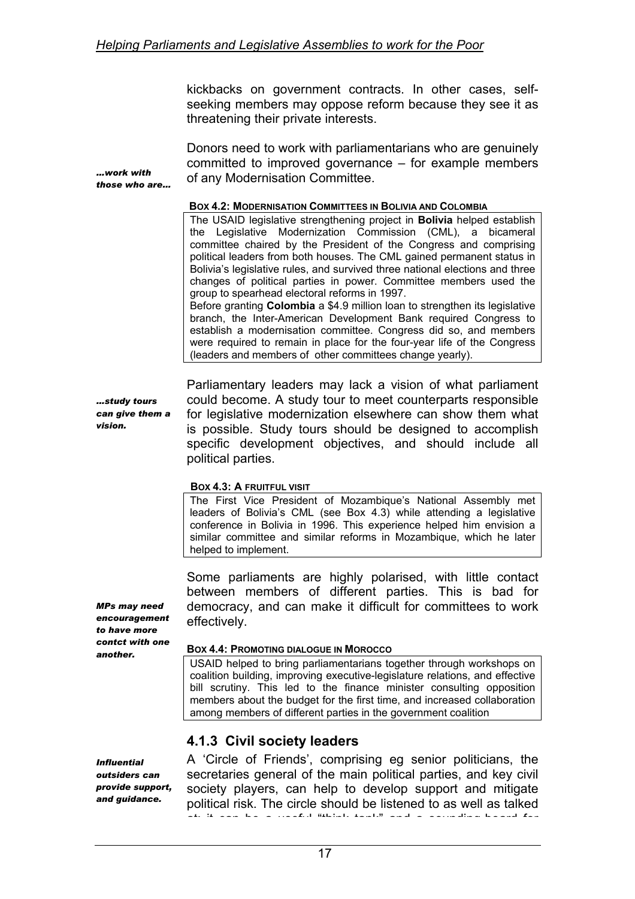kickbacks on government contracts. In other cases, self-seeking members may oppose reform because they see it as threatening their private interests.

*...work with those who are...*

Donors need to work with parliamentarians who are genuinely committed to improved governance – for example members of any Modernisation Committee.

**BOX 4.2: MODERNISATION COMMITTEES IN BOLIVIA AND COLOMBIA**

> The USAID legislative strengthening project in **Bolivia** helped establish the Legislative Modernization Commission (CML), a bicameral committee chaired by the President of the Congress and comprising political leaders from both houses. The CML gained permanent status in Bolivia's legislative rules, and survived three national elections and three changes of political parties in power. Committee members used the group to spearhead electoral reforms in 1997.
> Before granting **Colombia** a $4.9 million loan to strengthen its legislative branch, the Inter-American Development Bank required Congress to establish a modernisation committee. Congress did so, and members were required to remain in place for the four-year life of the Congress (leaders and members of other committees change yearly).

*...study tours can give them a vision.*

Parliamentary leaders may lack a vision of what parliament could become. A study tour to meet counterparts responsible for legislative modernization elsewhere can show them what is possible. Study tours should be designed to accomplish specific development objectives, and should include all political parties.

**BOX 4.3: A FRUITFUL VISIT**

> The First Vice President of Mozambique's National Assembly met leaders of Bolivia's CML (see Box 4.3) while attending a legislative conference in Bolivia in 1996. This experience helped him envision a similar committee and similar reforms in Mozambique, which he later helped to implement.

*MPs may need encouragement to have more contct with one another.*

Some parliaments are highly polarised, with little contact between members of different parties. This is bad for democracy, and can make it difficult for committees to work effectively.

**BOX 4.4: PROMOTING DIALOGUE IN MOROCCO**

> USAID helped to bring parliamentarians together through workshops on coalition building, improving executive-legislature relations, and effective bill scrutiny. This led to the finance minister consulting opposition members about the budget for the first time, and increased collaboration among members of different parties in the government coalition

### 4.1.3 Civil society leaders

*Influential outsiders can provide support, and guidance.*

A 'Circle of Friends', comprising eg senior politicians, the secretaries general of the main political parties, and key civil society players, can help to develop support and mitigate political risk. The circle should be listened to as well as talked at: it can be a useful "think tank" and a sounding board for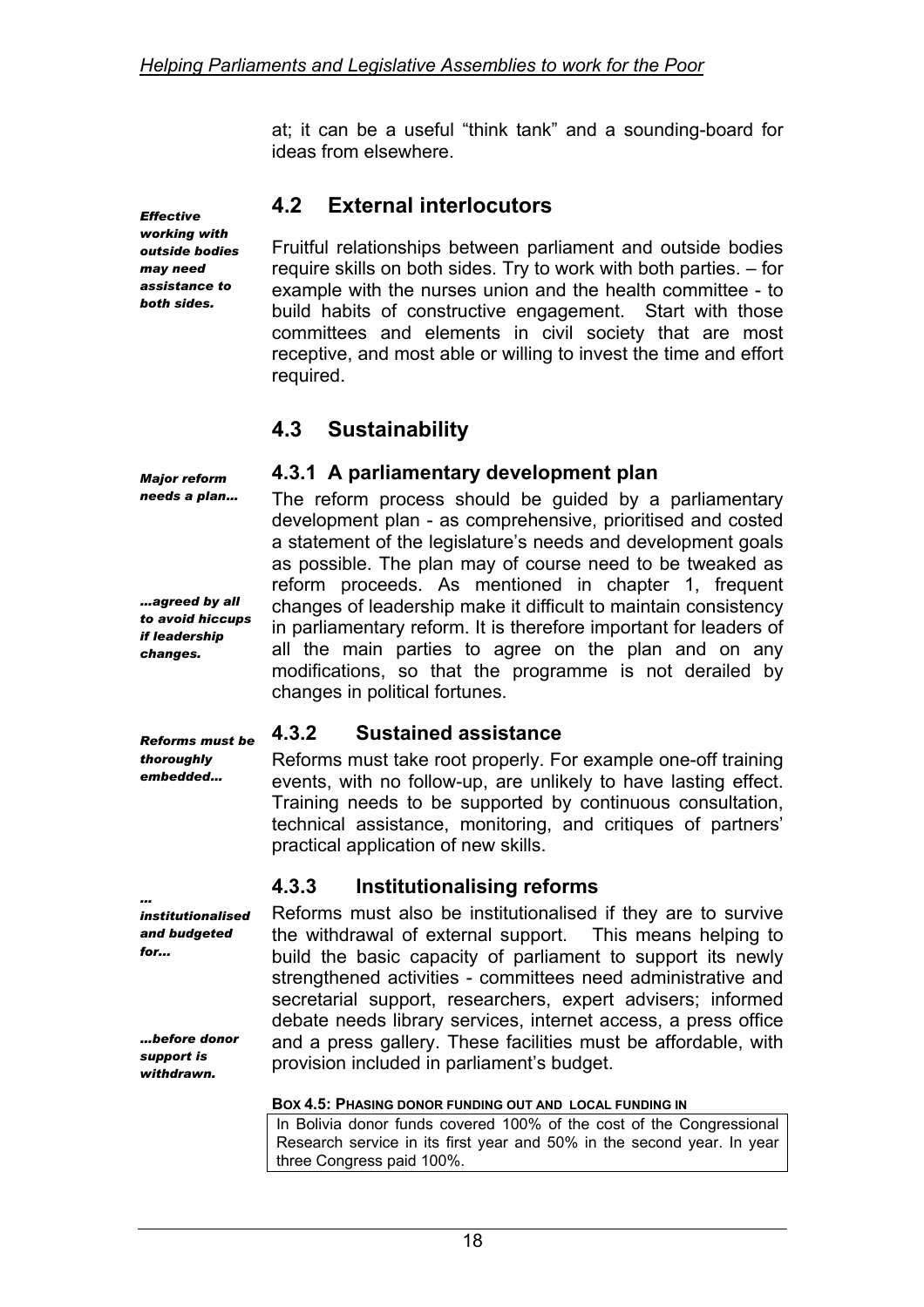at; it can be a useful "think tank" and a sounding-board for ideas from elsewhere.

## 4.2 External interlocutors

*Effective working with outside bodies may need assistance to both sides.*

Fruitful relationships between parliament and outside bodies require skills on both sides. Try to work with both parties. – for example with the nurses union and the health committee - to build habits of constructive engagement. Start with those committees and elements in civil society that are most receptive, and most able or willing to invest the time and effort required.

## 4.3 Sustainability

### 4.3.1 A parliamentary development plan

*Major reform needs a plan…*

*…agreed by all to avoid hiccups if leadership changes.*

The reform process should be guided by a parliamentary development plan - as comprehensive, prioritised and costed a statement of the legislature's needs and development goals as possible. The plan may of course need to be tweaked as reform proceeds. As mentioned in chapter 1, frequent changes of leadership make it difficult to maintain consistency in parliamentary reform. It is therefore important for leaders of all the main parties to agree on the plan and on any modifications, so that the programme is not derailed by changes in political fortunes.

### 4.3.2 Sustained assistance

*Reforms must be thoroughly embedded…*

Reforms must take root properly. For example one-off training events, with no follow-up, are unlikely to have lasting effect. Training needs to be supported by continuous consultation, technical assistance, monitoring, and critiques of partners' practical application of new skills.

### 4.3.3 Institutionalising reforms

*… institutionalised and budgeted for…*

*…before donor support is withdrawn.*

Reforms must also be institutionalised if they are to survive the withdrawal of external support. This means helping to build the basic capacity of parliament to support its newly strengthened activities - committees need administrative and secretarial support, researchers, expert advisers; informed debate needs library services, internet access, a press office and a press gallery. These facilities must be affordable, with provision included in parliament's budget.

**Box 4.5: Phasing donor funding out and local funding in**

| In Bolivia donor funds covered 100% of the cost of the Congressional Research service in its first year and 50% in the second year. In year three Congress paid 100%. |
|---|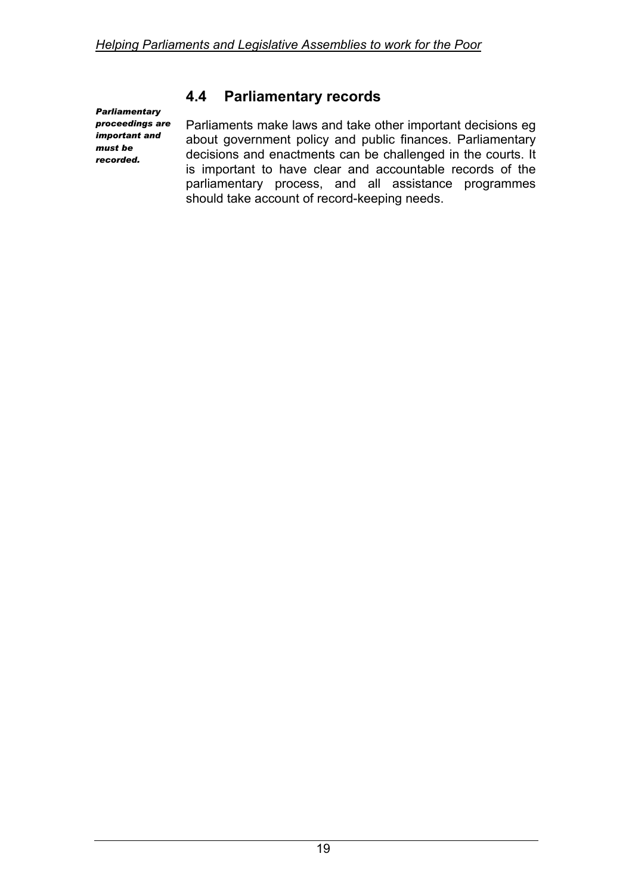## 4.4 Parliamentary records

***Parliamentary proceedings are important and must be recorded.***

Parliaments make laws and take other important decisions eg about government policy and public finances. Parliamentary decisions and enactments can be challenged in the courts. It is important to have clear and accountable records of the parliamentary process, and all assistance programmes should take account of record-keeping needs.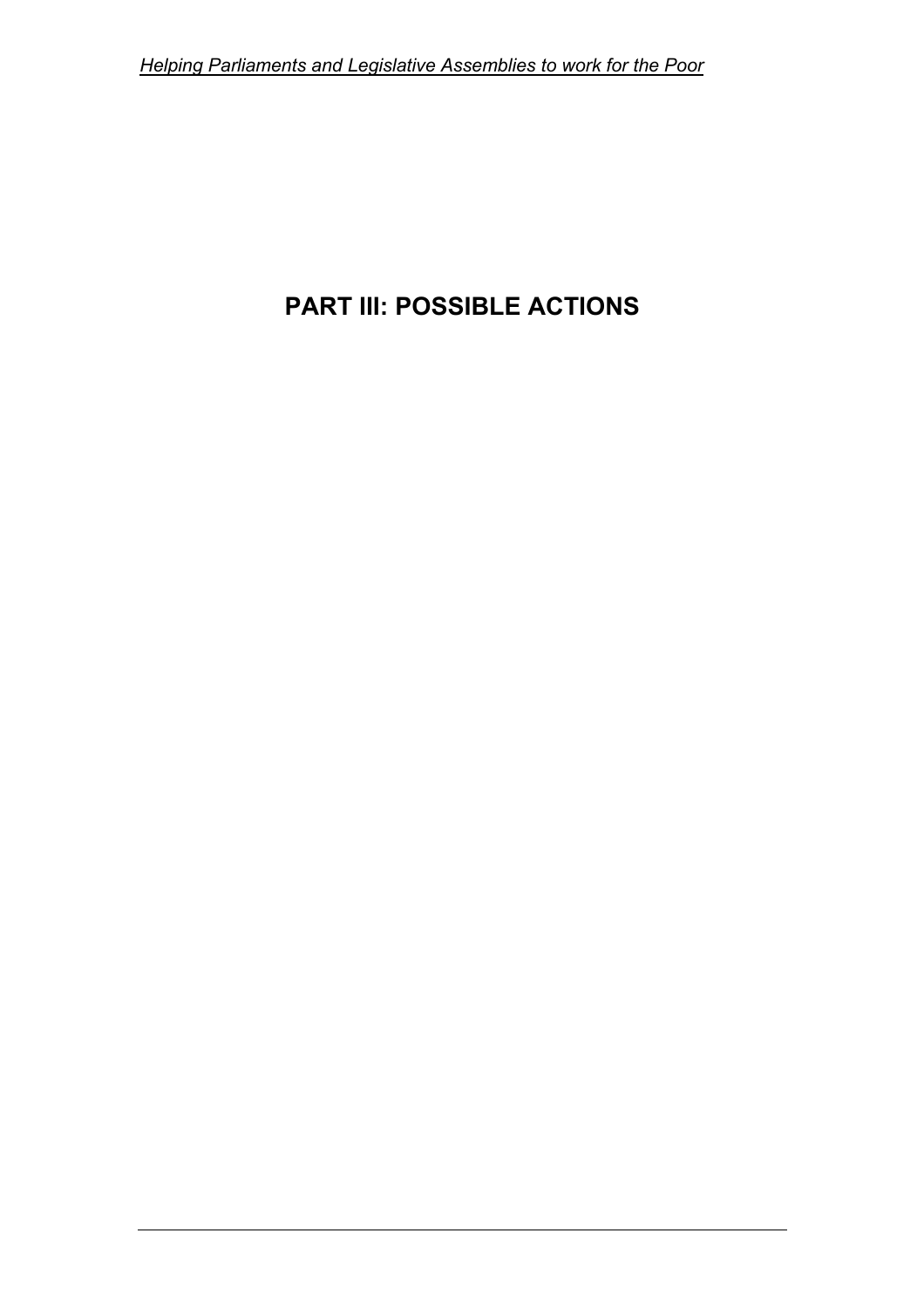# PART III: POSSIBLE ACTIONS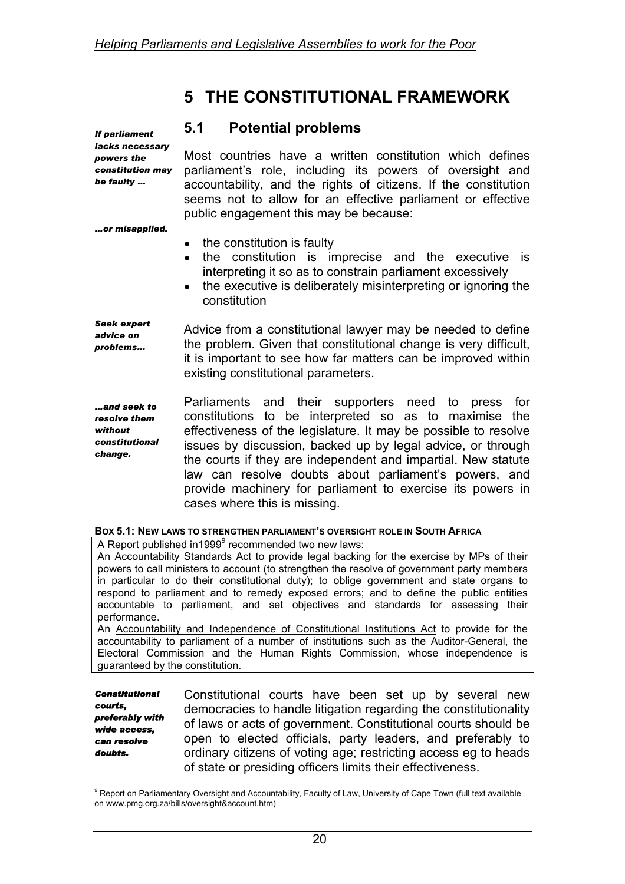// No-op: placeholder removed
# 5 THE CONSTITUTIONAL FRAMEWORK

## 5.1 Potential problems

*If parliament lacks necessary powers the constitution may be faulty …*

Most countries have a written constitution which defines parliament's role, including its powers of oversight and accountability, and the rights of citizens. If the constitution seems not to allow for an effective parliament or effective public engagement this may be because:

*…or misapplied.*

- the constitution is faulty
- the constitution is imprecise and the executive is interpreting it so as to constrain parliament excessively
- the executive is deliberately misinterpreting or ignoring the constitution

*Seek expert advice on problems…*

Advice from a constitutional lawyer may be needed to define the problem. Given that constitutional change is very difficult, it is important to see how far matters can be improved within existing constitutional parameters.

*…and seek to resolve them without constitutional change.*

Parliaments and their supporters need to press for constitutions to be interpreted so as to maximise the effectiveness of the legislature. It may be possible to resolve issues by discussion, backed up by legal advice, or through the courts if they are independent and impartial. New statute law can resolve doubts about parliament's powers, and provide machinery for parliament to exercise its powers in cases where this is missing.

**BOX 5.1: NEW LAWS TO STRENGTHEN PARLIAMENT'S OVERSIGHT ROLE IN SOUTH AFRICA**

A Report published in1999[9] recommended two new laws:

An Accountability Standards Act to provide legal backing for the exercise by MPs of their powers to call ministers to account (to strengthen the resolve of government party members in particular to do their constitutional duty); to oblige government and state organs to respond to parliament and to remedy exposed errors; and to define the public entities accountable to parliament, and set objectives and standards for assessing their performance.

An Accountability and Independence of Constitutional Institutions Act to provide for the accountability to parliament of a number of institutions such as the Auditor-General, the Electoral Commission and the Human Rights Commission, whose independence is guaranteed by the constitution.

***Constitutional courts, preferably with wide access, can resolve doubts.***

Constitutional courts have been set up by several new democracies to handle litigation regarding the constitutionality of laws or acts of government. Constitutional courts should be open to elected officials, party leaders, and preferably to ordinary citizens of voting age; restricting access eg to heads of state or presiding officers limits their effectiveness.

[9] Report on Parliamentary Oversight and Accountability, Faculty of Law, University of Cape Town (full text available on www.pmg.org.za/bills/oversight&account.htm)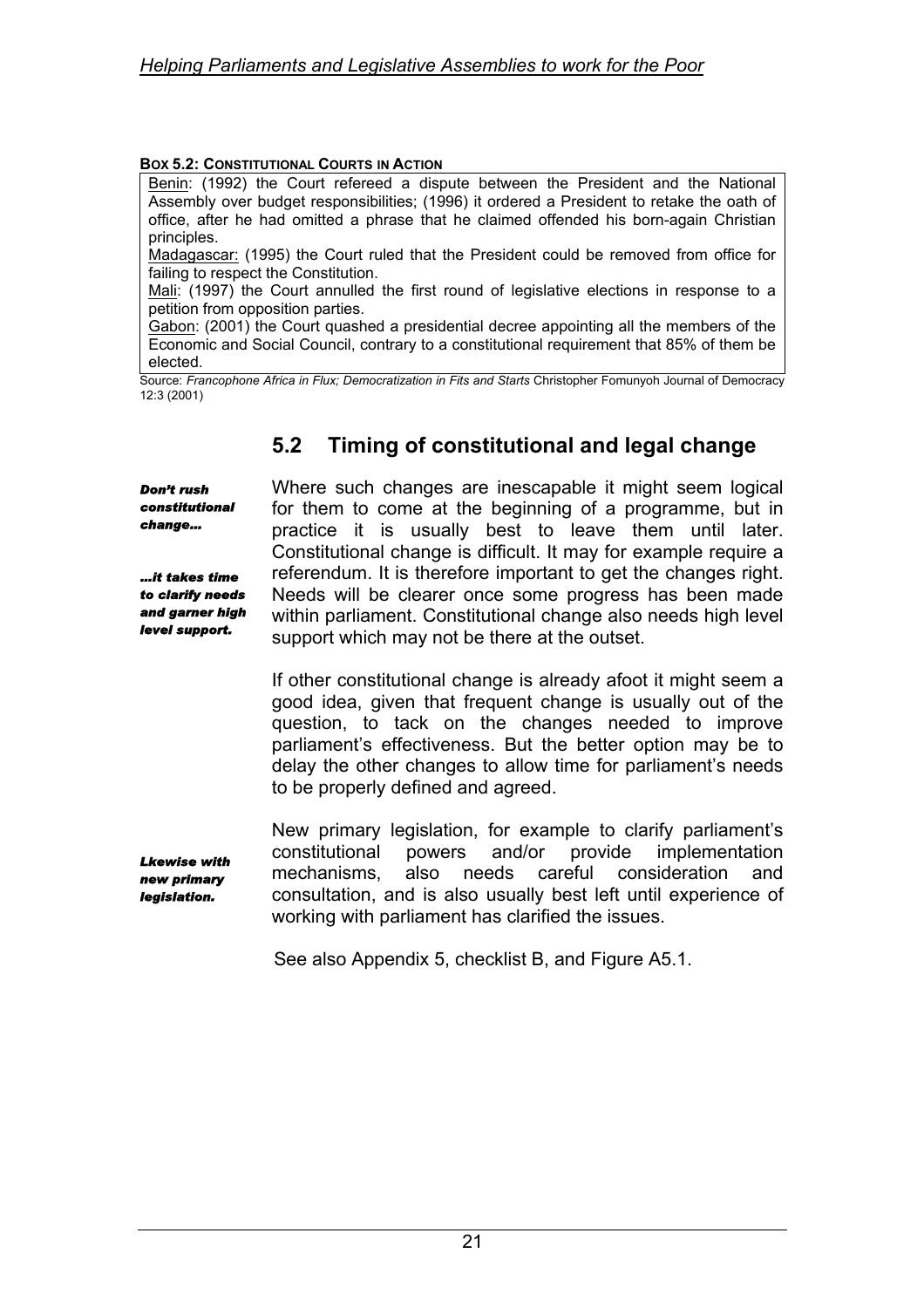**BOX 5.2: CONSTITUTIONAL COURTS IN ACTION**

Benin: (1992) the Court refereed a dispute between the President and the National Assembly over budget responsibilities; (1996) it ordered a President to retake the oath of office, after he had omitted a phrase that he claimed offended his born-again Christian principles.

Madagascar: (1995) the Court ruled that the President could be removed from office for failing to respect the Constitution.

Mali: (1997) the Court annulled the first round of legislative elections in response to a petition from opposition parties.

Gabon: (2001) the Court quashed a presidential decree appointing all the members of the Economic and Social Council, contrary to a constitutional requirement that 85% of them be elected.

Source: *Francophone Africa in Flux; Democratization in Fits and Starts* Christopher Fomunyoh Journal of Democracy 12:3 (2001)

## 5.2 Timing of constitutional and legal change

***Don't rush constitutional change…***

***…it takes time to clarify needs and garner high level support.***

Where such changes are inescapable it might seem logical for them to come at the beginning of a programme, but in practice it is usually best to leave them until later. Constitutional change is difficult. It may for example require a referendum. It is therefore important to get the changes right. Needs will be clearer once some progress has been made within parliament. Constitutional change also needs high level support which may not be there at the outset.

If other constitutional change is already afoot it might seem a good idea, given that frequent change is usually out of the question, to tack on the changes needed to improve parliament's effectiveness. But the better option may be to delay the other changes to allow time for parliament's needs to be properly defined and agreed.

***Lkewise with new primary legislation.***

New primary legislation, for example to clarify parliament's constitutional powers and/or provide implementation mechanisms, also needs careful consideration and consultation, and is also usually best left until experience of working with parliament has clarified the issues.

See also Appendix 5, checklist B, and Figure A5.1.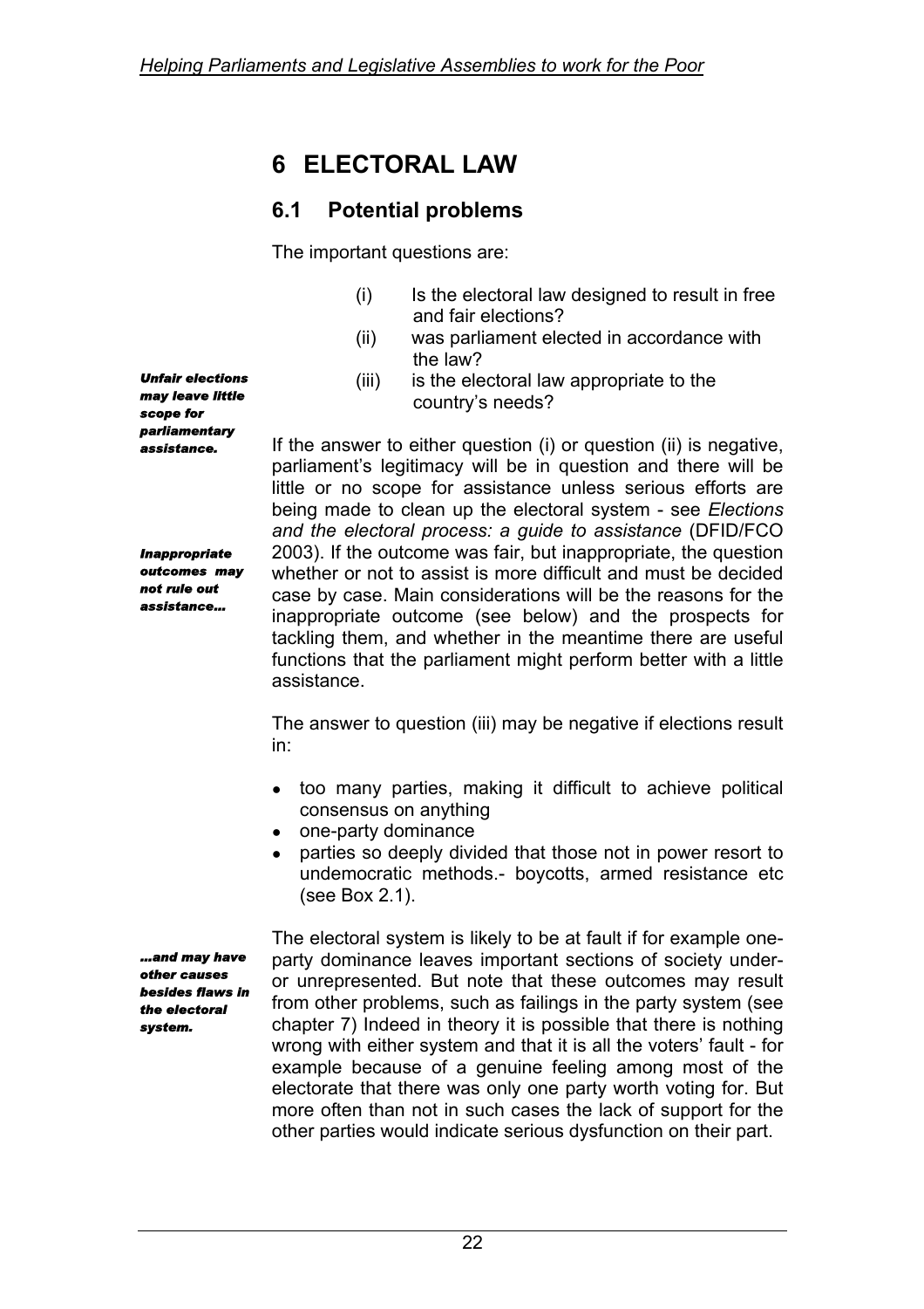# 6 ELECTORAL LAW

## 6.1 Potential problems

The important questions are:

(i) Is the electoral law designed to result in free and fair elections?

(ii) was parliament elected in accordance with the law?

(iii) is the electoral law appropriate to the country's needs?

***Unfair elections may leave little scope for parliamentary assistance.***

If the answer to either question (i) or question (ii) is negative, parliament's legitimacy will be in question and there will be little or no scope for assistance unless serious efforts are being made to clean up the electoral system - see *Elections and the electoral process: a guide to assistance* (DFID/FCO 2003). If the outcome was fair, but inappropriate, the question whether or not to assist is more difficult and must be decided case by case. Main considerations will be the reasons for the inappropriate outcome (see below) and the prospects for tackling them, and whether in the meantime there are useful functions that the parliament might perform better with a little assistance.

***Inappropriate outcomes may not rule out assistance…***

The answer to question (iii) may be negative if elections result in:

- too many parties, making it difficult to achieve political consensus on anything
- one-party dominance
- parties so deeply divided that those not in power resort to undemocratic methods.- boycotts, armed resistance etc (see Box 2.1).

***…and may have other causes besides flaws in the electoral system.***

The electoral system is likely to be at fault if for example one-party dominance leaves important sections of society under- or unrepresented. But note that these outcomes may result from other problems, such as failings in the party system (see chapter 7) Indeed in theory it is possible that there is nothing wrong with either system and that it is all the voters' fault - for example because of a genuine feeling among most of the electorate that there was only one party worth voting for. But more often than not in such cases the lack of support for the other parties would indicate serious dysfunction on their part.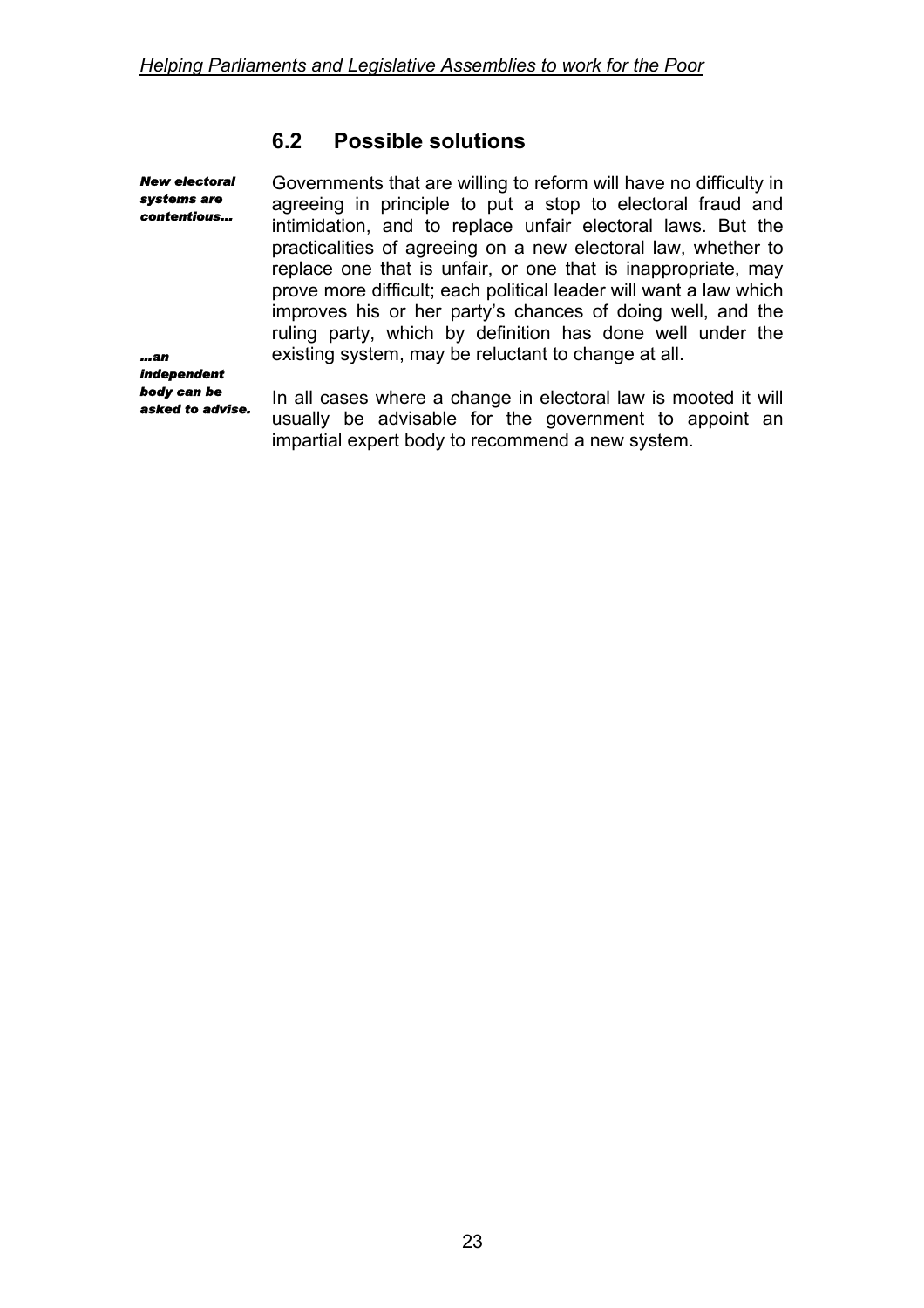## 6.2 Possible solutions

*New electoral systems are contentious…*

Governments that are willing to reform will have no difficulty in agreeing in principle to put a stop to electoral fraud and intimidation, and to replace unfair electoral laws. But the practicalities of agreeing on a new electoral law, whether to replace one that is unfair, or one that is inappropriate, may prove more difficult; each political leader will want a law which improves his or her party's chances of doing well, and the ruling party, which by definition has done well under the existing system, may be reluctant to change at all.

*…an independent body can be asked to advise.*

In all cases where a change in electoral law is mooted it will usually be advisable for the government to appoint an impartial expert body to recommend a new system.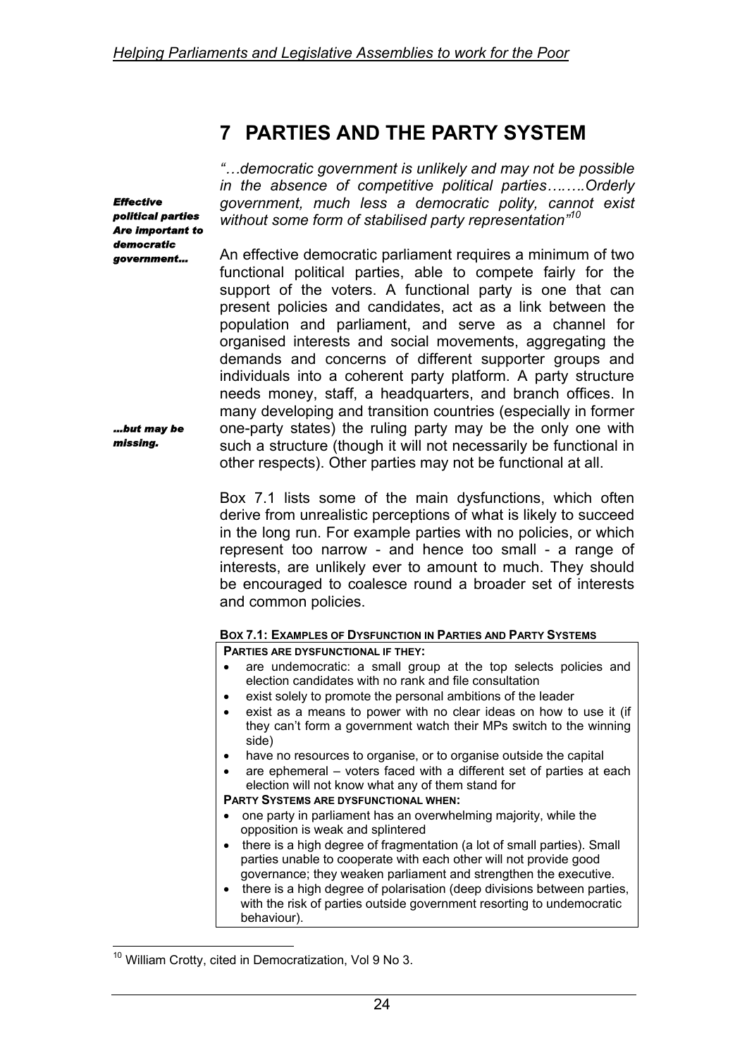# 7 PARTIES AND THE PARTY SYSTEM

*Effective political parties Are important to democratic government…*

*"…democratic government is unlikely and may not be possible in the absence of competitive political parties…..…Orderly government, much less a democratic polity, cannot exist without some form of stabilised party representation"*[10]

An effective democratic parliament requires a minimum of two functional political parties, able to compete fairly for the support of the voters. A functional party is one that can present policies and candidates, act as a link between the population and parliament, and serve as a channel for organised interests and social movements, aggregating the demands and concerns of different supporter groups and individuals into a coherent party platform. A party structure needs money, staff, a headquarters, and branch offices. In many developing and transition countries (especially in former one-party states) the ruling party may be the only one with such a structure (though it will not necessarily be functional in other respects). Other parties may not be functional at all.

*…but may be missing.*

Box 7.1 lists some of the main dysfunctions, which often derive from unrealistic perceptions of what is likely to succeed in the long run. For example parties with no policies, or which represent too narrow - and hence too small - a range of interests, are unlikely ever to amount to much. They should be encouraged to coalesce round a broader set of interests and common policies.

**BOX 7.1: EXAMPLES OF DYSFUNCTION IN PARTIES AND PARTY SYSTEMS**

**PARTIES ARE DYSFUNCTIONAL IF THEY:**

- are undemocratic: a small group at the top selects policies and election candidates with no rank and file consultation
- exist solely to promote the personal ambitions of the leader
- exist as a means to power with no clear ideas on how to use it (if they can't form a government watch their MPs switch to the winning side)
- have no resources to organise, or to organise outside the capital
- are ephemeral – voters faced with a different set of parties at each election will not know what any of them stand for

**PARTY SYSTEMS ARE DYSFUNCTIONAL WHEN:**

- one party in parliament has an overwhelming majority, while the opposition is weak and splintered
- there is a high degree of fragmentation (a lot of small parties). Small parties unable to cooperate with each other will not provide good governance; they weaken parliament and strengthen the executive.
- there is a high degree of polarisation (deep divisions between parties, with the risk of parties outside government resorting to undemocratic behaviour).

[10] William Crotty, cited in Democratization, Vol 9 No 3.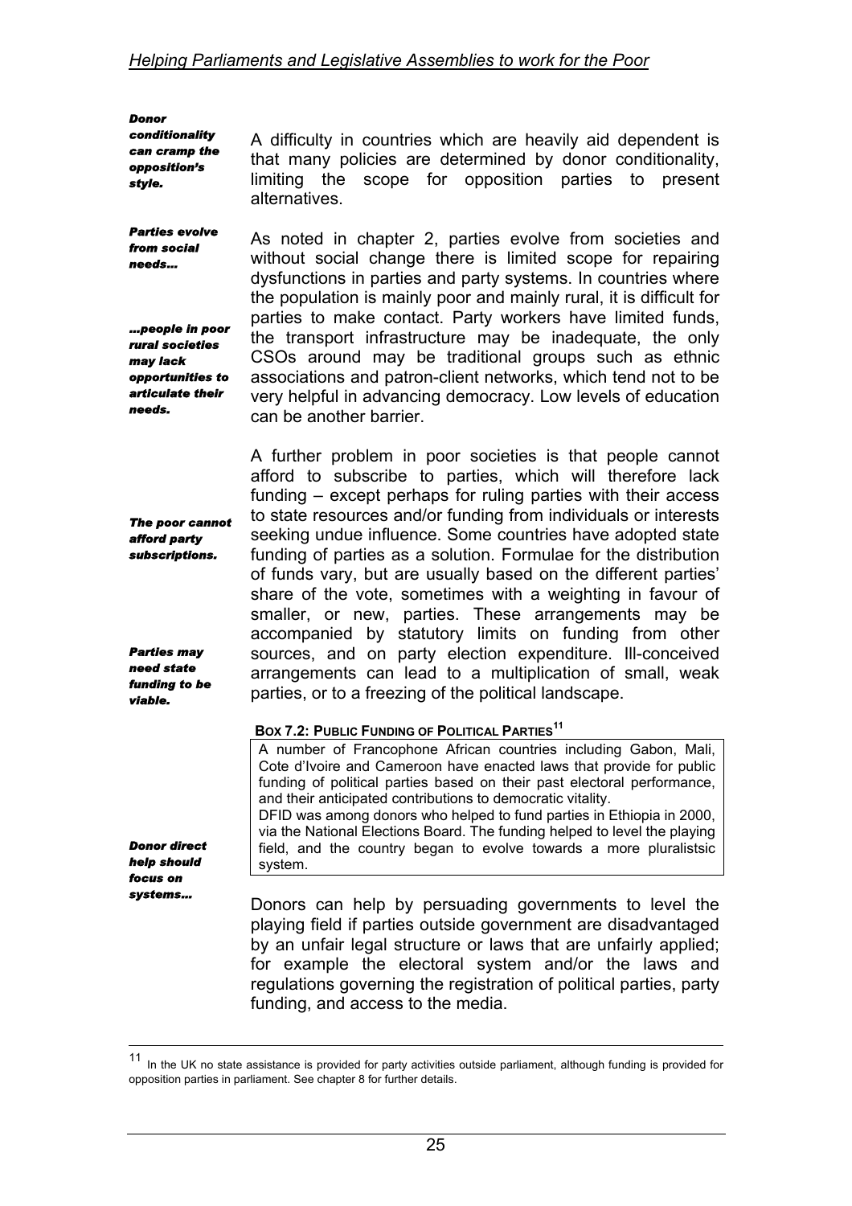*Donor conditionality can cramp the opposition's style.*

A difficulty in countries which are heavily aid dependent is that many policies are determined by donor conditionality, limiting the scope for opposition parties to present alternatives.

*Parties evolve from social needs…*

*…people in poor rural societies may lack opportunities to articulate their needs.*

As noted in chapter 2, parties evolve from societies and without social change there is limited scope for repairing dysfunctions in parties and party systems. In countries where the population is mainly poor and mainly rural, it is difficult for parties to make contact. Party workers have limited funds, the transport infrastructure may be inadequate, the only CSOs around may be traditional groups such as ethnic associations and patron-client networks, which tend not to be very helpful in advancing democracy. Low levels of education can be another barrier.

*The poor cannot afford party subscriptions.*

*Parties may need state funding to be viable.*

A further problem in poor societies is that people cannot afford to subscribe to parties, which will therefore lack funding – except perhaps for ruling parties with their access to state resources and/or funding from individuals or interests seeking undue influence. Some countries have adopted state funding of parties as a solution. Formulae for the distribution of funds vary, but are usually based on the different parties' share of the vote, sometimes with a weighting in favour of smaller, or new, parties. These arrangements may be accompanied by statutory limits on funding from other sources, and on party election expenditure. Ill-conceived arrangements can lead to a multiplication of small, weak parties, or to a freezing of the political landscape.

**BOX 7.2: PUBLIC FUNDING OF POLITICAL PARTIES[11]**

> A number of Francophone African countries including Gabon, Mali, Cote d'Ivoire and Cameroon have enacted laws that provide for public funding of political parties based on their past electoral performance, and their anticipated contributions to democratic vitality.
> DFID was among donors who helped to fund parties in Ethiopia in 2000, via the National Elections Board. The funding helped to level the playing field, and the country began to evolve towards a more pluralistsic system.

*Donor direct help should focus on systems…*

Donors can help by persuading governments to level the playing field if parties outside government are disadvantaged by an unfair legal structure or laws that are unfairly applied; for example the electoral system and/or the laws and regulations governing the registration of political parties, party funding, and access to the media.

---

[11] In the UK no state assistance is provided for party activities outside parliament, although funding is provided for opposition parties in parliament. See chapter 8 for further details.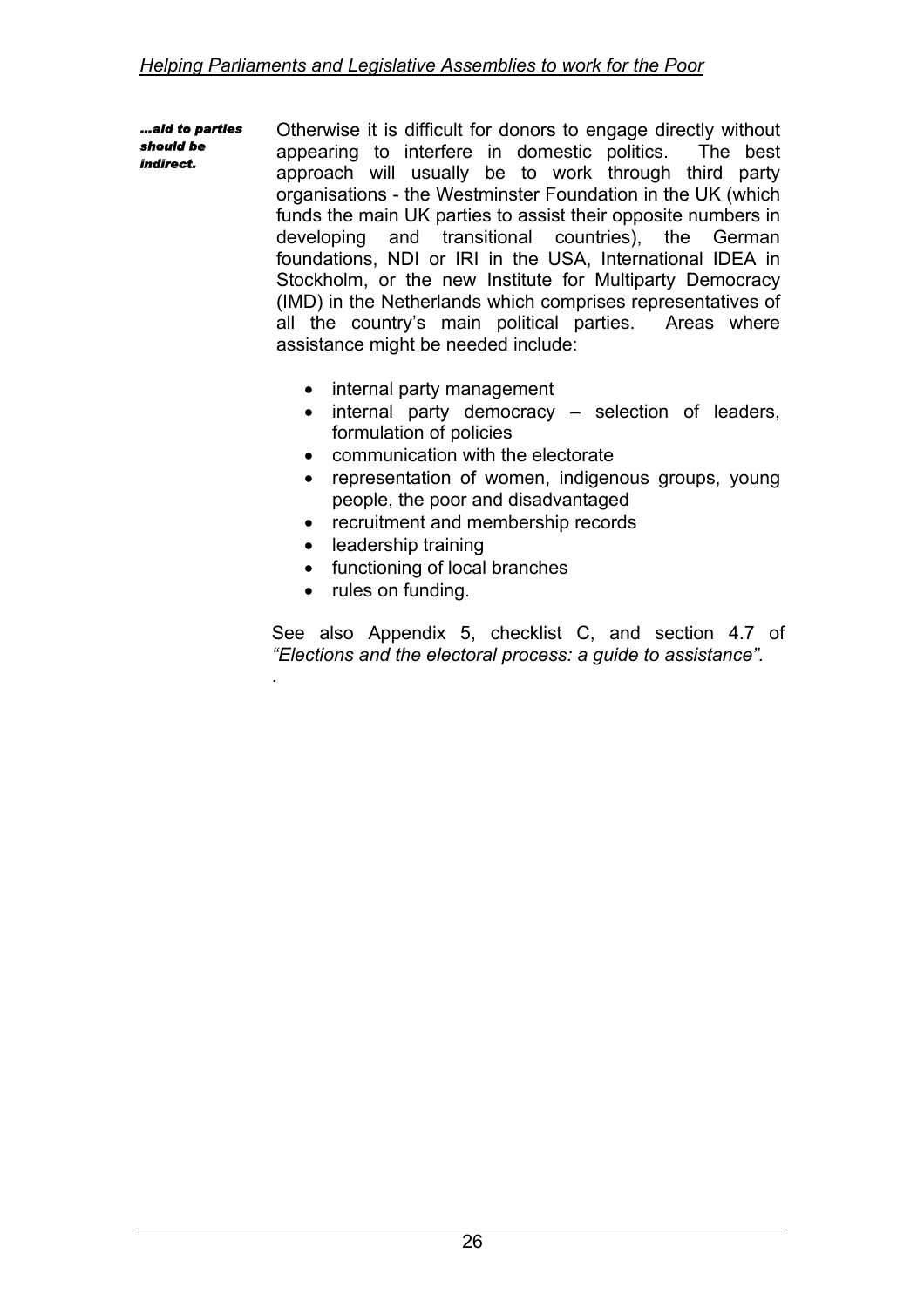*...aid to parties should be indirect.*

Otherwise it is difficult for donors to engage directly without appearing to interfere in domestic politics. The best approach will usually be to work through third party organisations - the Westminster Foundation in the UK (which funds the main UK parties to assist their opposite numbers in developing and transitional countries), the German foundations, NDI or IRI in the USA, International IDEA in Stockholm, or the new Institute for Multiparty Democracy (IMD) in the Netherlands which comprises representatives of all the country's main political parties. Areas where assistance might be needed include:

- internal party management
- internal party democracy – selection of leaders, formulation of policies
- communication with the electorate
- representation of women, indigenous groups, young people, the poor and disadvantaged
- recruitment and membership records
- leadership training
- functioning of local branches
- rules on funding.

See also Appendix 5, checklist C, and section 4.7 of *"Elections and the electoral process: a guide to assistance".*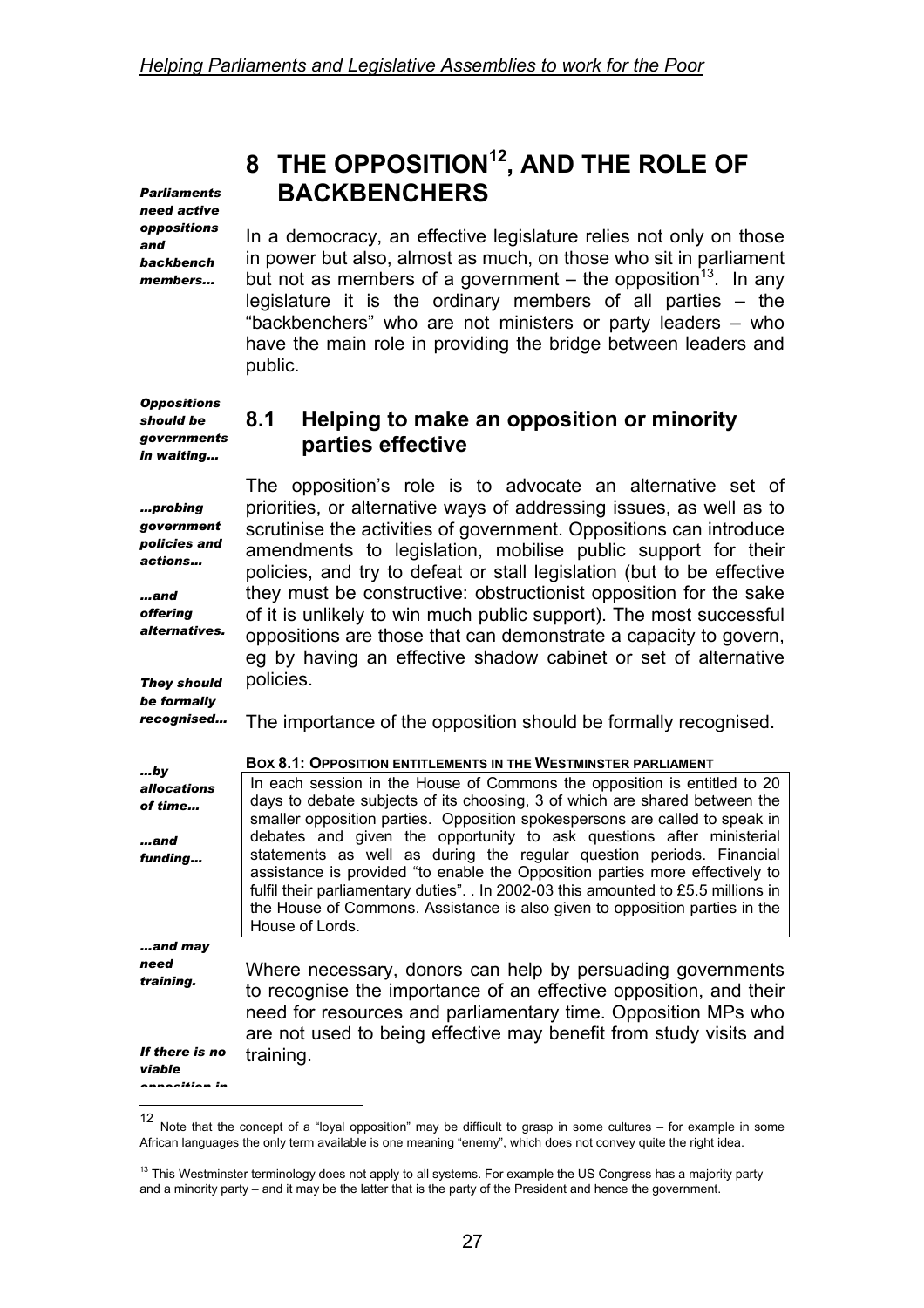# 8 THE OPPOSITION[12], AND THE ROLE OF BACKBENCHERS

*Parliaments need active oppositions and backbench members…*

In a democracy, an effective legislature relies not only on those in power but also, almost as much, on those who sit in parliament but not as members of a government – the opposition[13]. In any legislature it is the ordinary members of all parties – the "backbenchers" who are not ministers or party leaders – who have the main role in providing the bridge between leaders and public.

*Oppositions should be governments in waiting…*

## 8.1 Helping to make an opposition or minority parties effective

*…probing government policies and actions…*

*…and offering alternatives.*

The opposition's role is to advocate an alternative set of priorities, or alternative ways of addressing issues, as well as to scrutinise the activities of government. Oppositions can introduce amendments to legislation, mobilise public support for their policies, and try to defeat or stall legislation (but to be effective they must be constructive: obstructionist opposition for the sake of it is unlikely to win much public support). The most successful oppositions are those that can demonstrate a capacity to govern, eg by having an effective shadow cabinet or set of alternative policies.

*They should be formally recognised…*

The importance of the opposition should be formally recognised.

*…by allocations of time…*

*…and funding…*

**BOX 8.1: OPPOSITION ENTITLEMENTS IN THE WESTMINSTER PARLIAMENT**

In each session in the House of Commons the opposition is entitled to 20 days to debate subjects of its choosing, 3 of which are shared between the smaller opposition parties. Opposition spokespersons are called to speak in debates and given the opportunity to ask questions after ministerial statements as well as during the regular question periods. Financial assistance is provided "to enable the Opposition parties more effectively to fulfil their parliamentary duties". . In 2002-03 this amounted to £5.5 millions in the House of Commons. Assistance is also given to opposition parties in the House of Lords.

*…and may need training.*

Where necessary, donors can help by persuading governments to recognise the importance of an effective opposition, and their need for resources and parliamentary time. Opposition MPs who are not used to being effective may benefit from study visits and training.

*If there is no viable opposition in*

---

[12] Note that the concept of a "loyal opposition" may be difficult to grasp in some cultures – for example in some African languages the only term available is one meaning "enemy", which does not convey quite the right idea.

[13] This Westminster terminology does not apply to all systems. For example the US Congress has a majority party and a minority party – and it may be the latter that is the party of the President and hence the government.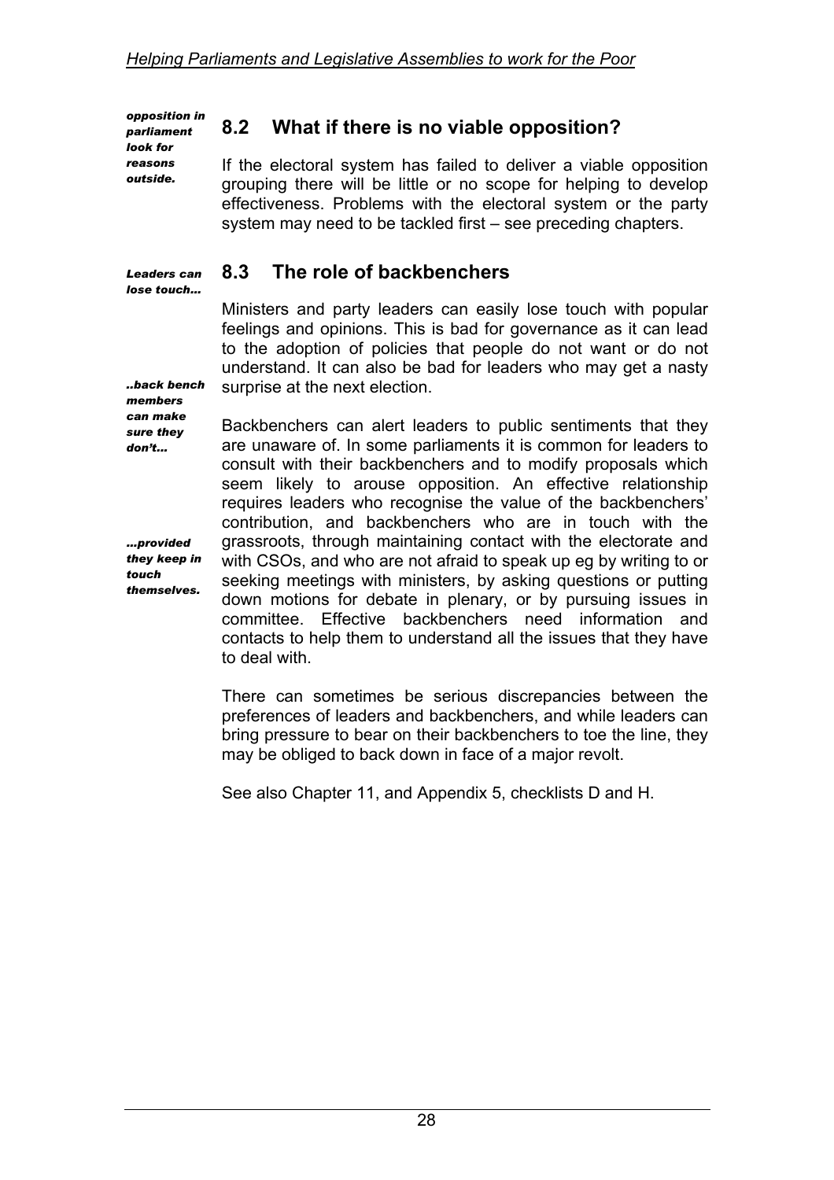*opposition in parliament look for reasons outside.*

## 8.2 What if there is no viable opposition?

If the electoral system has failed to deliver a viable opposition grouping there will be little or no scope for helping to develop effectiveness. Problems with the electoral system or the party system may need to be tackled first – see preceding chapters.

*Leaders can lose touch…*

## 8.3 The role of backbenchers

Ministers and party leaders can easily lose touch with popular feelings and opinions. This is bad for governance as it can lead to the adoption of policies that people do not want or do not understand. It can also be bad for leaders who may get a nasty surprise at the next election.

*..back bench members can make sure they don't…*

Backbenchers can alert leaders to public sentiments that they are unaware of. In some parliaments it is common for leaders to consult with their backbenchers and to modify proposals which seem likely to arouse opposition. An effective relationship requires leaders who recognise the value of the backbenchers' contribution, and backbenchers who are in touch with the grassroots, through maintaining contact with the electorate and with CSOs, and who are not afraid to speak up eg by writing to or seeking meetings with ministers, by asking questions or putting down motions for debate in plenary, or by pursuing issues in committee. Effective backbenchers need information and contacts to help them to understand all the issues that they have to deal with.

*…provided they keep in touch themselves.*

There can sometimes be serious discrepancies between the preferences of leaders and backbenchers, and while leaders can bring pressure to bear on their backbenchers to toe the line, they may be obliged to back down in face of a major revolt.

See also Chapter 11, and Appendix 5, checklists D and H.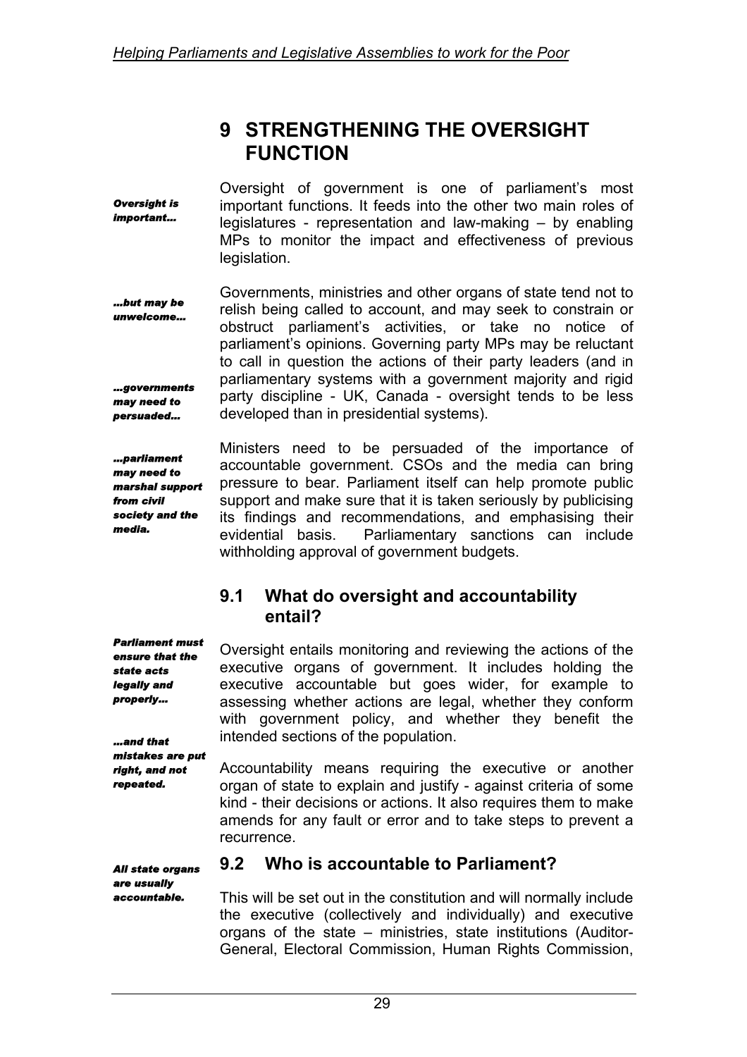# 9 STRENGTHENING THE OVERSIGHT FUNCTION

*Oversight is important…*

Oversight of government is one of parliament's most important functions. It feeds into the other two main roles of legislatures - representation and law-making – by enabling MPs to monitor the impact and effectiveness of previous legislation.

*…but may be unwelcome…*

Governments, ministries and other organs of state tend not to relish being called to account, and may seek to constrain or obstruct parliament's activities, or take no notice of parliament's opinions. Governing party MPs may be reluctant to call in question the actions of their party leaders (and in parliamentary systems with a government majority and rigid party discipline - UK, Canada - oversight tends to be less developed than in presidential systems).

*…governments may need to persuaded…*

*…parliament may need to marshal support from civil society and the media.*

Ministers need to be persuaded of the importance of accountable government. CSOs and the media can bring pressure to bear. Parliament itself can help promote public support and make sure that it is taken seriously by publicising its findings and recommendations, and emphasising their evidential basis. Parliamentary sanctions can include withholding approval of government budgets.

## 9.1 What do oversight and accountability entail?

*Parliament must ensure that the state acts legally and properly…*

Oversight entails monitoring and reviewing the actions of the executive organs of government. It includes holding the executive accountable but goes wider, for example to assessing whether actions are legal, whether they conform with government policy, and whether they benefit the intended sections of the population.

*…and that mistakes are put right, and not repeated.*

Accountability means requiring the executive or another organ of state to explain and justify - against criteria of some kind - their decisions or actions. It also requires them to make amends for any fault or error and to take steps to prevent a recurrence.

## 9.2 Who is accountable to Parliament?

*All state organs are usually accountable.*

This will be set out in the constitution and will normally include the executive (collectively and individually) and executive organs of the state – ministries, state institutions (Auditor-General, Electoral Commission, Human Rights Commission,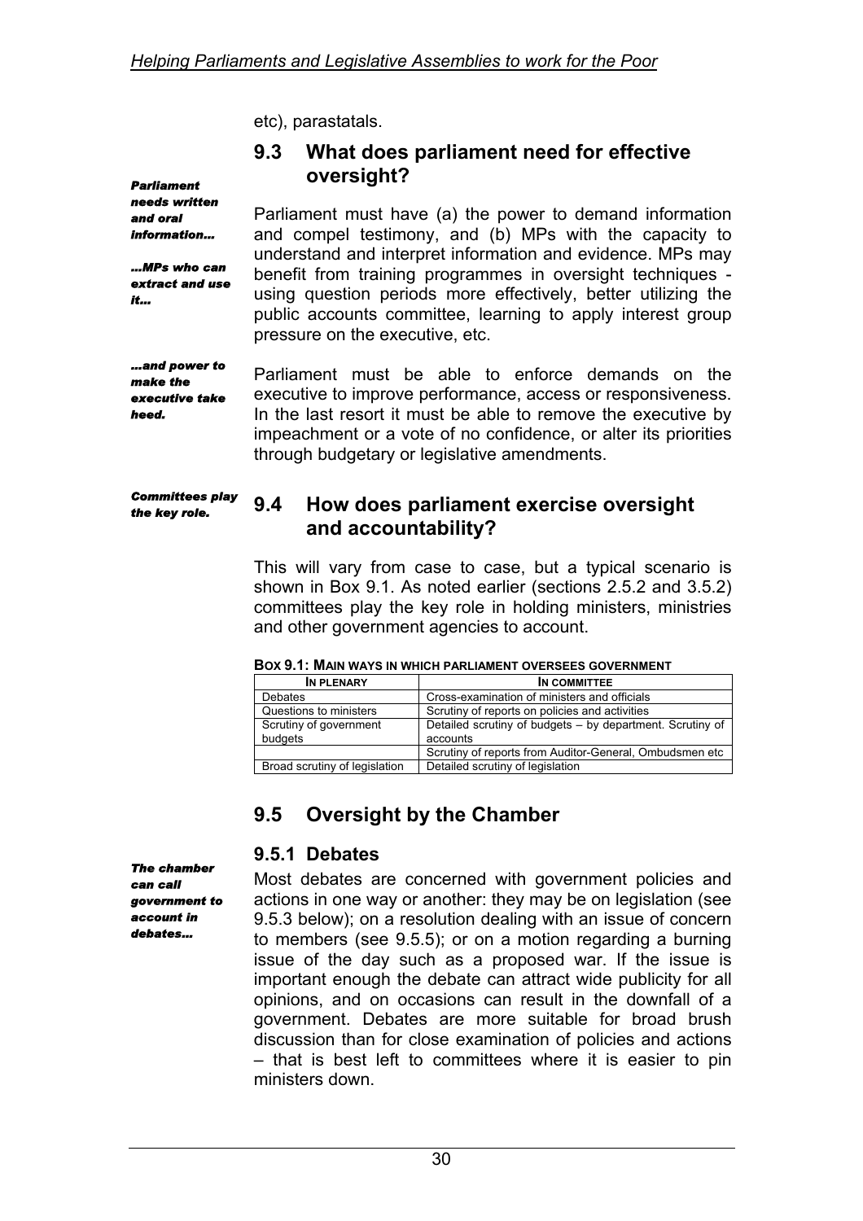etc), parastatals.

## 9.3 What does parliament need for effective oversight?

*Parliament needs written and oral information…*

Parliament must have (a) the power to demand information and compel testimony, and (b) MPs with the capacity to understand and interpret information and evidence. MPs may benefit from training programmes in oversight techniques - using question periods more effectively, better utilizing the public accounts committee, learning to apply interest group pressure on the executive, etc.

*…MPs who can extract and use it…*

*…and power to make the executive take heed.*

Parliament must be able to enforce demands on the executive to improve performance, access or responsiveness. In the last resort it must be able to remove the executive by impeachment or a vote of no confidence, or alter its priorities through budgetary or legislative amendments.

*Committees play the key role.*

## 9.4 How does parliament exercise oversight and accountability?

This will vary from case to case, but a typical scenario is shown in Box 9.1. As noted earlier (sections 2.5.2 and 3.5.2) committees play the key role in holding ministers, ministries and other government agencies to account.

**Box 9.1: Main ways in which parliament oversees government**

| In plenary | In committee |
|---|---|
| Debates | Cross-examination of ministers and officials |
| Questions to ministers | Scrutiny of reports on policies and activities |
| Scrutiny of government budgets | Detailed scrutiny of budgets – by department. Scrutiny of accounts |
| | Scrutiny of reports from Auditor-General, Ombudsmen etc |
| Broad scrutiny of legislation | Detailed scrutiny of legislation |

## 9.5 Oversight by the Chamber

### 9.5.1 Debates

*The chamber can call government to account in debates…*

Most debates are concerned with government policies and actions in one way or another: they may be on legislation (see 9.5.3 below); on a resolution dealing with an issue of concern to members (see 9.5.5); or on a motion regarding a burning issue of the day such as a proposed war. If the issue is important enough the debate can attract wide publicity for all opinions, and on occasions can result in the downfall of a government. Debates are more suitable for broad brush discussion than for close examination of policies and actions – that is best left to committees where it is easier to pin ministers down.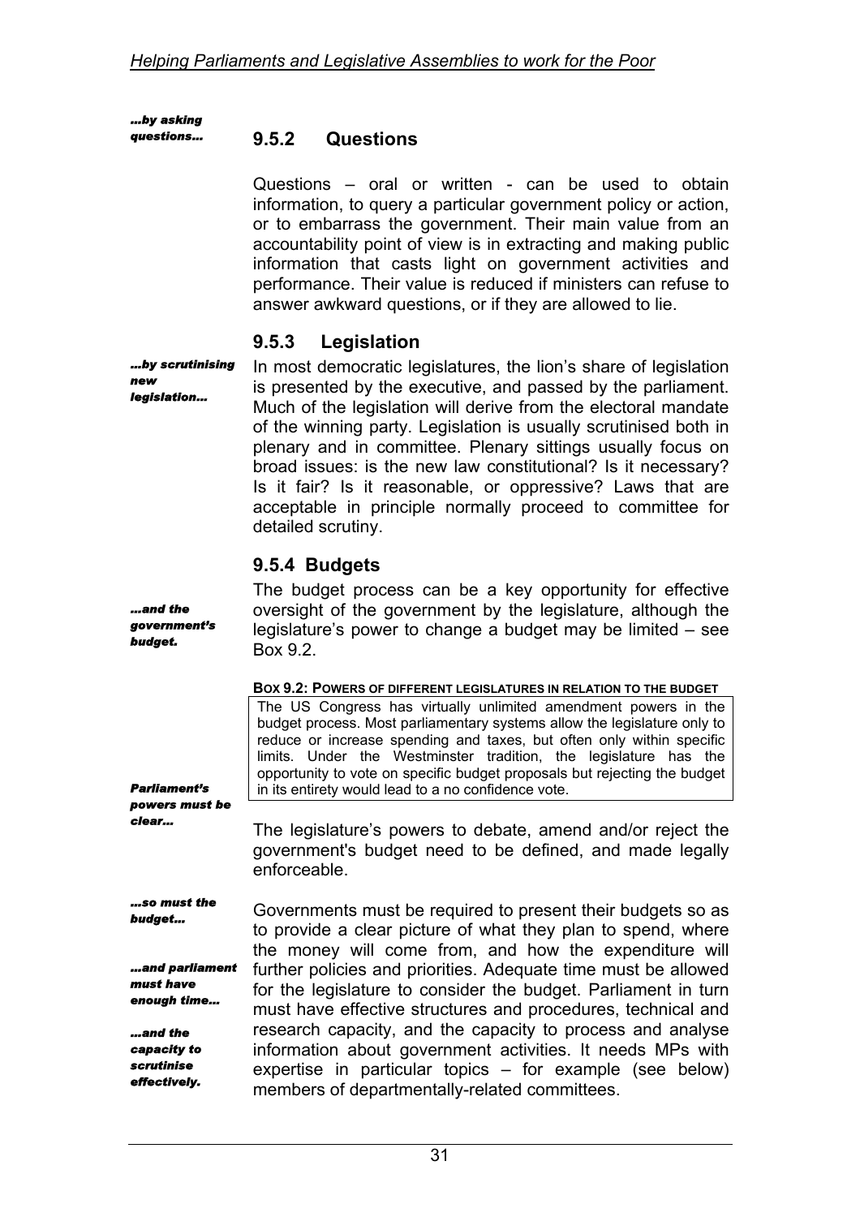*...by asking questions...*

### 9.5.2 Questions

Questions – oral or written - can be used to obtain information, to query a particular government policy or action, or to embarrass the government. Their main value from an accountability point of view is in extracting and making public information that casts light on government activities and performance. Their value is reduced if ministers can refuse to answer awkward questions, or if they are allowed to lie.

### 9.5.3 Legislation

*...by scrutinising new legislation...*

In most democratic legislatures, the lion's share of legislation is presented by the executive, and passed by the parliament. Much of the legislation will derive from the electoral mandate of the winning party. Legislation is usually scrutinised both in plenary and in committee. Plenary sittings usually focus on broad issues: is the new law constitutional? Is it necessary? Is it fair? Is it reasonable, or oppressive? Laws that are acceptable in principle normally proceed to committee for detailed scrutiny.

### 9.5.4 Budgets

*...and the government's budget.*

The budget process can be a key opportunity for effective oversight of the government by the legislature, although the legislature's power to change a budget may be limited – see Box 9.2.

**BOX 9.2: POWERS OF DIFFERENT LEGISLATURES IN RELATION TO THE BUDGET**

> The US Congress has virtually unlimited amendment powers in the budget process. Most parliamentary systems allow the legislature only to reduce or increase spending and taxes, but often only within specific limits. Under the Westminster tradition, the legislature has the opportunity to vote on specific budget proposals but rejecting the budget in its entirety would lead to a no confidence vote.

*Parliament's powers must be clear...*

The legislature's powers to debate, amend and/or reject the government's budget need to be defined, and made legally enforceable.

*...so must the budget...*

*...and parliament must have enough time...*

*...and the capacity to scrutinise effectively.*

Governments must be required to present their budgets so as to provide a clear picture of what they plan to spend, where the money will come from, and how the expenditure will further policies and priorities. Adequate time must be allowed for the legislature to consider the budget. Parliament in turn must have effective structures and procedures, technical and research capacity, and the capacity to process and analyse information about government activities. It needs MPs with expertise in particular topics – for example (see below) members of departmentally-related committees.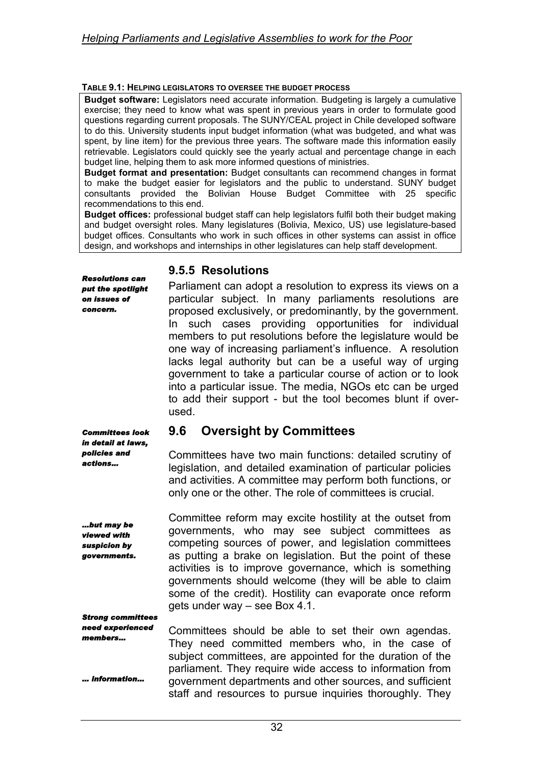**TABLE 9.1: HELPING LEGISLATORS TO OVERSEE THE BUDGET PROCESS**

**Budget software:** Legislators need accurate information. Budgeting is largely a cumulative exercise; they need to know what was spent in previous years in order to formulate good questions regarding current proposals. The SUNY/CEAL project in Chile developed software to do this. University students input budget information (what was budgeted, and what was spent, by line item) for the previous three years. The software made this information easily retrievable. Legislators could quickly see the yearly actual and percentage change in each budget line, helping them to ask more informed questions of ministries.

**Budget format and presentation:** Budget consultants can recommend changes in format to make the budget easier for legislators and the public to understand. SUNY budget consultants provided the Bolivian House Budget Committee with 25 specific recommendations to this end.

**Budget offices:** professional budget staff can help legislators fulfil both their budget making and budget oversight roles. Many legislatures (Bolivia, Mexico, US) use legislature-based budget offices. Consultants who work in such offices in other systems can assist in office design, and workshops and internships in other legislatures can help staff development.

### 9.5.5 Resolutions

*Resolutions can put the spotlight on issues of concern.*

Parliament can adopt a resolution to express its views on a particular subject. In many parliaments resolutions are proposed exclusively, or predominantly, by the government. In such cases providing opportunities for individual members to put resolutions before the legislature would be one way of increasing parliament's influence. A resolution lacks legal authority but can be a useful way of urging government to take a particular course of action or to look into a particular issue. The media, NGOs etc can be urged to add their support - but the tool becomes blunt if over-used.

## 9.6 Oversight by Committees

*Committees look in detail at laws, policies and actions...*

Committees have two main functions: detailed scrutiny of legislation, and detailed examination of particular policies and activities. A committee may perform both functions, or only one or the other. The role of committees is crucial.

*...but may be viewed with suspicion by governments.*

Committee reform may excite hostility at the outset from governments, who may see subject committees as competing sources of power, and legislation committees as putting a brake on legislation. But the point of these activities is to improve governance, which is something governments should welcome (they will be able to claim some of the credit). Hostility can evaporate once reform gets under way – see Box 4.1.

*Strong committees need experienced members...*

*... information...*

Committees should be able to set their own agendas. They need committed members who, in the case of subject committees, are appointed for the duration of the parliament. They require wide access to information from government departments and other sources, and sufficient staff and resources to pursue inquiries thoroughly. They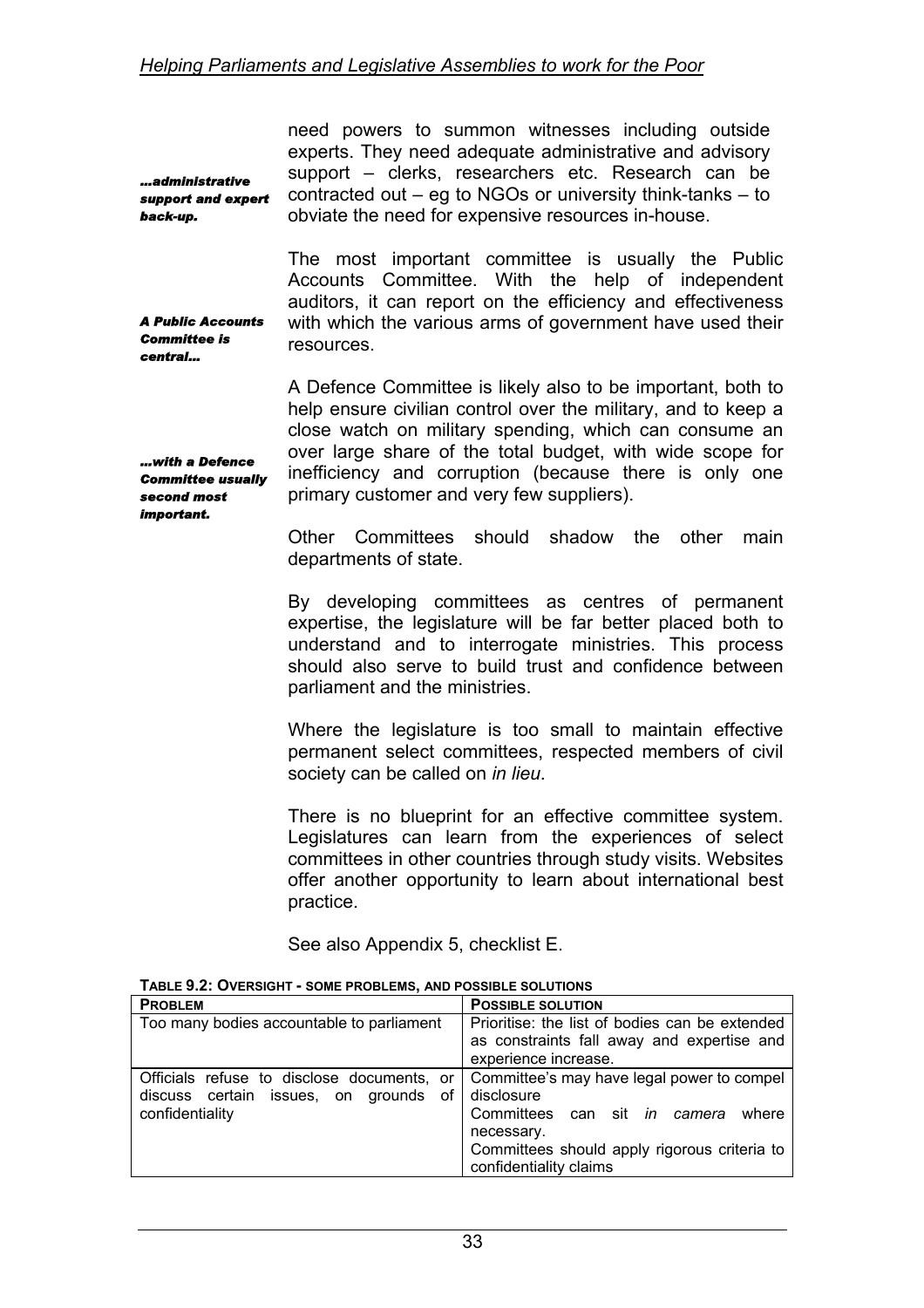need powers to summon witnesses including outside experts. They need adequate administrative and advisory support – clerks, researchers etc. Research can be contracted out – eg to NGOs or university think-tanks – to obviate the need for expensive resources in-house.

***…administrative support and expert back-up.***

The most important committee is usually the Public Accounts Committee. With the help of independent auditors, it can report on the efficiency and effectiveness with which the various arms of government have used their resources.

***A Public Accounts Committee is central…***

A Defence Committee is likely also to be important, both to help ensure civilian control over the military, and to keep a close watch on military spending, which can consume an over large share of the total budget, with wide scope for inefficiency and corruption (because there is only one primary customer and very few suppliers).

***…with a Defence Committee usually second most important.***

Other Committees should shadow the other main departments of state.

By developing committees as centres of permanent expertise, the legislature will be far better placed both to understand and to interrogate ministries. This process should also serve to build trust and confidence between parliament and the ministries.

Where the legislature is too small to maintain effective permanent select committees, respected members of civil society can be called on *in lieu*.

There is no blueprint for an effective committee system. Legislatures can learn from the experiences of select committees in other countries through study visits. Websites offer another opportunity to learn about international best practice.

See also Appendix 5, checklist E.

**TABLE 9.2: OVERSIGHT - SOME PROBLEMS, AND POSSIBLE SOLUTIONS**

| PROBLEM | POSSIBLE SOLUTION |
|---|---|
| Too many bodies accountable to parliament | Prioritise: the list of bodies can be extended as constraints fall away and expertise and experience increase. |
| Officials refuse to disclose documents, or discuss certain issues, on grounds of confidentiality | Committee's may have legal power to compel disclosure<br>Committees can sit *in camera* where necessary.<br>Committees should apply rigorous criteria to confidentiality claims |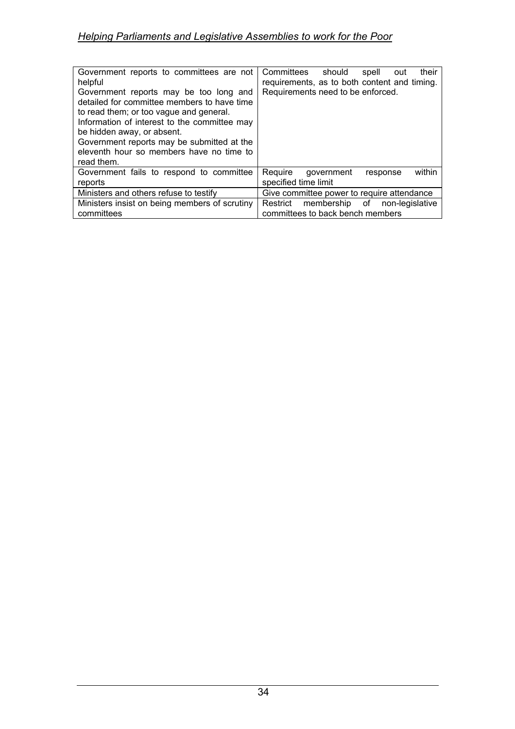| | |
|---|---|
| Government reports to committees are not helpful<br>Government reports may be too long and detailed for committee members to have time to read them; or too vague and general.<br>Information of interest to the committee may be hidden away, or absent.<br>Government reports may be submitted at the eleventh hour so members have no time to read them. | Committees should spell out their requirements, as to both content and timing. Requirements need to be enforced. |
| Government fails to respond to committee reports | Require government response within specified time limit |
| Ministers and others refuse to testify | Give committee power to require attendance |
| Ministers insist on being members of scrutiny committees | Restrict membership of non-legislative committees to back bench members |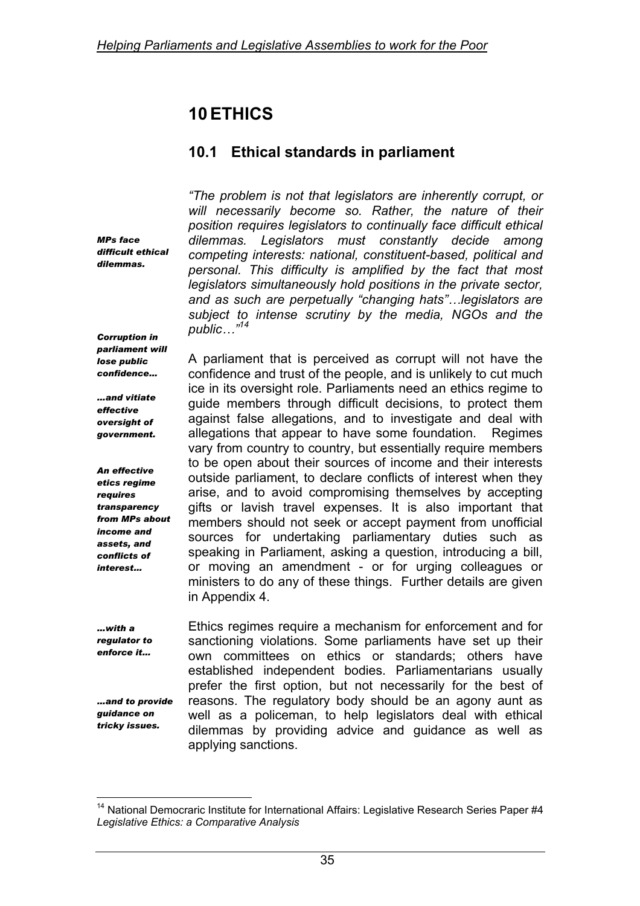# 10 ETHICS

## 10.1 Ethical standards in parliament

*MPs face difficult ethical dilemmas.*

*"The problem is not that legislators are inherently corrupt, or will necessarily become so. Rather, the nature of their position requires legislators to continually face difficult ethical dilemmas. Legislators must constantly decide among competing interests: national, constituent-based, political and personal. This difficulty is amplified by the fact that most legislators simultaneously hold positions in the private sector, and as such are perpetually "changing hats"…legislators are subject to intense scrutiny by the media, NGOs and the public…"*[14]

*Corruption in parliament will lose public confidence…*

*…and vitiate effective oversight of government.*

*An effective etics regime requires transparency from MPs about income and assets, and conflicts of interest…*

A parliament that is perceived as corrupt will not have the confidence and trust of the people, and is unlikely to cut much ice in its oversight role. Parliaments need an ethics regime to guide members through difficult decisions, to protect them against false allegations, and to investigate and deal with allegations that appear to have some foundation. Regimes vary from country to country, but essentially require members to be open about their sources of income and their interests outside parliament, to declare conflicts of interest when they arise, and to avoid compromising themselves by accepting gifts or lavish travel expenses. It is also important that members should not seek or accept payment from unofficial sources for undertaking parliamentary duties such as speaking in Parliament, asking a question, introducing a bill, or moving an amendment - or for urging colleagues or ministers to do any of these things. Further details are given in Appendix 4.

*…with a regulator to enforce it…*

*…and to provide guidance on tricky issues.*

Ethics regimes require a mechanism for enforcement and for sanctioning violations. Some parliaments have set up their own committees on ethics or standards; others have established independent bodies. Parliamentarians usually prefer the first option, but not necessarily for the best of reasons. The regulatory body should be an agony aunt as well as a policeman, to help legislators deal with ethical dilemmas by providing advice and guidance as well as applying sanctions.

---

[14] National Democraric Institute for International Affairs: Legislative Research Series Paper #4 *Legislative Ethics: a Comparative Analysis*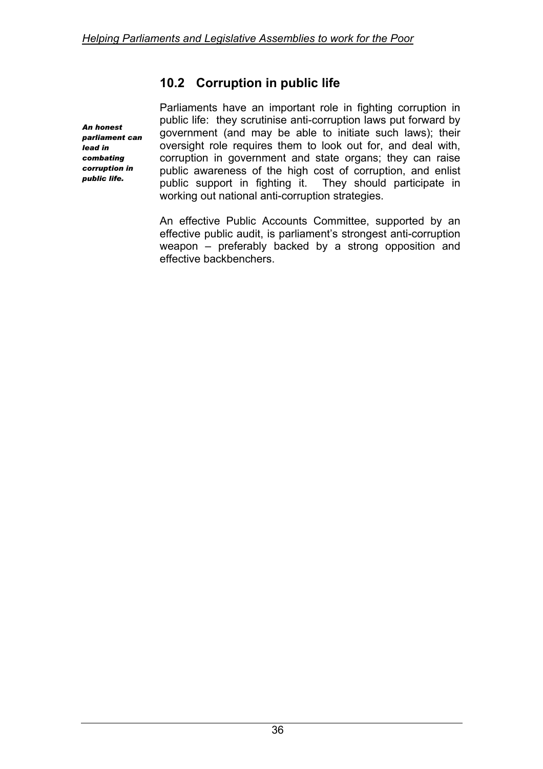## 10.2 Corruption in public life

***An honest parliament can lead in combating corruption in public life.***

Parliaments have an important role in fighting corruption in public life: they scrutinise anti-corruption laws put forward by government (and may be able to initiate such laws); their oversight role requires them to look out for, and deal with, corruption in government and state organs; they can raise public awareness of the high cost of corruption, and enlist public support in fighting it. They should participate in working out national anti-corruption strategies.

An effective Public Accounts Committee, supported by an effective public audit, is parliament's strongest anti-corruption weapon – preferably backed by a strong opposition and effective backbenchers.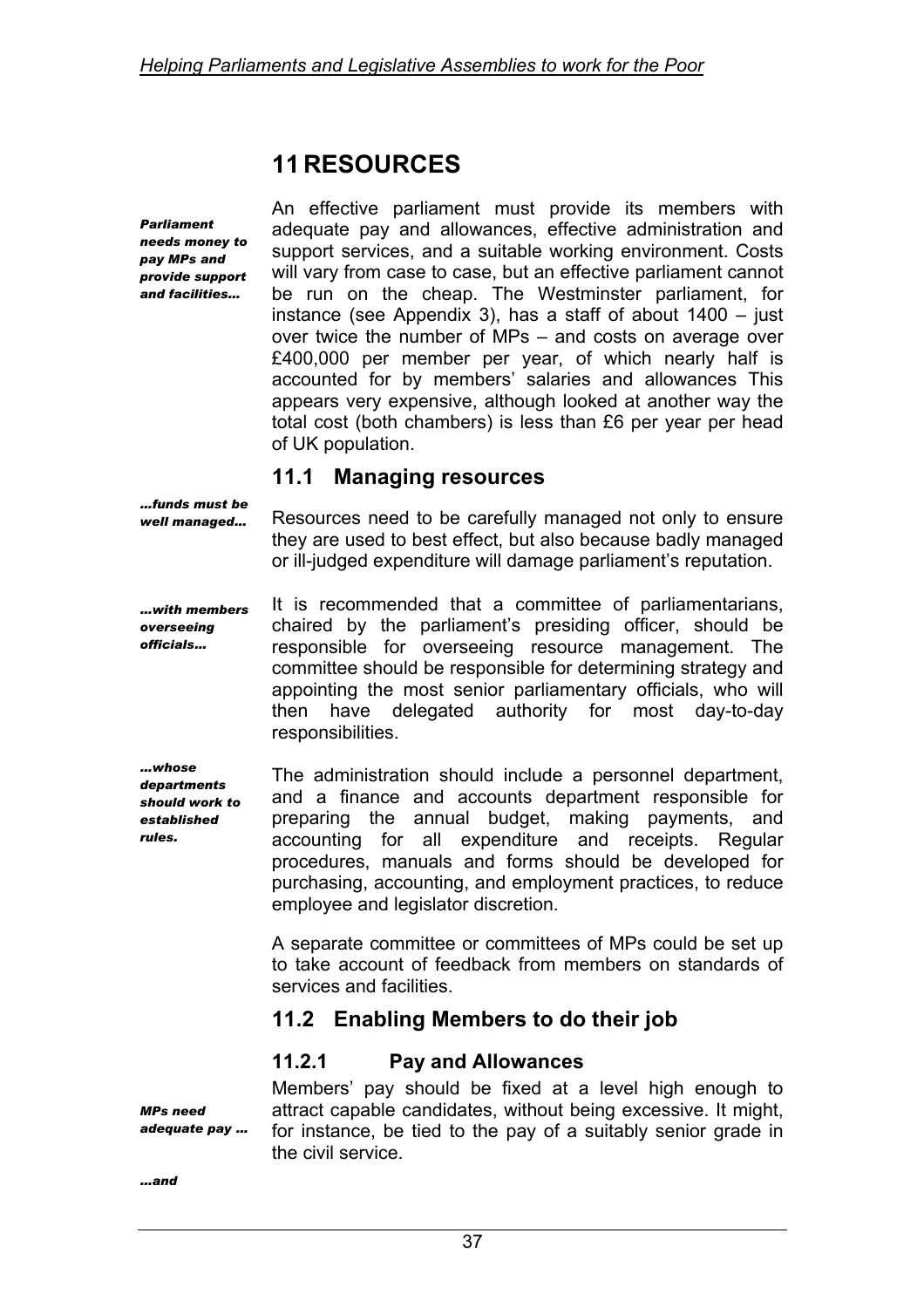# 11 RESOURCES

*Parliament needs money to pay MPs and provide support and facilities...*

An effective parliament must provide its members with adequate pay and allowances, effective administration and support services, and a suitable working environment. Costs will vary from case to case, but an effective parliament cannot be run on the cheap. The Westminster parliament, for instance (see Appendix 3), has a staff of about 1400 – just over twice the number of MPs – and costs on average over £400,000 per member per year, of which nearly half is accounted for by members' salaries and allowances This appears very expensive, although looked at another way the total cost (both chambers) is less than £6 per year per head of UK population.

## 11.1 Managing resources

*...funds must be well managed...*

Resources need to be carefully managed not only to ensure they are used to best effect, but also because badly managed or ill-judged expenditure will damage parliament's reputation.

*...with members overseeing officials...*

It is recommended that a committee of parliamentarians, chaired by the parliament's presiding officer, should be responsible for overseeing resource management. The committee should be responsible for determining strategy and appointing the most senior parliamentary officials, who will then have delegated authority for most day-to-day responsibilities.

*...whose departments should work to established rules.*

The administration should include a personnel department, and a finance and accounts department responsible for preparing the annual budget, making payments, and accounting for all expenditure and receipts. Regular procedures, manuals and forms should be developed for purchasing, accounting, and employment practices, to reduce employee and legislator discretion.

A separate committee or committees of MPs could be set up to take account of feedback from members on standards of services and facilities.

## 11.2 Enabling Members to do their job

### 11.2.1 Pay and Allowances

*MPs need adequate pay ...*

Members' pay should be fixed at a level high enough to attract capable candidates, without being excessive. It might, for instance, be tied to the pay of a suitably senior grade in the civil service.

*...and*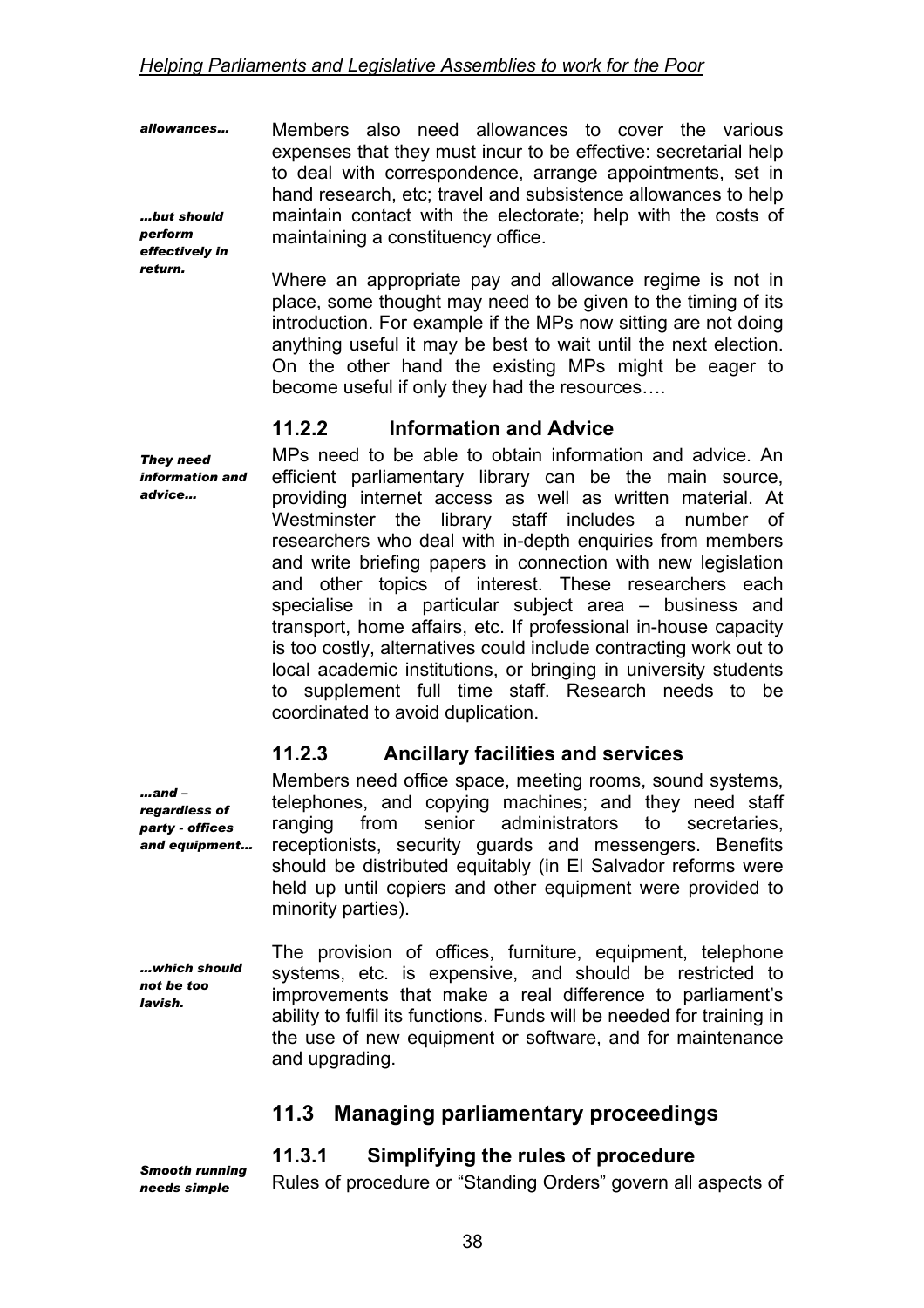*allowances…*

*…but should perform effectively in return.*

Members also need allowances to cover the various expenses that they must incur to be effective: secretarial help to deal with correspondence, arrange appointments, set in hand research, etc; travel and subsistence allowances to help maintain contact with the electorate; help with the costs of maintaining a constituency office.

Where an appropriate pay and allowance regime is not in place, some thought may need to be given to the timing of its introduction. For example if the MPs now sitting are not doing anything useful it may be best to wait until the next election. On the other hand the existing MPs might be eager to become useful if only they had the resources….

### 11.2.2 Information and Advice

*They need information and advice…*

MPs need to be able to obtain information and advice. An efficient parliamentary library can be the main source, providing internet access as well as written material. At Westminster the library staff includes a number of researchers who deal with in-depth enquiries from members and write briefing papers in connection with new legislation and other topics of interest. These researchers each specialise in a particular subject area – business and transport, home affairs, etc. If professional in-house capacity is too costly, alternatives could include contracting work out to local academic institutions, or bringing in university students to supplement full time staff. Research needs to be coordinated to avoid duplication.

### 11.2.3 Ancillary facilities and services

*…and – regardless of party - offices and equipment…*

Members need office space, meeting rooms, sound systems, telephones, and copying machines; and they need staff ranging from senior administrators to secretaries, receptionists, security guards and messengers. Benefits should be distributed equitably (in El Salvador reforms were held up until copiers and other equipment were provided to minority parties).

*…which should not be too lavish.*

The provision of offices, furniture, equipment, telephone systems, etc. is expensive, and should be restricted to improvements that make a real difference to parliament's ability to fulfil its functions. Funds will be needed for training in the use of new equipment or software, and for maintenance and upgrading.

## 11.3 Managing parliamentary proceedings

### 11.3.1 Simplifying the rules of procedure

*Smooth running needs simple*

Rules of procedure or "Standing Orders" govern all aspects of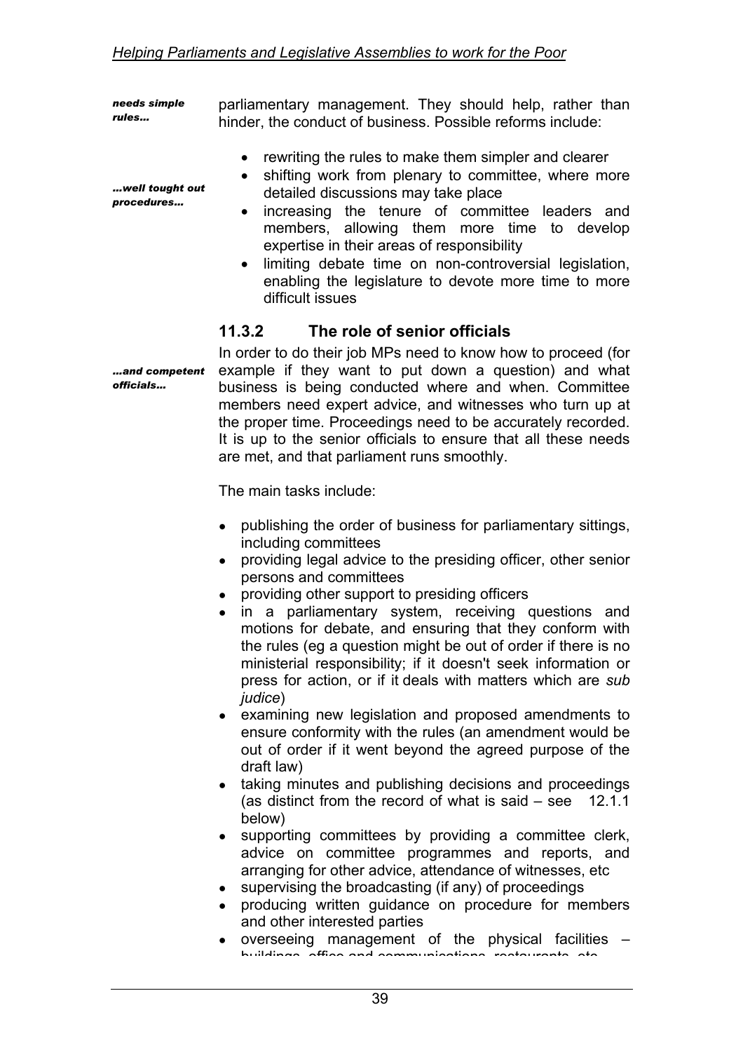*needs simple rules…*

parliamentary management. They should help, rather than hinder, the conduct of business. Possible reforms include:

*…well tought out procedures…*

- rewriting the rules to make them simpler and clearer
- shifting work from plenary to committee, where more detailed discussions may take place
- increasing the tenure of committee leaders and members, allowing them more time to develop expertise in their areas of responsibility
- limiting debate time on non-controversial legislation, enabling the legislature to devote more time to more difficult issues

### 11.3.2 The role of senior officials

*…and competent officials…*

In order to do their job MPs need to know how to proceed (for example if they want to put down a question) and what business is being conducted where and when. Committee members need expert advice, and witnesses who turn up at the proper time. Proceedings need to be accurately recorded. It is up to the senior officials to ensure that all these needs are met, and that parliament runs smoothly.

The main tasks include:

- publishing the order of business for parliamentary sittings, including committees
- providing legal advice to the presiding officer, other senior persons and committees
- providing other support to presiding officers
- in a parliamentary system, receiving questions and motions for debate, and ensuring that they conform with the rules (eg a question might be out of order if there is no ministerial responsibility; if it doesn't seek information or press for action, or if it deals with matters which are *sub judice*)
- examining new legislation and proposed amendments to ensure conformity with the rules (an amendment would be out of order if it went beyond the agreed purpose of the draft law)
- taking minutes and publishing decisions and proceedings (as distinct from the record of what is said – see 12.1.1 below)
- supporting committees by providing a committee clerk, advice on committee programmes and reports, and arranging for other advice, attendance of witnesses, etc
- supervising the broadcasting (if any) of proceedings
- producing written guidance on procedure for members and other interested parties
- overseeing management of the physical facilities – buildings, office and communications, restaurants, etc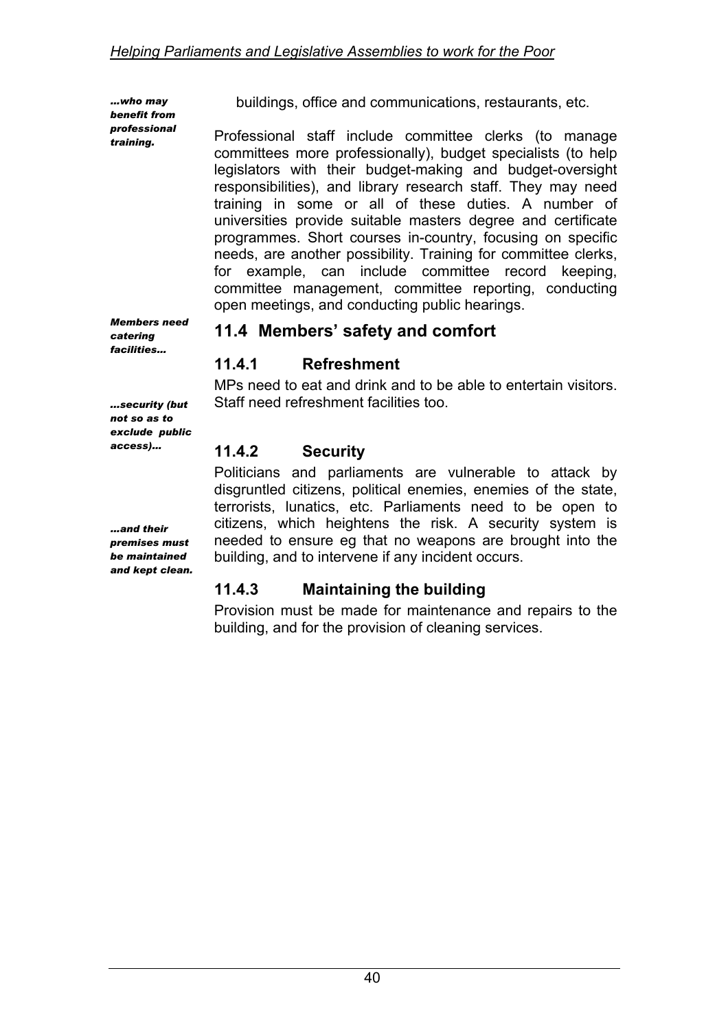*...who may benefit from professional training.*

buildings, office and communications, restaurants, etc.

Professional staff include committee clerks (to manage committees more professionally), budget specialists (to help legislators with their budget-making and budget-oversight responsibilities), and library research staff. They may need training in some or all of these duties. A number of universities provide suitable masters degree and certificate programmes. Short courses in-country, focusing on specific needs, are another possibility. Training for committee clerks, for example, can include committee record keeping, committee management, committee reporting, conducting open meetings, and conducting public hearings.

*Members need catering facilities...*

## 11.4 Members' safety and comfort

### 11.4.1 Refreshment

MPs need to eat and drink and to be able to entertain visitors. Staff need refreshment facilities too.

*...security (but not so as to exclude public access)...*

### 11.4.2 Security

Politicians and parliaments are vulnerable to attack by disgruntled citizens, political enemies, enemies of the state, terrorists, lunatics, etc. Parliaments need to be open to citizens, which heightens the risk. A security system is needed to ensure eg that no weapons are brought into the building, and to intervene if any incident occurs.

*...and their premises must be maintained and kept clean.*

### 11.4.3 Maintaining the building

Provision must be made for maintenance and repairs to the building, and for the provision of cleaning services.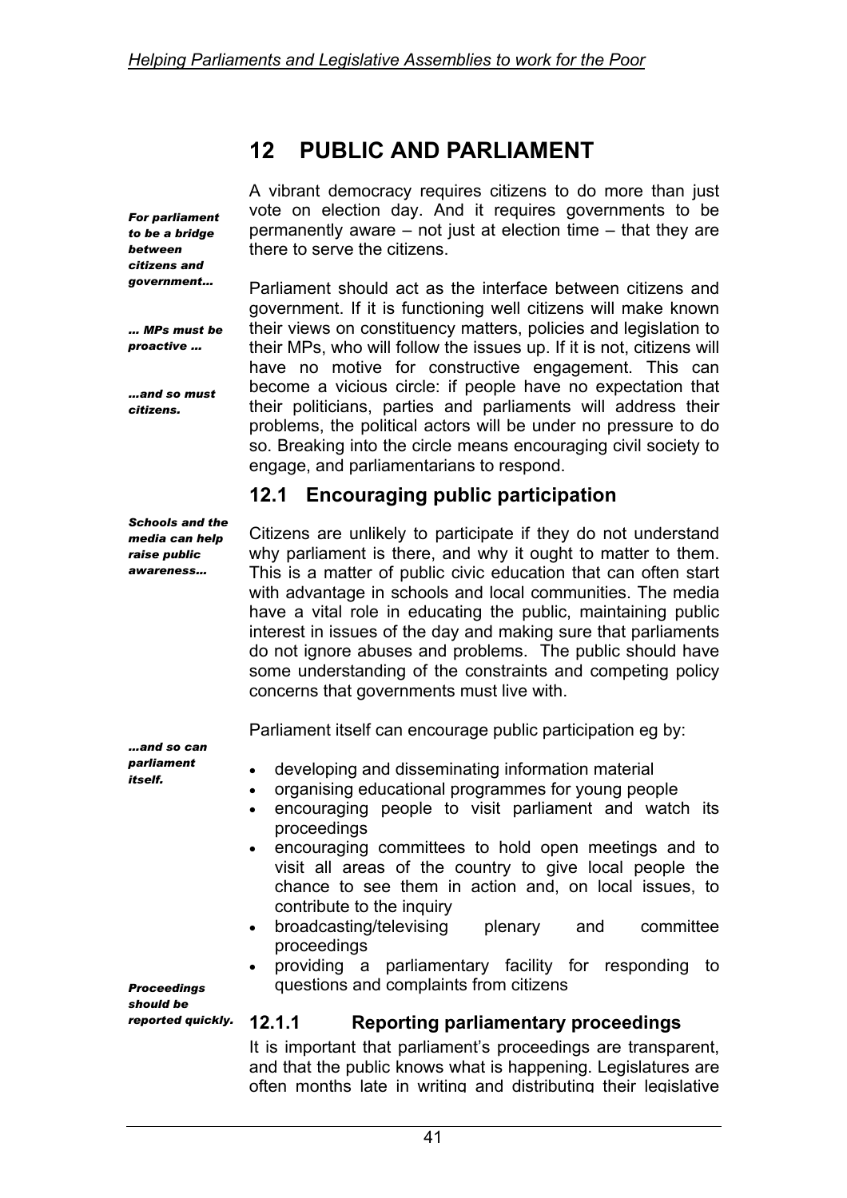# 12 PUBLIC AND PARLIAMENT

*For parliament to be a bridge between citizens and government…*

A vibrant democracy requires citizens to do more than just vote on election day. And it requires governments to be permanently aware – not just at election time – that they are there to serve the citizens.

*… MPs must be proactive …*

*…and so must citizens.*

Parliament should act as the interface between citizens and government. If it is functioning well citizens will make known their views on constituency matters, policies and legislation to their MPs, who will follow the issues up. If it is not, citizens will have no motive for constructive engagement. This can become a vicious circle: if people have no expectation that their politicians, parties and parliaments will address their problems, the political actors will be under no pressure to do so. Breaking into the circle means encouraging civil society to engage, and parliamentarians to respond.

## 12.1 Encouraging public participation

*Schools and the media can help raise public awareness…*

Citizens are unlikely to participate if they do not understand why parliament is there, and why it ought to matter to them. This is a matter of public civic education that can often start with advantage in schools and local communities. The media have a vital role in educating the public, maintaining public interest in issues of the day and making sure that parliaments do not ignore abuses and problems. The public should have some understanding of the constraints and competing policy concerns that governments must live with.

*…and so can parliament itself.*

Parliament itself can encourage public participation eg by:

- developing and disseminating information material
- organising educational programmes for young people
- encouraging people to visit parliament and watch its proceedings
- encouraging committees to hold open meetings and to visit all areas of the country to give local people the chance to see them in action and, on local issues, to contribute to the inquiry
- broadcasting/televising plenary and committee proceedings
- providing a parliamentary facility for responding to questions and complaints from citizens

*Proceedings should be reported quickly.*

### 12.1.1 Reporting parliamentary proceedings

It is important that parliament's proceedings are transparent, and that the public knows what is happening. Legislatures are often months late in writing and distributing their legislative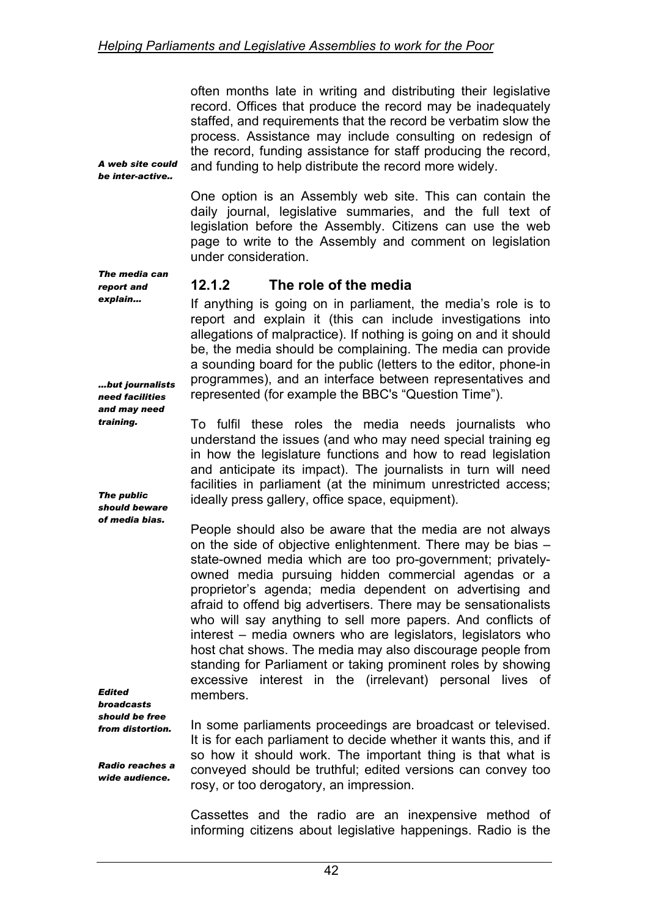often months late in writing and distributing their legislative record. Offices that produce the record may be inadequately staffed, and requirements that the record be verbatim slow the process. Assistance may include consulting on redesign of the record, funding assistance for staff producing the record, and funding to help distribute the record more widely.

*A web site could be inter-active..*

One option is an Assembly web site. This can contain the daily journal, legislative summaries, and the full text of legislation before the Assembly. Citizens can use the web page to write to the Assembly and comment on legislation under consideration.

*The media can report and explain…*

### 12.1.2 The role of the media

If anything is going on in parliament, the media's role is to report and explain it (this can include investigations into allegations of malpractice). If nothing is going on and it should be, the media should be complaining. The media can provide a sounding board for the public (letters to the editor, phone-in programmes), and an interface between representatives and represented (for example the BBC's "Question Time").

*…but journalists need facilities and may need training.*

To fulfil these roles the media needs journalists who understand the issues (and who may need special training eg in how the legislature functions and how to read legislation and anticipate its impact). The journalists in turn will need facilities in parliament (at the minimum unrestricted access; ideally press gallery, office space, equipment).

*The public should beware of media bias.*

People should also be aware that the media are not always on the side of objective enlightenment. There may be bias – state-owned media which are too pro-government; privately-owned media pursuing hidden commercial agendas or a proprietor's agenda; media dependent on advertising and afraid to offend big advertisers. There may be sensationalists who will say anything to sell more papers. And conflicts of interest – media owners who are legislators, legislators who host chat shows. The media may also discourage people from standing for Parliament or taking prominent roles by showing excessive interest in the (irrelevant) personal lives of members.

*Edited broadcasts should be free from distortion.*

In some parliaments proceedings are broadcast or televised. It is for each parliament to decide whether it wants this, and if so how it should work. The important thing is that what is conveyed should be truthful; edited versions can convey too rosy, or too derogatory, an impression.

*Radio reaches a wide audience.*

Cassettes and the radio are an inexpensive method of informing citizens about legislative happenings. Radio is the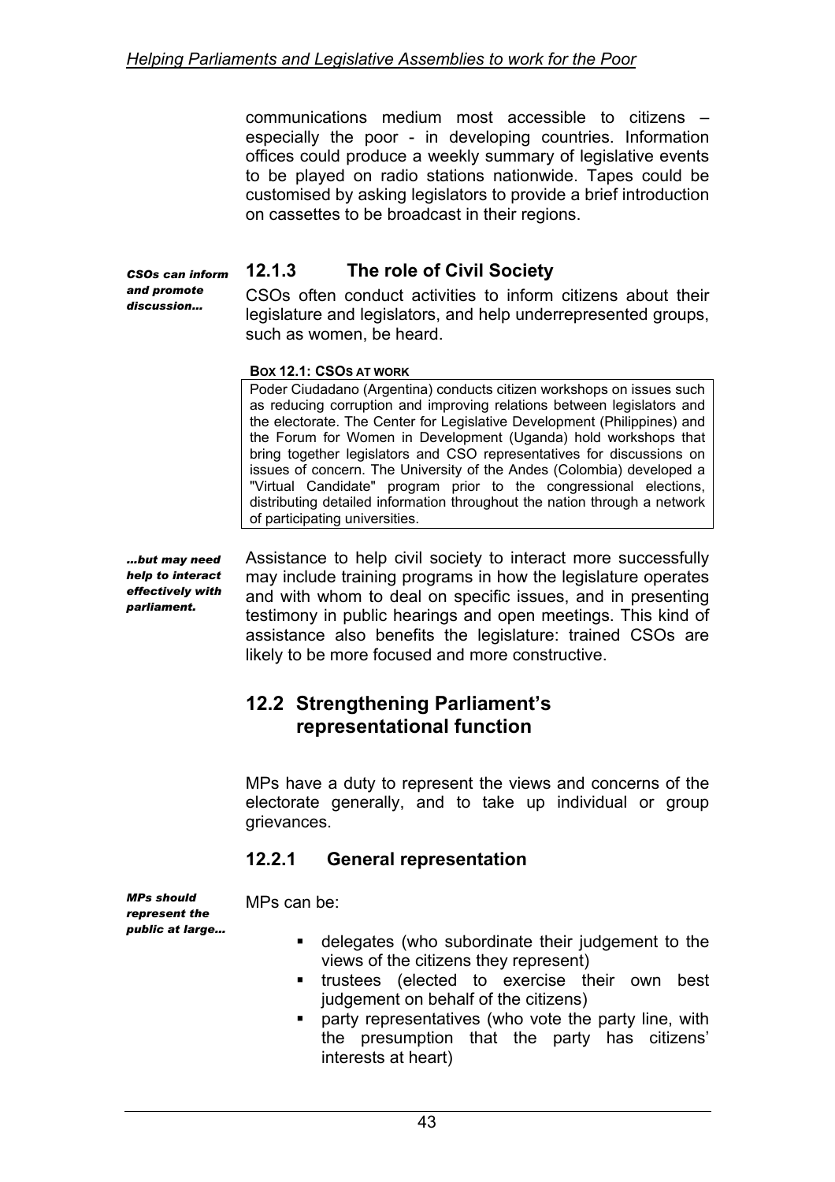communications medium most accessible to citizens – especially the poor - in developing countries. Information offices could produce a weekly summary of legislative events to be played on radio stations nationwide. Tapes could be customised by asking legislators to provide a brief introduction on cassettes to be broadcast in their regions.

*CSOs can inform and promote discussion…*

### 12.1.3 The role of Civil Society

CSOs often conduct activities to inform citizens about their legislature and legislators, and help underrepresented groups, such as women, be heard.

**BOX 12.1: CSOS AT WORK**

| Poder Ciudadano (Argentina) conducts citizen workshops on issues such as reducing corruption and improving relations between legislators and the electorate. The Center for Legislative Development (Philippines) and the Forum for Women in Development (Uganda) hold workshops that bring together legislators and CSO representatives for discussions on issues of concern. The University of the Andes (Colombia) developed a "Virtual Candidate" program prior to the congressional elections, distributing detailed information throughout the nation through a network of participating universities. |
|---|

*…but may need help to interact effectively with parliament.*

Assistance to help civil society to interact more successfully may include training programs in how the legislature operates and with whom to deal on specific issues, and in presenting testimony in public hearings and open meetings. This kind of assistance also benefits the legislature: trained CSOs are likely to be more focused and more constructive.

## 12.2 Strengthening Parliament's representational function

MPs have a duty to represent the views and concerns of the electorate generally, and to take up individual or group grievances.

### 12.2.1 General representation

*MPs should represent the public at large…*

MPs can be:

- delegates (who subordinate their judgement to the views of the citizens they represent)
- trustees (elected to exercise their own best judgement on behalf of the citizens)
- party representatives (who vote the party line, with the presumption that the party has citizens' interests at heart)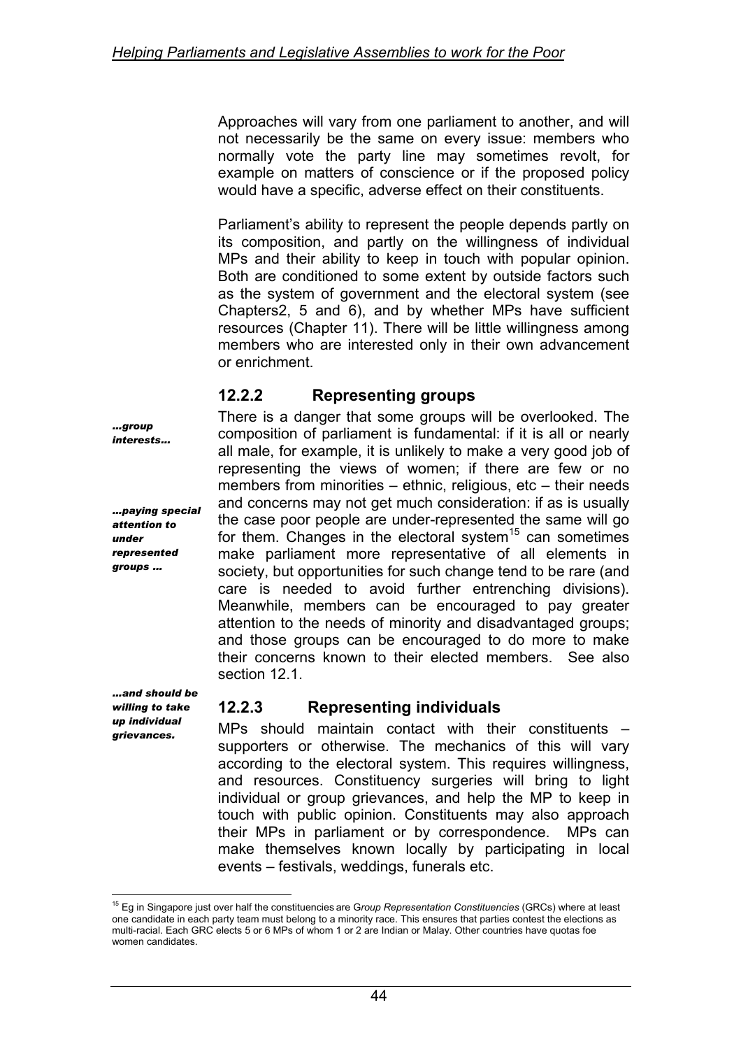Approaches will vary from one parliament to another, and will not necessarily be the same on every issue: members who normally vote the party line may sometimes revolt, for example on matters of conscience or if the proposed policy would have a specific, adverse effect on their constituents.

Parliament's ability to represent the people depends partly on its composition, and partly on the willingness of individual MPs and their ability to keep in touch with popular opinion. Both are conditioned to some extent by outside factors such as the system of government and the electoral system (see Chapters2, 5 and 6), and by whether MPs have sufficient resources (Chapter 11). There will be little willingness among members who are interested only in their own advancement or enrichment.

### 12.2.2 Representing groups

***…group interests…***

***…paying special attention to under represented groups …***

There is a danger that some groups will be overlooked. The composition of parliament is fundamental: if it is all or nearly all male, for example, it is unlikely to make a very good job of representing the views of women; if there are few or no members from minorities – ethnic, religious, etc – their needs and concerns may not get much consideration: if as is usually the case poor people are under-represented the same will go for them. Changes in the electoral system[15] can sometimes make parliament more representative of all elements in society, but opportunities for such change tend to be rare (and care is needed to avoid further entrenching divisions). Meanwhile, members can be encouraged to pay greater attention to the needs of minority and disadvantaged groups; and those groups can be encouraged to do more to make their concerns known to their elected members. See also section 12.1.

***…and should be willing to take up individual grievances.***

### 12.2.3 Representing individuals

MPs should maintain contact with their constituents – supporters or otherwise. The mechanics of this will vary according to the electoral system. This requires willingness, and resources. Constituency surgeries will bring to light individual or group grievances, and help the MP to keep in touch with public opinion. Constituents may also approach their MPs in parliament or by correspondence. MPs can make themselves known locally by participating in local events – festivals, weddings, funerals etc.

---

[15] Eg in Singapore just over half the constituencies are G*roup Representation Constituencies* (GRCs) where at least one candidate in each party team must belong to a minority race. This ensures that parties contest the elections as multi-racial. Each GRC elects 5 or 6 MPs of whom 1 or 2 are Indian or Malay. Other countries have quotas foe women candidates.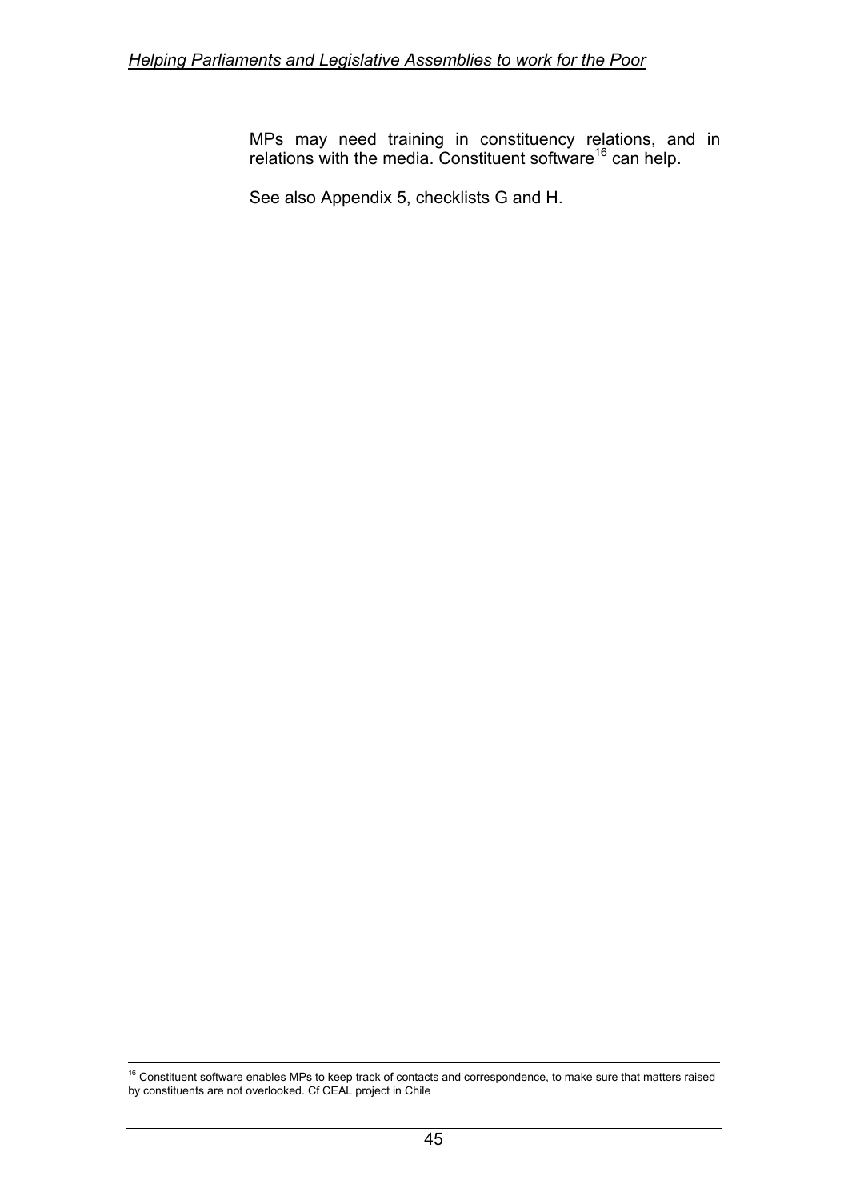MPs may need training in constituency relations, and in relations with the media. Constituent software[16] can help.

See also Appendix 5, checklists G and H.

---

[16] Constituent software enables MPs to keep track of contacts and correspondence, to make sure that matters raised by constituents are not overlooked. Cf CEAL project in Chile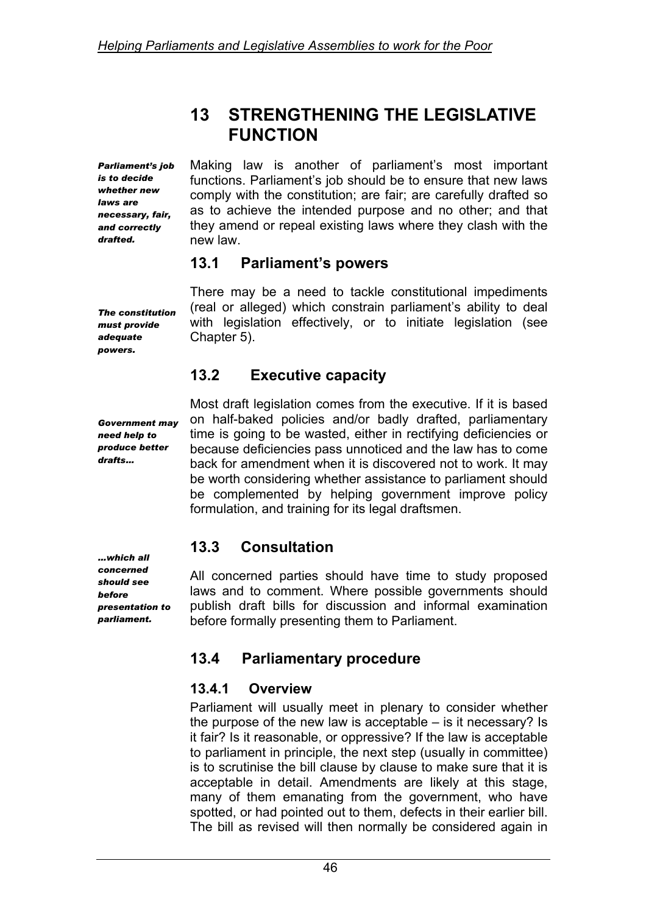# 13 STRENGTHENING THE LEGISLATIVE FUNCTION

***Parliament's job is to decide whether new laws are necessary, fair, and correctly drafted.***

Making law is another of parliament's most important functions. Parliament's job should be to ensure that new laws comply with the constitution; are fair; are carefully drafted so as to achieve the intended purpose and no other; and that they amend or repeal existing laws where they clash with the new law.

## 13.1 Parliament's powers

***The constitution must provide adequate powers.***

There may be a need to tackle constitutional impediments (real or alleged) which constrain parliament's ability to deal with legislation effectively, or to initiate legislation (see Chapter 5).

## 13.2 Executive capacity

***Government may need help to produce better drafts…***

Most draft legislation comes from the executive. If it is based on half-baked policies and/or badly drafted, parliamentary time is going to be wasted, either in rectifying deficiencies or because deficiencies pass unnoticed and the law has to come back for amendment when it is discovered not to work. It may be worth considering whether assistance to parliament should be complemented by helping government improve policy formulation, and training for its legal draftsmen.

## 13.3 Consultation

***…which all concerned should see before presentation to parliament.***

All concerned parties should have time to study proposed laws and to comment. Where possible governments should publish draft bills for discussion and informal examination before formally presenting them to Parliament.

## 13.4 Parliamentary procedure

### 13.4.1 Overview

Parliament will usually meet in plenary to consider whether the purpose of the new law is acceptable – is it necessary? Is it fair? Is it reasonable, or oppressive? If the law is acceptable to parliament in principle, the next step (usually in committee) is to scrutinise the bill clause by clause to make sure that it is acceptable in detail. Amendments are likely at this stage, many of them emanating from the government, who have spotted, or had pointed out to them, defects in their earlier bill. The bill as revised will then normally be considered again in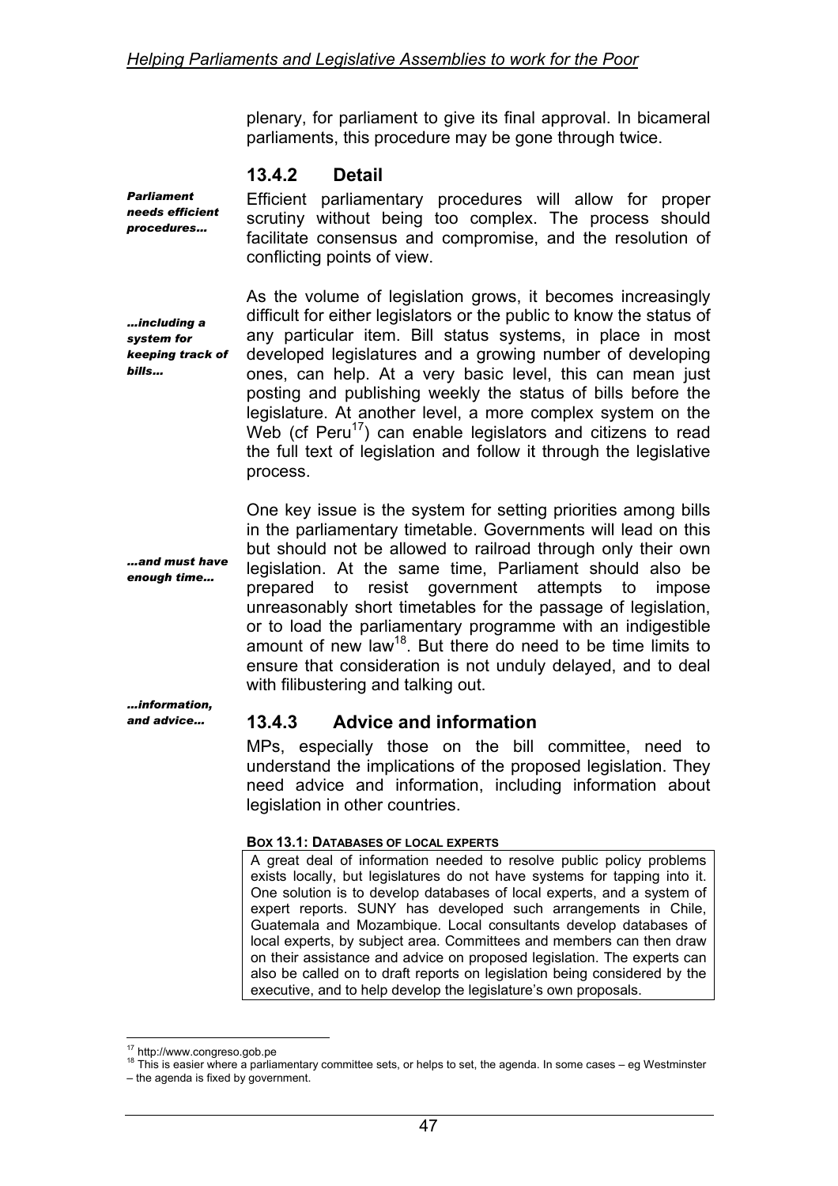plenary, for parliament to give its final approval. In bicameral parliaments, this procedure may be gone through twice.

### 13.4.2 Detail

*Parliament needs efficient procedures…*

Efficient parliamentary procedures will allow for proper scrutiny without being too complex. The process should facilitate consensus and compromise, and the resolution of conflicting points of view.

*…including a system for keeping track of bills…*

As the volume of legislation grows, it becomes increasingly difficult for either legislators or the public to know the status of any particular item. Bill status systems, in place in most developed legislatures and a growing number of developing ones, can help. At a very basic level, this can mean just posting and publishing weekly the status of bills before the legislature. At another level, a more complex system on the Web (cf Peru[17]) can enable legislators and citizens to read the full text of legislation and follow it through the legislative process.

*…and must have enough time…*

One key issue is the system for setting priorities among bills in the parliamentary timetable. Governments will lead on this but should not be allowed to railroad through only their own legislation. At the same time, Parliament should also be prepared to resist government attempts to impose unreasonably short timetables for the passage of legislation, or to load the parliamentary programme with an indigestible amount of new law[18]. But there do need to be time limits to ensure that consideration is not unduly delayed, and to deal with filibustering and talking out.

*…information, and advice…*

### 13.4.3 Advice and information

MPs, especially those on the bill committee, need to understand the implications of the proposed legislation. They need advice and information, including information about legislation in other countries.

**BOX 13.1: DATABASES OF LOCAL EXPERTS**

A great deal of information needed to resolve public policy problems exists locally, but legislatures do not have systems for tapping into it. One solution is to develop databases of local experts, and a system of expert reports. SUNY has developed such arrangements in Chile, Guatemala and Mozambique. Local consultants develop databases of local experts, by subject area. Committees and members can then draw on their assistance and advice on proposed legislation. The experts can also be called on to draft reports on legislation being considered by the executive, and to help develop the legislature's own proposals.

---

[17] http://www.congreso.gob.pe

[18] This is easier where a parliamentary committee sets, or helps to set, the agenda. In some cases – eg Westminster – the agenda is fixed by government.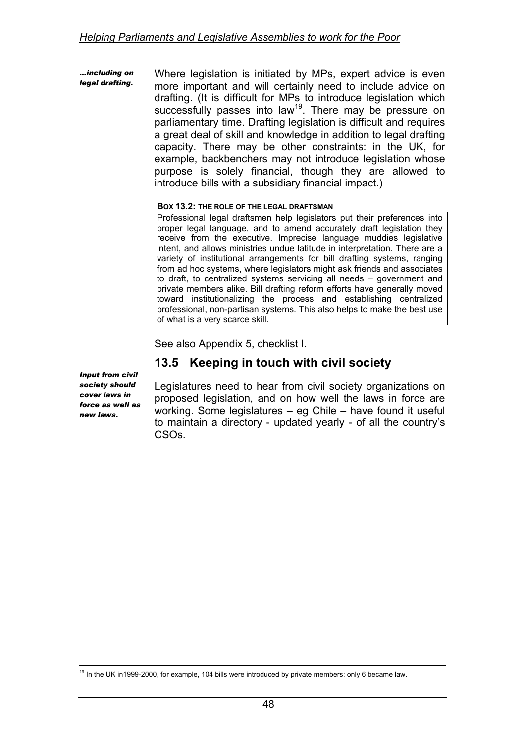*...including on legal drafting.*

Where legislation is initiated by MPs, expert advice is even more important and will certainly need to include advice on drafting. (It is difficult for MPs to introduce legislation which successfully passes into law[19]. There may be pressure on parliamentary time. Drafting legislation is difficult and requires a great deal of skill and knowledge in addition to legal drafting capacity. There may be other constraints: in the UK, for example, backbenchers may not introduce legislation whose purpose is solely financial, though they are allowed to introduce bills with a subsidiary financial impact.)

**BOX 13.2: THE ROLE OF THE LEGAL DRAFTSMAN**

> Professional legal draftsmen help legislators put their preferences into proper legal language, and to amend accurately draft legislation they receive from the executive. Imprecise language muddies legislative intent, and allows ministries undue latitude in interpretation. There are a variety of institutional arrangements for bill drafting systems, ranging from ad hoc systems, where legislators might ask friends and associates to draft, to centralized systems servicing all needs – government and private members alike. Bill drafting reform efforts have generally moved toward institutionalizing the process and establishing centralized professional, non-partisan systems. This also helps to make the best use of what is a very scarce skill.

See also Appendix 5, checklist I.

## 13.5 Keeping in touch with civil society

*Input from civil society should cover laws in force as well as new laws.*

Legislatures need to hear from civil society organizations on proposed legislation, and on how well the laws in force are working. Some legislatures – eg Chile – have found it useful to maintain a directory - updated yearly - of all the country's CSOs.

---

[19] In the UK in1999-2000, for example, 104 bills were introduced by private members: only 6 became law.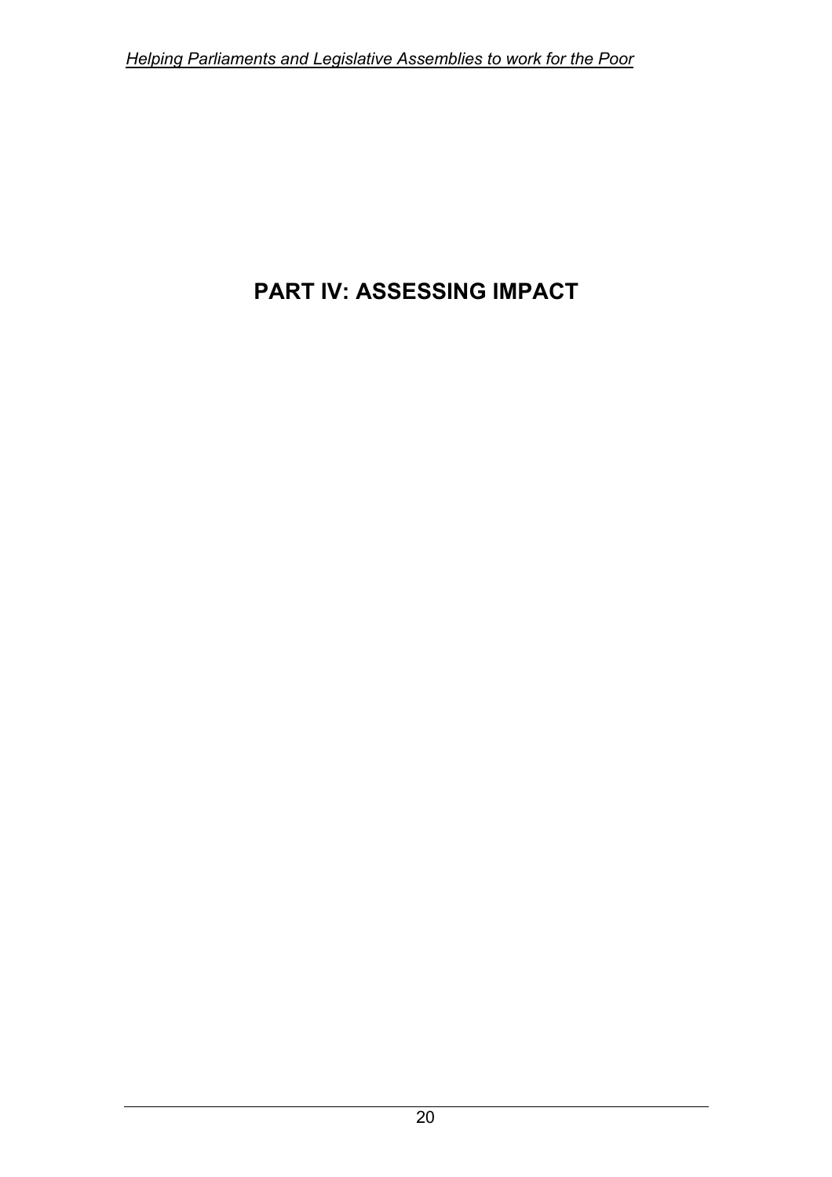# PART IV: ASSESSING IMPACT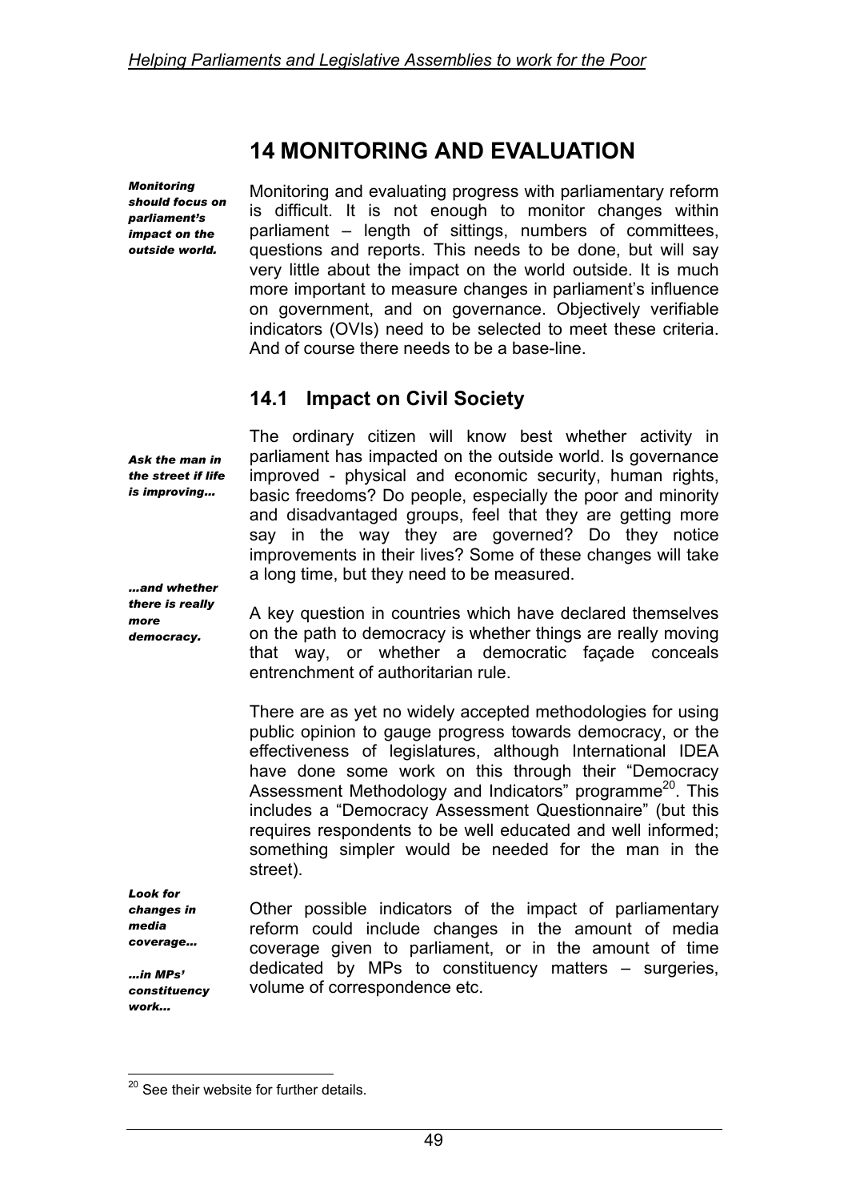# 14 MONITORING AND EVALUATION

***Monitoring should focus on parliament's impact on the outside world.***

Monitoring and evaluating progress with parliamentary reform is difficult. It is not enough to monitor changes within parliament – length of sittings, numbers of committees, questions and reports. This needs to be done, but will say very little about the impact on the world outside. It is much more important to measure changes in parliament's influence on government, and on governance. Objectively verifiable indicators (OVIs) need to be selected to meet these criteria. And of course there needs to be a base-line.

## 14.1 Impact on Civil Society

***Ask the man in the street if life is improving…***

The ordinary citizen will know best whether activity in parliament has impacted on the outside world. Is governance improved - physical and economic security, human rights, basic freedoms? Do people, especially the poor and minority and disadvantaged groups, feel that they are getting more say in the way they are governed? Do they notice improvements in their lives? Some of these changes will take a long time, but they need to be measured.

***…and whether there is really more democracy.***

A key question in countries which have declared themselves on the path to democracy is whether things are really moving that way, or whether a democratic façade conceals entrenchment of authoritarian rule.

There are as yet no widely accepted methodologies for using public opinion to gauge progress towards democracy, or the effectiveness of legislatures, although International IDEA have done some work on this through their "Democracy Assessment Methodology and Indicators" programme[20]. This includes a "Democracy Assessment Questionnaire" (but this requires respondents to be well educated and well informed; something simpler would be needed for the man in the street).

***Look for changes in media coverage…***

***…in MPs' constituency work…***

Other possible indicators of the impact of parliamentary reform could include changes in the amount of media coverage given to parliament, or in the amount of time dedicated by MPs to constituency matters – surgeries, volume of correspondence etc.

[20] See their website for further details.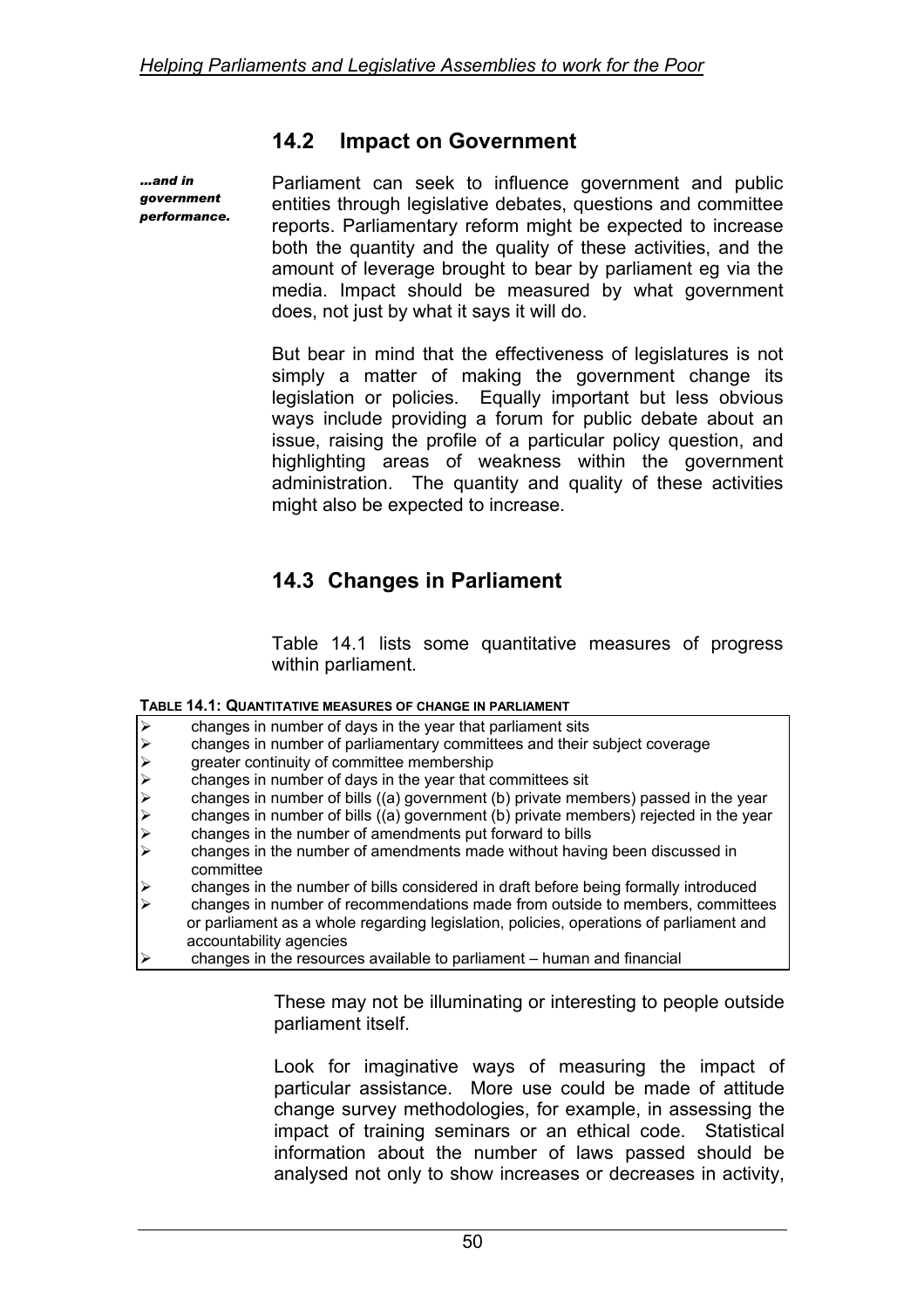## 14.2 Impact on Government

*...and in government performance.*

Parliament can seek to influence government and public entities through legislative debates, questions and committee reports. Parliamentary reform might be expected to increase both the quantity and the quality of these activities, and the amount of leverage brought to bear by parliament eg via the media. Impact should be measured by what government does, not just by what it says it will do.

But bear in mind that the effectiveness of legislatures is not simply a matter of making the government change its legislation or policies. Equally important but less obvious ways include providing a forum for public debate about an issue, raising the profile of a particular policy question, and highlighting areas of weakness within the government administration. The quantity and quality of these activities might also be expected to increase.

## 14.3 Changes in Parliament

Table 14.1 lists some quantitative measures of progress within parliament.

**TABLE 14.1: QUANTITATIVE MEASURES OF CHANGE IN PARLIAMENT**

- changes in number of days in the year that parliament sits
- changes in number of parliamentary committees and their subject coverage
- greater continuity of committee membership
- changes in number of days in the year that committees sit
- changes in number of bills ((a) government (b) private members) passed in the year
- changes in number of bills ((a) government (b) private members) rejected in the year
- changes in the number of amendments put forward to bills
- changes in the number of amendments made without having been discussed in committee
- changes in the number of bills considered in draft before being formally introduced
- changes in number of recommendations made from outside to members, committees or parliament as a whole regarding legislation, policies, operations of parliament and accountability agencies
- changes in the resources available to parliament – human and financial

These may not be illuminating or interesting to people outside parliament itself.

Look for imaginative ways of measuring the impact of particular assistance. More use could be made of attitude change survey methodologies, for example, in assessing the impact of training seminars or an ethical code. Statistical information about the number of laws passed should be analysed not only to show increases or decreases in activity,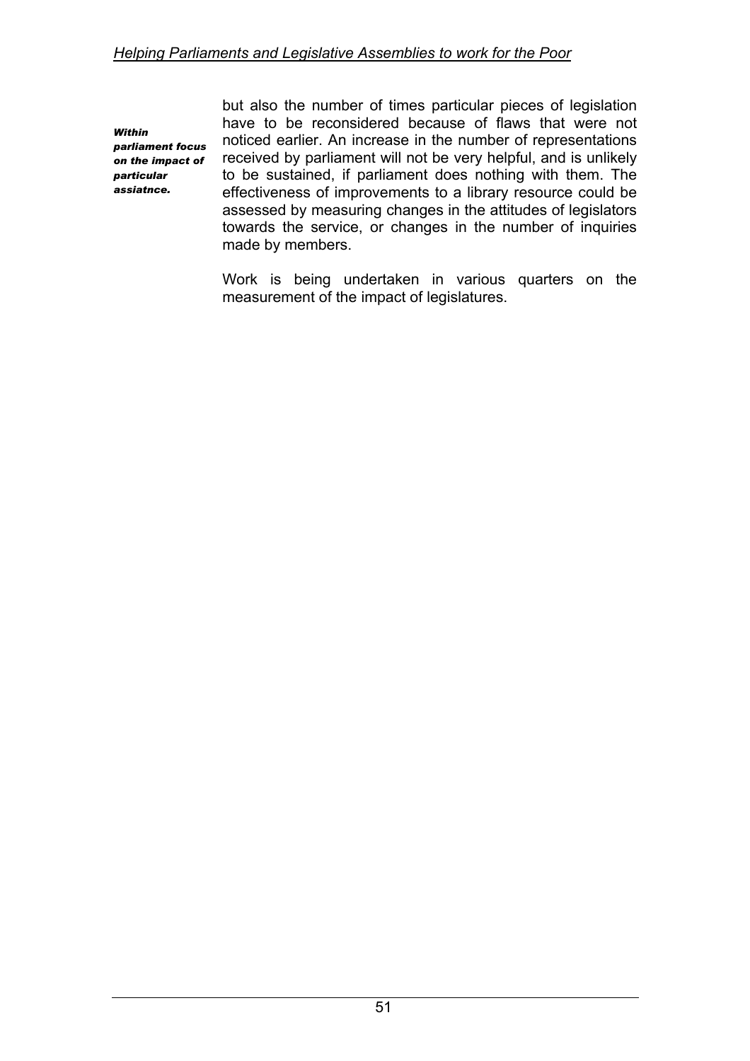*Within parliament focus on the impact of particular assiatnce.*

but also the number of times particular pieces of legislation have to be reconsidered because of flaws that were not noticed earlier. An increase in the number of representations received by parliament will not be very helpful, and is unlikely to be sustained, if parliament does nothing with them. The effectiveness of improvements to a library resource could be assessed by measuring changes in the attitudes of legislators towards the service, or changes in the number of inquiries made by members.

Work is being undertaken in various quarters on the measurement of the impact of legislatures.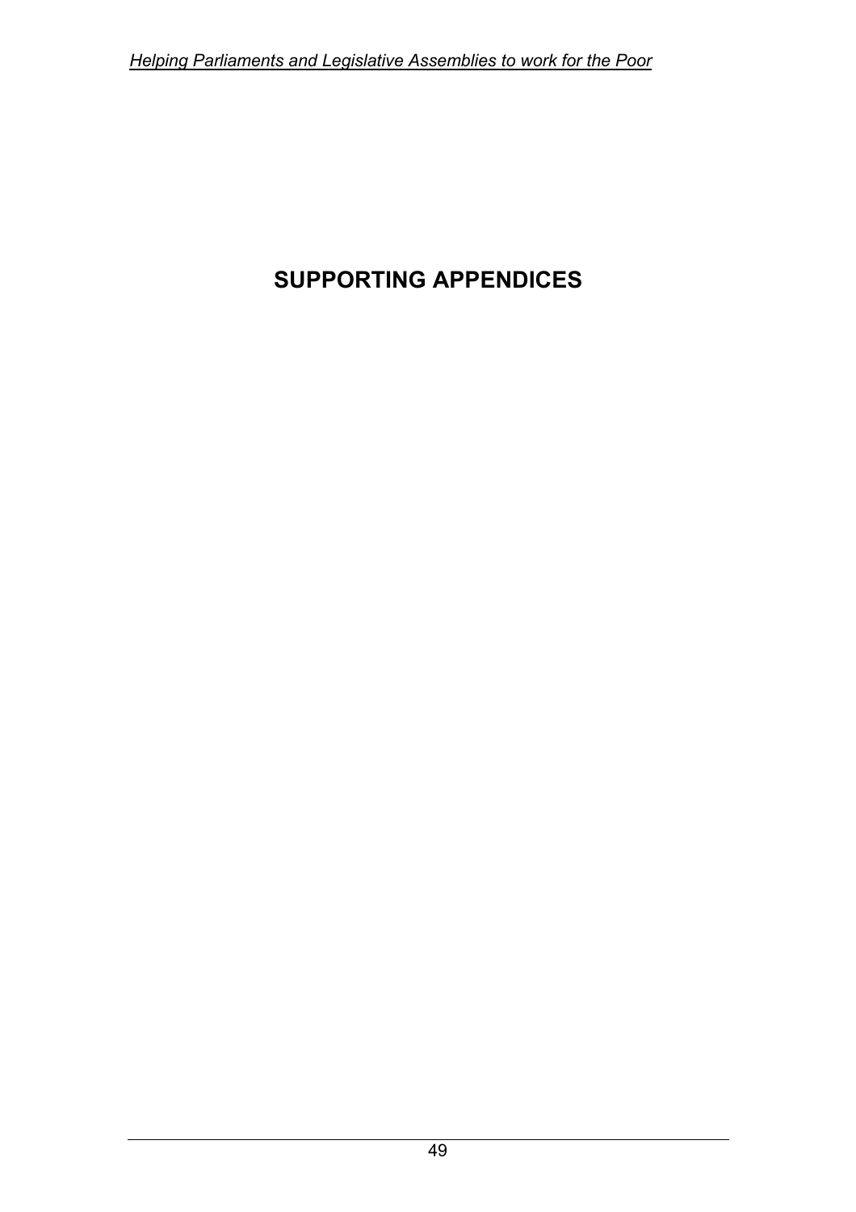# SUPPORTING APPENDICES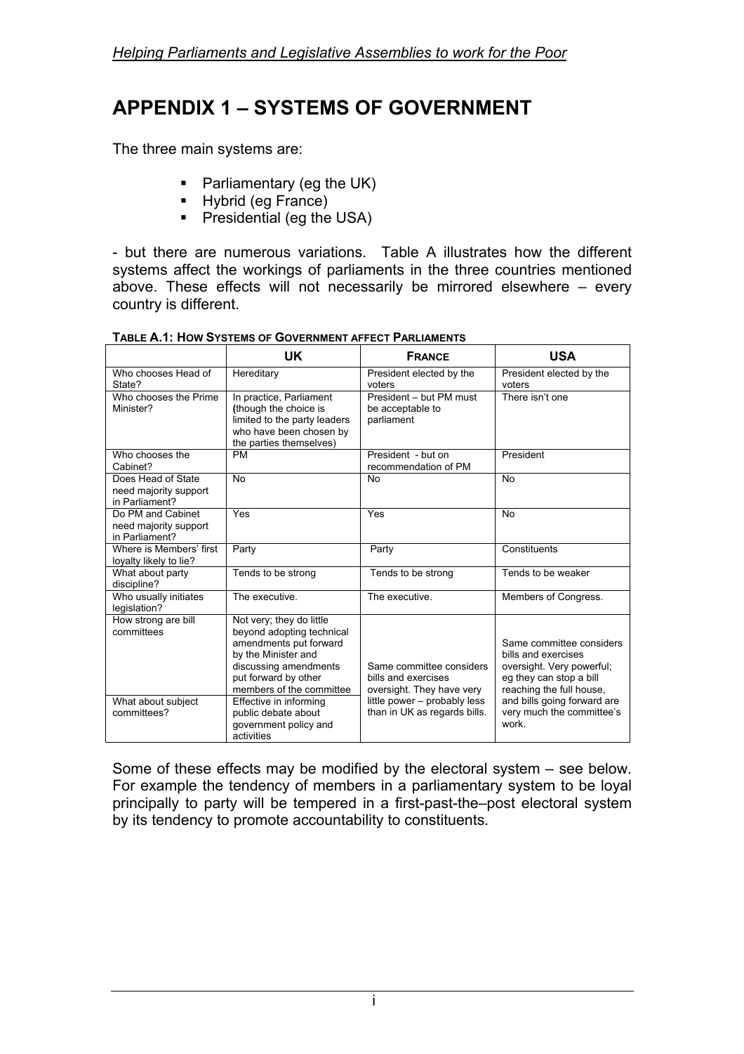# APPENDIX 1 – SYSTEMS OF GOVERNMENT

The three main systems are:

- Parliamentary (eg the UK)
- Hybrid (eg France)
- Presidential (eg the USA)

- but there are numerous variations. Table A illustrates how the different systems affect the workings of parliaments in the three countries mentioned above. These effects will not necessarily be mirrored elsewhere – every country is different.

**TABLE A.1: HOW SYSTEMS OF GOVERNMENT AFFECT PARLIAMENTS**

| | UK | FRANCE | USA |
|---|---|---|---|
| Who chooses Head of State? | Hereditary | President elected by the voters | President elected by the voters |
| Who chooses the Prime Minister? | In practice, Parliament (though the choice is limited to the party leaders who have been chosen by the parties themselves) | President – but PM must be acceptable to parliament | There isn't one |
| Who chooses the Cabinet? | PM | President - but on recommendation of PM | President |
| Does Head of State need majority support in Parliament? | No | No | No |
| Do PM and Cabinet need majority support in Parliament? | Yes | Yes | No |
| Where is Members' first loyalty likely to lie? | Party | Party | Constituents |
| What about party discipline? | Tends to be strong | Tends to be strong | Tends to be weaker |
| Who usually initiates legislation? | The executive. | The executive. | Members of Congress. |
| How strong are bill committees | Not very; they do little beyond adopting technical amendments put forward by the Minister and discussing amendments put forward by other members of the committee | Same committee considers bills and exercises oversight. They have very little power – probably less than in UK as regards bills. | Same committee considers bills and exercises oversight. Very powerful; eg they can stop a bill reaching the full house, and bills going forward are very much the committee's work. |
| What about subject committees? | Effective in informing public debate about government policy and activities | | |

Some of these effects may be modified by the electoral system – see below. For example the tendency of members in a parliamentary system to be loyal principally to party will be tempered in a first-past-the–post electoral system by its tendency to promote accountability to constituents.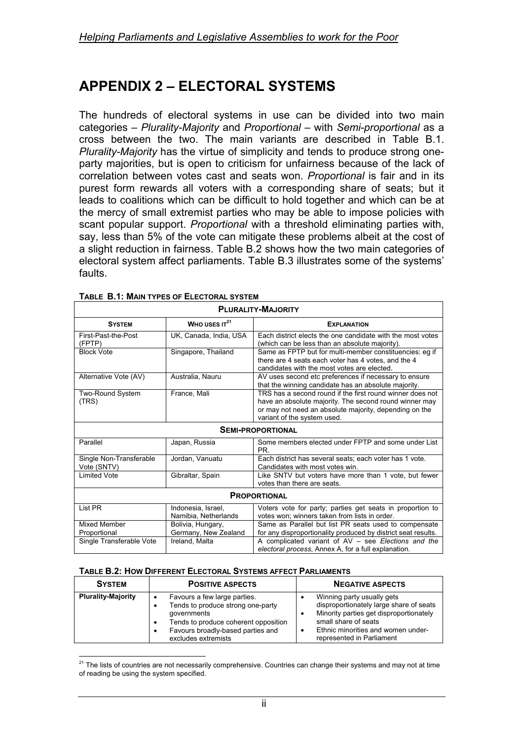# APPENDIX 2 – ELECTORAL SYSTEMS

The hundreds of electoral systems in use can be divided into two main categories – *Plurality-Majority* and *Proportional* – with *Semi-proportional* as a cross between the two. The main variants are described in Table B.1. *Plurality-Majority* has the virtue of simplicity and tends to produce strong one-party majorities, but is open to criticism for unfairness because of the lack of correlation between votes cast and seats won. *Proportional* is fair and in its purest form rewards all voters with a corresponding share of seats; but it leads to coalitions which can be difficult to hold together and which can be at the mercy of small extremist parties who may be able to impose policies with scant popular support. *Proportional* with a threshold eliminating parties with, say, less than 5% of the vote can mitigate these problems albeit at the cost of a slight reduction in fairness. Table B.2 shows how the two main categories of electoral system affect parliaments. Table B.3 illustrates some of the systems' faults.

**TABLE B.1: MAIN TYPES OF ELECTORAL SYSTEM**

| **PLURALITY-MAJORITY** | | |
|---|---|---|
| **SYSTEM** | **WHO USES IT**[21] | **EXPLANATION** |
| First-Past-the-Post (FPTP) | UK, Canada, India, USA | Each district elects the one candidate with the most votes (which can be less than an absolute majority). |
| Block Vote | Singapore, Thailand | Same as FPTP but for multi-member constituencies: eg if there are 4 seats each voter has 4 votes, and the 4 candidates with the most votes are elected. |
| Alternative Vote (AV) | Australia, Nauru | AV uses second etc preferences if necessary to ensure that the winning candidate has an absolute majority. |
| Two-Round System (TRS) | France, Mali | TRS has a second round if the first round winner does not have an absolute majority. The second round winner may or may not need an absolute majority, depending on the variant of the system used. |
| **SEMI-PROPORTIONAL** | | |
| Parallel | Japan, Russia | Some members elected under FPTP and some under List PR. |
| Single Non-Transferable Vote (SNTV) | Jordan, Vanuatu | Each district has several seats; each voter has 1 vote. Candidates with most votes win. |
| Limited Vote | Gibraltar, Spain | Like SNTV but voters have more than 1 vote, but fewer votes than there are seats. |
| **PROPORTIONAL** | | |
| List PR | Indonesia, Israel, Namibia, Netherlands | Voters vote for party; parties get seats in proportion to votes won; winners taken from lists in order. |
| Mixed Member Proportional | Bolivia, Hungary, Germany, New Zealand | Same as Parallel but list PR seats used to compensate for any disproportionality produced by district seat results. |
| Single Transferable Vote | Ireland, Malta | A complicated variant of AV – see *Elections and the electoral process*, Annex A, for a full explanation. |

**TABLE B.2: HOW DIFFERENT ELECTORAL SYSTEMS AFFECT PARLIAMENTS**

| **SYSTEM** | **POSITIVE ASPECTS** | **NEGATIVE ASPECTS** |
|---|---|---|
| **Plurality-Majority** | • Favours a few large parties.<br>• Tends to produce strong one-party governments<br>• Tends to produce coherent opposition<br>• Favours broadly-based parties and excludes extremists | • Winning party usually gets disproportionately large share of seats<br>• Minority parties get disproportionately small share of seats<br>• Ethnic minorities and women under-represented in Parliament |

[21] The lists of countries are not necessarily comprehensive. Countries can change their systems and may not at time of reading be using the system specified.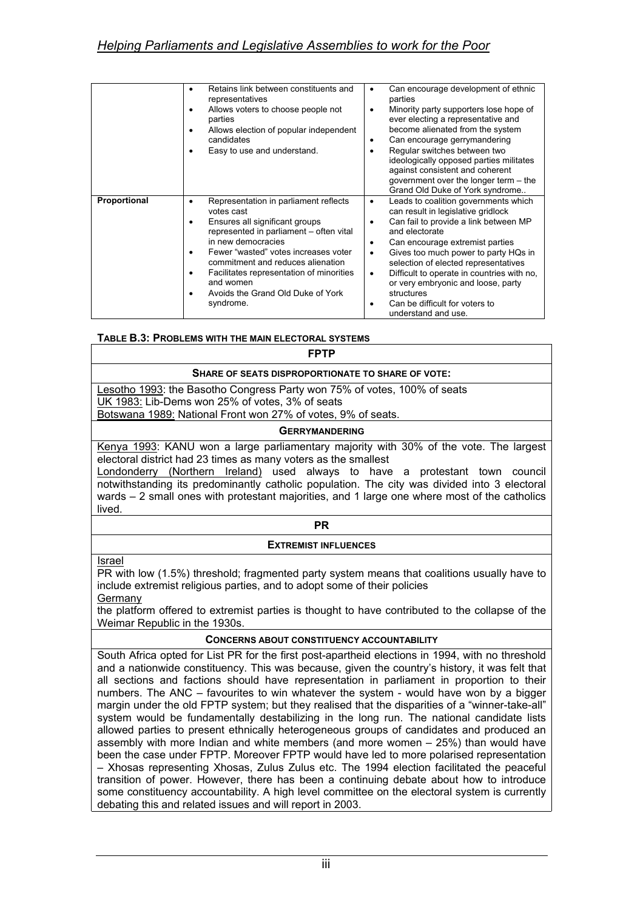| | | |
|---|---|---|
| | • Retains link between constituents and representatives<br>• Allows voters to choose people not parties<br>• Allows election of popular independent candidates<br>• Easy to use and understand. | • Can encourage development of ethnic parties<br>• Minority party supporters lose hope of ever electing a representative and become alienated from the system<br>• Can encourage gerrymandering<br>• Regular switches between two ideologically opposed parties militates against consistent and coherent government over the longer term – the Grand Old Duke of York syndrome.. |
| **Proportional** | • Representation in parliament reflects votes cast<br>• Ensures all significant groups represented in parliament – often vital in new democracies<br>• Fewer "wasted" votes increases voter commitment and reduces alienation<br>• Facilitates representation of minorities and women<br>• Avoids the Grand Old Duke of York syndrome. | • Leads to coalition governments which can result in legislative gridlock<br>• Can fail to provide a link between MP and electorate<br>• Can encourage extremist parties<br>• Gives too much power to party HQs in selection of elected representatives<br>• Difficult to operate in countries with no, or very embryonic and loose, party structures<br>• Can be difficult for voters to understand and use. |

**TABLE B.3: PROBLEMS WITH THE MAIN ELECTORAL SYSTEMS**

| **FPTP** |
|---|
| **SHARE OF SEATS DISPROPORTIONATE TO SHARE OF VOTE:** |
| Lesotho 1993: the Basotho Congress Party won 75% of votes, 100% of seats<br>UK 1983: Lib-Dems won 25% of votes, 3% of seats<br>Botswana 1989: National Front won 27% of votes, 9% of seats. |
| **GERRYMANDERING** |
| Kenya 1993: KANU won a large parliamentary majority with 30% of the vote. The largest electoral district had 23 times as many voters as the smallest<br>Londonderry (Northern Ireland) used always to have a protestant town council notwithstanding its predominantly catholic population. The city was divided into 3 electoral wards – 2 small ones with protestant majorities, and 1 large one where most of the catholics lived. |
| **PR** |
| **EXTREMIST INFLUENCES** |
| Israel<br>PR with low (1.5%) threshold; fragmented party system means that coalitions usually have to include extremist religious parties, and to adopt some of their policies<br>Germany<br>the platform offered to extremist parties is thought to have contributed to the collapse of the Weimar Republic in the 1930s. |
| **CONCERNS ABOUT CONSTITUENCY ACCOUNTABILITY** |
| South Africa opted for List PR for the first post-apartheid elections in 1994, with no threshold and a nationwide constituency. This was because, given the country's history, it was felt that all sections and factions should have representation in parliament in proportion to their numbers. The ANC – favourites to win whatever the system - would have won by a bigger margin under the old FPTP system; but they realised that the disparities of a "winner-take-all" system would be fundamentally destabilizing in the long run. The national candidate lists allowed parties to present ethnically heterogeneous groups of candidates and produced an assembly with more Indian and white members (and more women – 25%) than would have been the case under FPTP. Moreover FPTP would have led to more polarised representation – Xhosas representing Xhosas, Zulus Zulus etc. The 1994 election facilitated the peaceful transition of power. However, there has been a continuing debate about how to introduce some constituency accountability. A high level committee on the electoral system is currently debating this and related issues and will report in 2003. |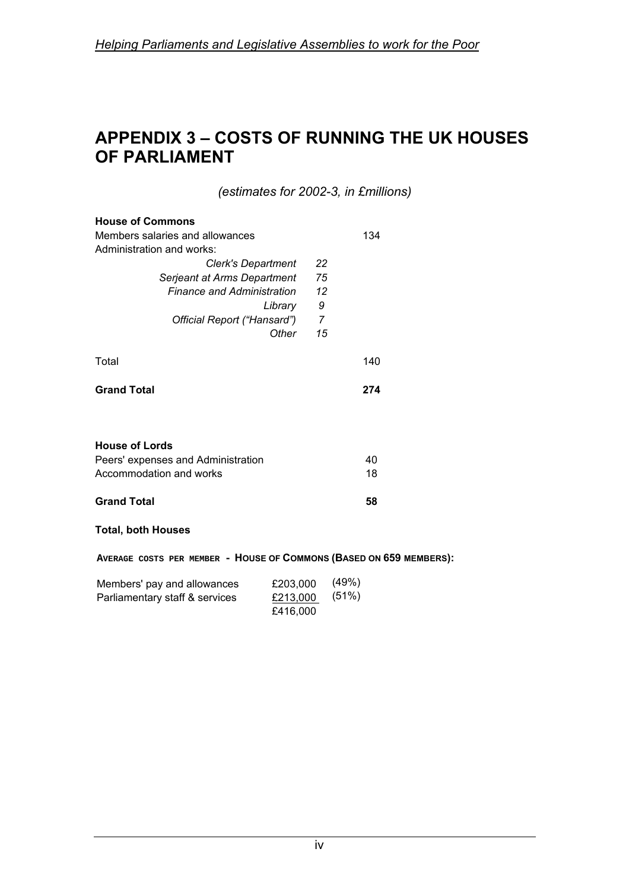# APPENDIX 3 – COSTS OF RUNNING THE UK HOUSES OF PARLIAMENT

*(estimates for 2002-3, in £millions)*

| | | |
|---|---|---|
| **House of Commons** | | |
| Members salaries and allowances | | 134 |
| Administration and works: | | |
| *Clerk's Department* | *22* | |
| *Serjeant at Arms Department* | *75* | |
| *Finance and Administration* | *12* | |
| *Library* | *9* | |
| *Official Report ("Hansard")* | *7* | |
| *Other* | *15* | |
| Total | | 140 |
| **Grand Total** | | **274** |

| | |
|---|---|
| **House of Lords** | |
| Peers' expenses and Administration | 40 |
| Accommodation and works | 18 |
| **Grand Total** | **58** |

**Total, both Houses**

**AVERAGE COSTS PER MEMBER - HOUSE OF COMMONS (BASED ON 659 MEMBERS):**

| | | |
|---|---|---|
| Members' pay and allowances | £203,000 | (49%) |
| Parliamentary staff & services | £213,000 | (51%) |
| | £416,000 | |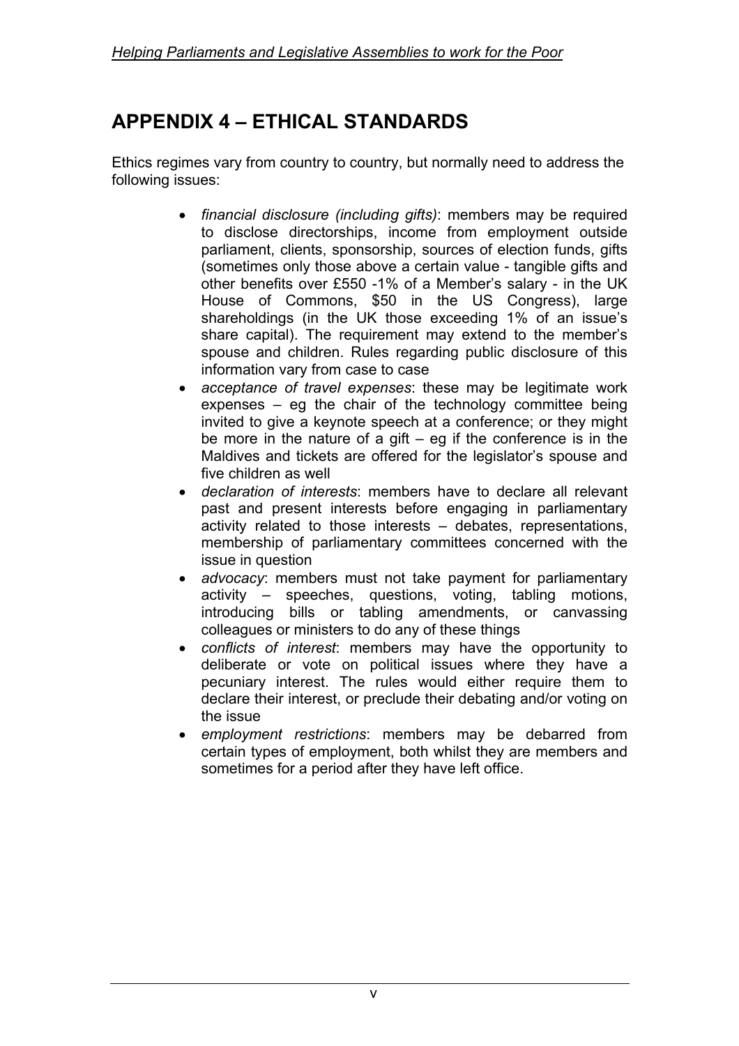# APPENDIX 4 – ETHICAL STANDARDS

Ethics regimes vary from country to country, but normally need to address the following issues:

- *financial disclosure (including gifts)*: members may be required to disclose directorships, income from employment outside parliament, clients, sponsorship, sources of election funds, gifts (sometimes only those above a certain value - tangible gifts and other benefits over £550 -1% of a Member's salary - in the UK House of Commons, $50 in the US Congress), large shareholdings (in the UK those exceeding 1% of an issue's share capital). The requirement may extend to the member's spouse and children. Rules regarding public disclosure of this information vary from case to case
- *acceptance of travel expenses*: these may be legitimate work expenses – eg the chair of the technology committee being invited to give a keynote speech at a conference; or they might be more in the nature of a gift – eg if the conference is in the Maldives and tickets are offered for the legislator's spouse and five children as well
- *declaration of interests*: members have to declare all relevant past and present interests before engaging in parliamentary activity related to those interests – debates, representations, membership of parliamentary committees concerned with the issue in question
- *advocacy*: members must not take payment for parliamentary activity – speeches, questions, voting, tabling motions, introducing bills or tabling amendments, or canvassing colleagues or ministers to do any of these things
- *conflicts of interest*: members may have the opportunity to deliberate or vote on political issues where they have a pecuniary interest. The rules would either require them to declare their interest, or preclude their debating and/or voting on the issue
- *employment restrictions*: members may be debarred from certain types of employment, both whilst they are members and sometimes for a period after they have left office.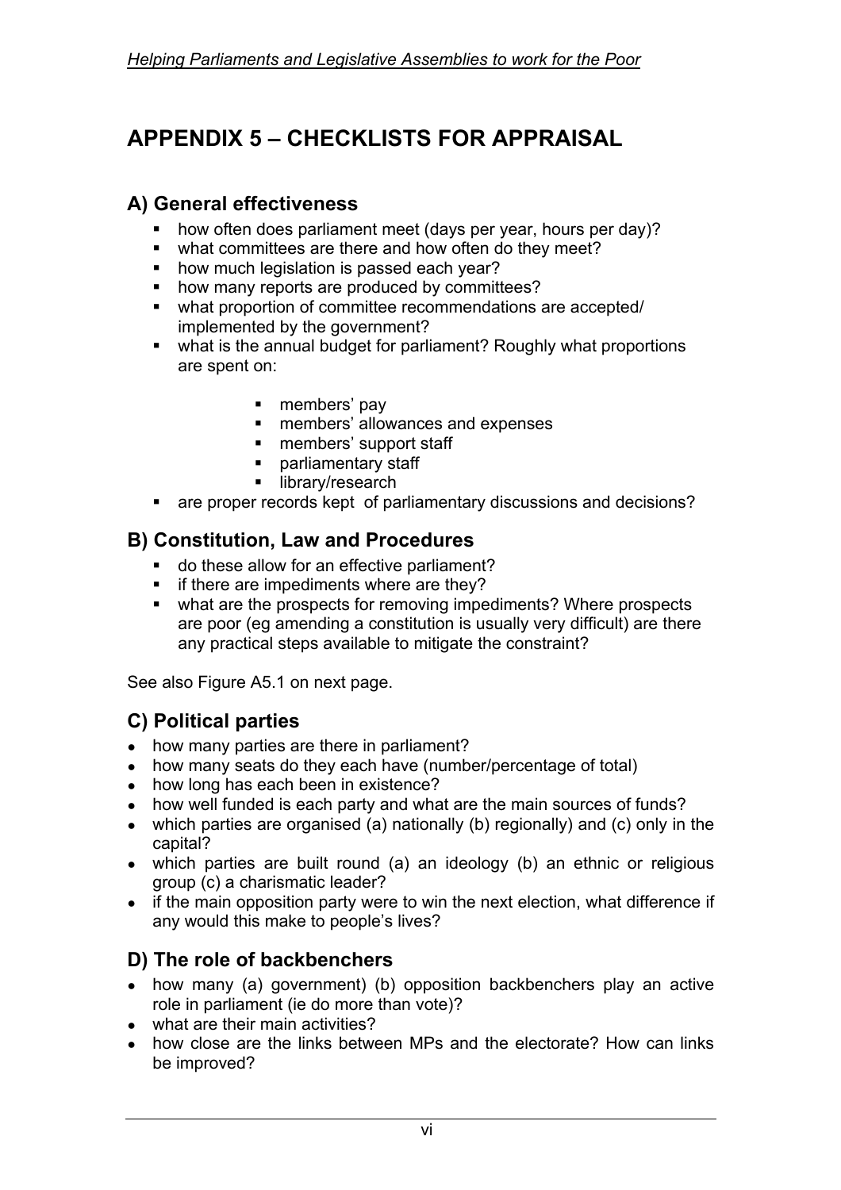# APPENDIX 5 – CHECKLISTS FOR APPRAISAL

## A) General effectiveness

- how often does parliament meet (days per year, hours per day)?
- what committees are there and how often do they meet?
- how much legislation is passed each year?
- how many reports are produced by committees?
- what proportion of committee recommendations are accepted/ implemented by the government?
- what is the annual budget for parliament? Roughly what proportions are spent on:
    - members' pay
    - members' allowances and expenses
    - members' support staff
    - parliamentary staff
    - library/research
- are proper records kept of parliamentary discussions and decisions?

## B) Constitution, Law and Procedures

- do these allow for an effective parliament?
- if there are impediments where are they?
- what are the prospects for removing impediments? Where prospects are poor (eg amending a constitution is usually very difficult) are there any practical steps available to mitigate the constraint?

See also Figure A5.1 on next page.

## C) Political parties

- how many parties are there in parliament?
- how many seats do they each have (number/percentage of total)
- how long has each been in existence?
- how well funded is each party and what are the main sources of funds?
- which parties are organised (a) nationally (b) regionally) and (c) only in the capital?
- which parties are built round (a) an ideology (b) an ethnic or religious group (c) a charismatic leader?
- if the main opposition party were to win the next election, what difference if any would this make to people's lives?

## D) The role of backbenchers

- how many (a) government) (b) opposition backbenchers play an active role in parliament (ie do more than vote)?
- what are their main activities?
- how close are the links between MPs and the electorate? How can links be improved?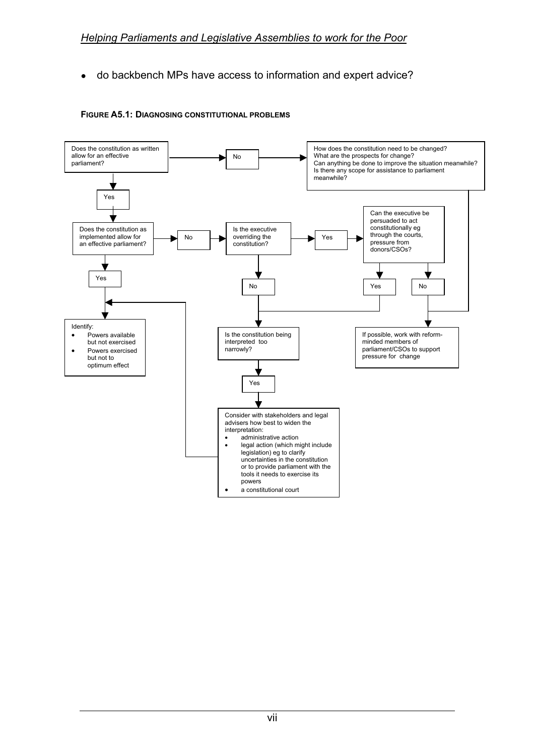- do backbench MPs have access to information and expert advice?

**FIGURE A5.1: DIAGNOSING CONSTITUTIONAL PROBLEMS**

Does the constitution as written allow for an effective parliament?

- No → How does the constitution need to be changed? What are the prospects for change? Can anything be done to improve the situation meanwhile? Is there any scope for assistance to parliament meanwhile? → If possible, work with reform-minded members of parliament/CSOs to support pressure for change
- Yes → Does the constitution as implemented allow for an effective parliament?
  - Yes → Identify:
    - Powers available but not exercised
    - Powers exercised but not to optimum effect
  - No → Is the executive overriding the constitution?
    - Yes → Can the executive be persuaded to act constitutionally eg through the courts, pressure from donors/CSOs?
      - Yes → Is the constitution being interpreted too narrowly?
      - No → If possible, work with reform-minded members of parliament/CSOs to support pressure for change
    - No → Is the constitution being interpreted too narrowly?
      - Yes → Consider with stakeholders and legal advisers how best to widen the interpretation:
        - administrative action
        - legal action (which might include legislation) eg to clarify uncertainties in the constitution or to provide parliament with the tools it needs to exercise its powers
        - a constitutional court

        → Identify:
        - Powers available but not exercised
        - Powers exercised but not to optimum effect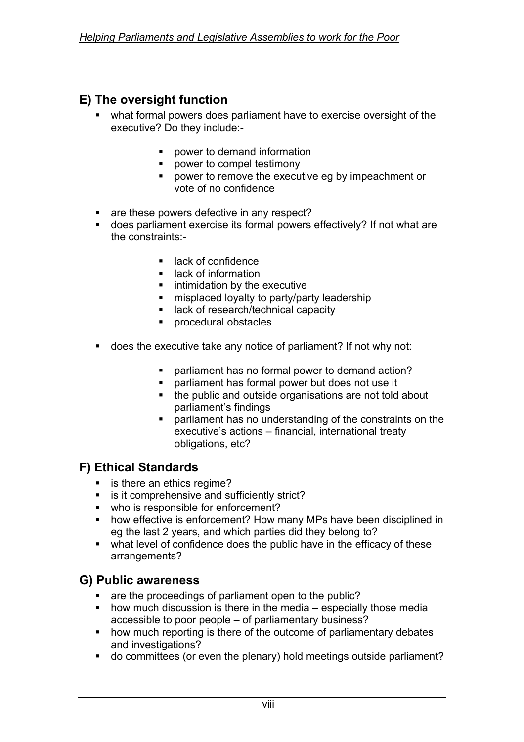## E) The oversight function

- what formal powers does parliament have to exercise oversight of the executive? Do they include:-
  - power to demand information
  - power to compel testimony
  - power to remove the executive eg by impeachment or vote of no confidence
- are these powers defective in any respect?
- does parliament exercise its formal powers effectively? If not what are the constraints:-
  - lack of confidence
  - lack of information
  - intimidation by the executive
  - misplaced loyalty to party/party leadership
  - lack of research/technical capacity
  - procedural obstacles
- does the executive take any notice of parliament? If not why not:
  - parliament has no formal power to demand action?
  - parliament has formal power but does not use it
  - the public and outside organisations are not told about parliament's findings
  - parliament has no understanding of the constraints on the executive's actions – financial, international treaty obligations, etc?

## F) Ethical Standards

- is there an ethics regime?
- is it comprehensive and sufficiently strict?
- who is responsible for enforcement?
- how effective is enforcement? How many MPs have been disciplined in eg the last 2 years, and which parties did they belong to?
- what level of confidence does the public have in the efficacy of these arrangements?

## G) Public awareness

- are the proceedings of parliament open to the public?
- how much discussion is there in the media – especially those media accessible to poor people – of parliamentary business?
- how much reporting is there of the outcome of parliamentary debates and investigations?
- do committees (or even the plenary) hold meetings outside parliament?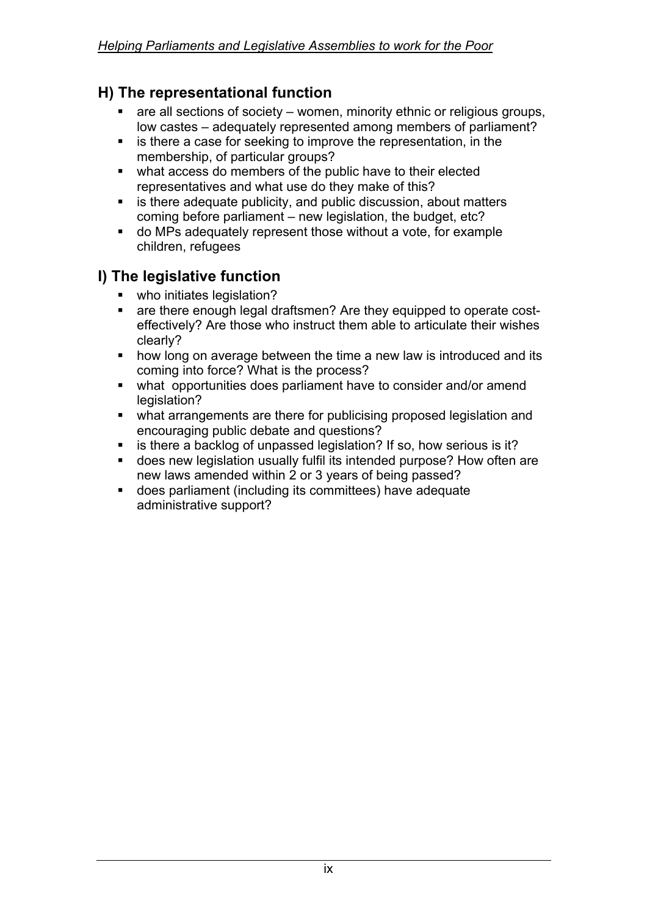## H) The representational function

- are all sections of society – women, minority ethnic or religious groups, low castes – adequately represented among members of parliament?
- is there a case for seeking to improve the representation, in the membership, of particular groups?
- what access do members of the public have to their elected representatives and what use do they make of this?
- is there adequate publicity, and public discussion, about matters coming before parliament – new legislation, the budget, etc?
- do MPs adequately represent those without a vote, for example children, refugees

## I) The legislative function

- who initiates legislation?
- are there enough legal draftsmen? Are they equipped to operate cost-effectively? Are those who instruct them able to articulate their wishes clearly?
- how long on average between the time a new law is introduced and its coming into force? What is the process?
- what opportunities does parliament have to consider and/or amend legislation?
- what arrangements are there for publicising proposed legislation and encouraging public debate and questions?
- is there a backlog of unpassed legislation? If so, how serious is it?
- does new legislation usually fulfil its intended purpose? How often are new laws amended within 2 or 3 years of being passed?
- does parliament (including its committees) have adequate administrative support?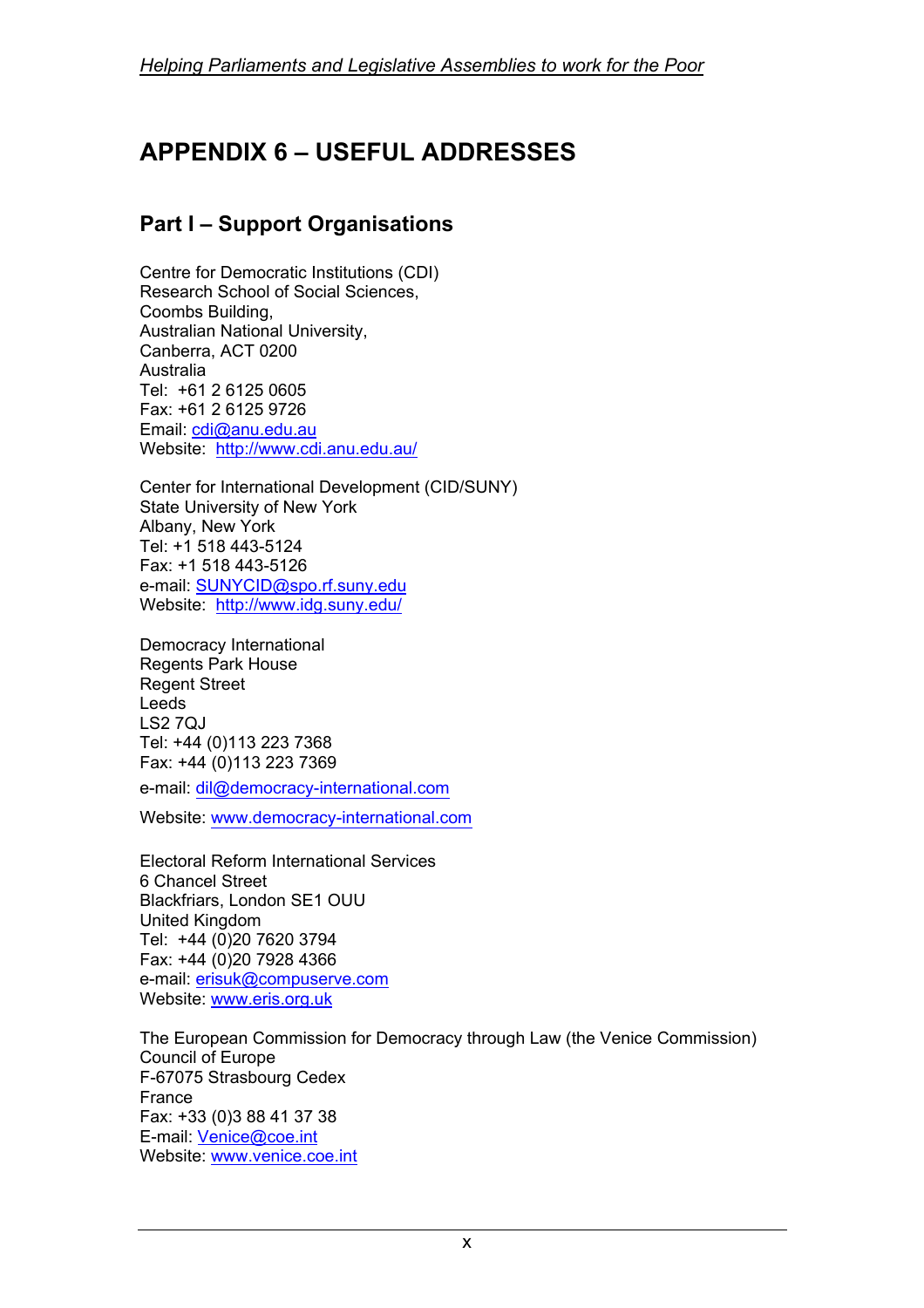# APPENDIX 6 – USEFUL ADDRESSES

## Part I – Support Organisations

Centre for Democratic Institutions (CDI)
Research School of Social Sciences,
Coombs Building,
Australian National University,
Canberra, ACT 0200
Australia
Tel: +61 2 6125 0605
Fax: +61 2 6125 9726
Email: cdi@anu.edu.au
Website: http://www.cdi.anu.edu.au/

Center for International Development (CID/SUNY)
State University of New York
Albany, New York
Tel: +1 518 443-5124
Fax: +1 518 443-5126
e-mail: SUNYCID@spo.rf.suny.edu
Website: http://www.idg.suny.edu/

Democracy International
Regents Park House
Regent Street
Leeds
LS2 7QJ
Tel: +44 (0)113 223 7368
Fax: +44 (0)113 223 7369
e-mail: dil@democracy-international.com
Website: www.democracy-international.com

Electoral Reform International Services
6 Chancel Street
Blackfriars, London SE1 OUU
United Kingdom
Tel: +44 (0)20 7620 3794
Fax: +44 (0)20 7928 4366
e-mail: erisuk@compuserve.com
Website: www.eris.org.uk

The European Commission for Democracy through Law (the Venice Commission)
Council of Europe
F-67075 Strasbourg Cedex
France
Fax: +33 (0)3 88 41 37 38
E-mail: Venice@coe.int
Website: www.venice.coe.int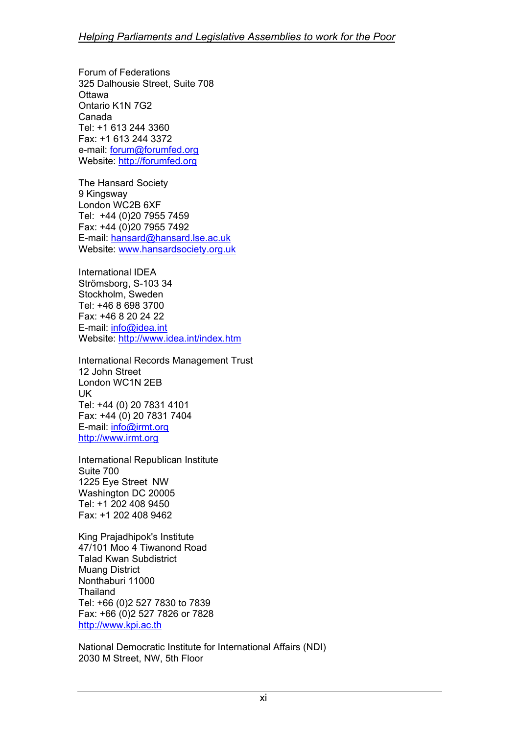Forum of Federations  
325 Dalhousie Street, Suite 708  
Ottawa  
Ontario K1N 7G2  
Canada  
Tel: +1 613 244 3360  
Fax: +1 613 244 3372  
e-mail: forum@forumfed.org  
Website: http://forumfed.org

The Hansard Society  
9 Kingsway  
London WC2B 6XF  
Tel: +44 (0)20 7955 7459  
Fax: +44 (0)20 7955 7492  
E-mail: hansard@hansard.lse.ac.uk  
Website: www.hansardsociety.org.uk

International IDEA  
Strömsborg, S-103 34  
Stockholm, Sweden  
Tel: +46 8 698 3700  
Fax: +46 8 20 24 22  
E-mail: info@idea.int  
Website: http://www.idea.int/index.htm

International Records Management Trust  
12 John Street  
London WC1N 2EB  
UK  
Tel: +44 (0) 20 7831 4101  
Fax: +44 (0) 20 7831 7404  
E-mail: info@irmt.org  
http://www.irmt.org

International Republican Institute  
Suite 700  
1225 Eye Street NW  
Washington DC 20005  
Tel: +1 202 408 9450  
Fax: +1 202 408 9462

King Prajadhipok's Institute  
47/101 Moo 4 Tiwanond Road  
Talad Kwan Subdistrict  
Muang District  
Nonthaburi 11000  
Thailand  
Tel: +66 (0)2 527 7830 to 7839  
Fax: +66 (0)2 527 7826 or 7828  
http://www.kpi.ac.th

National Democratic Institute for International Affairs (NDI)  
2030 M Street, NW, 5th Floor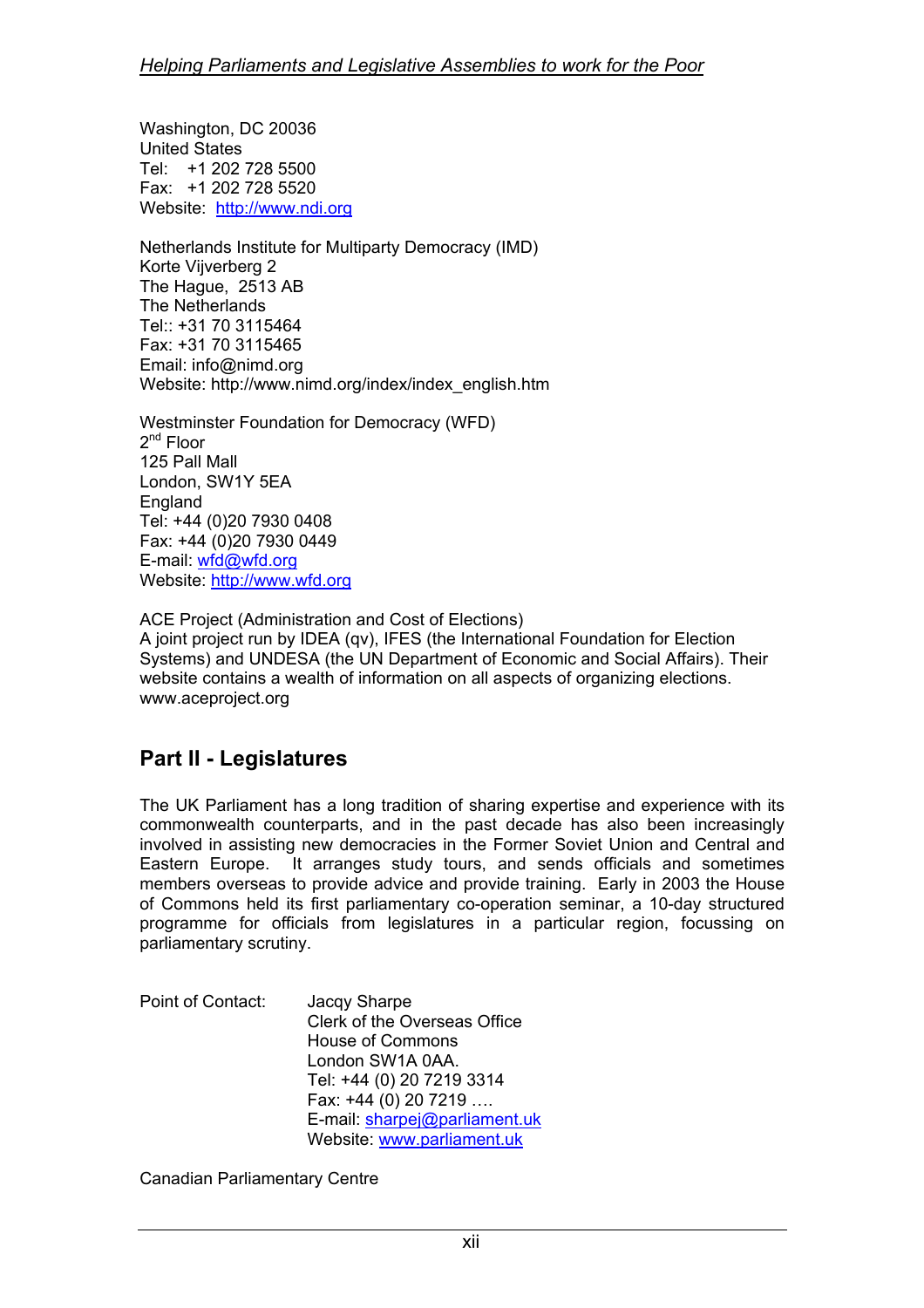Washington, DC 20036
United States
Tel: +1 202 728 5500
Fax: +1 202 728 5520
Website: http://www.ndi.org

Netherlands Institute for Multiparty Democracy (IMD)
Korte Vijverberg 2
The Hague, 2513 AB
The Netherlands
Tel:: +31 70 3115464
Fax: +31 70 3115465
Email: info@nimd.org
Website: http://www.nimd.org/index/index_english.htm

Westminster Foundation for Democracy (WFD)
2nd Floor
125 Pall Mall
London, SW1Y 5EA
England
Tel: +44 (0)20 7930 0408
Fax: +44 (0)20 7930 0449
E-mail: wfd@wfd.org
Website: http://www.wfd.org

ACE Project (Administration and Cost of Elections)
A joint project run by IDEA (qv), IFES (the International Foundation for Election Systems) and UNDESA (the UN Department of Economic and Social Affairs). Their website contains a wealth of information on all aspects of organizing elections.
www.aceproject.org

## Part II - Legislatures

The UK Parliament has a long tradition of sharing expertise and experience with its commonwealth counterparts, and in the past decade has also been increasingly involved in assisting new democracies in the Former Soviet Union and Central and Eastern Europe. It arranges study tours, and sends officials and sometimes members overseas to provide advice and provide training. Early in 2003 the House of Commons held its first parliamentary co-operation seminar, a 10-day structured programme for officials from legislatures in a particular region, focussing on parliamentary scrutiny.

Point of Contact: Jacqy Sharpe
Clerk of the Overseas Office
House of Commons
London SW1A 0AA.
Tel: +44 (0) 20 7219 3314
Fax: +44 (0) 20 7219 ….
E-mail: sharpej@parliament.uk
Website: www.parliament.uk

Canadian Parliamentary Centre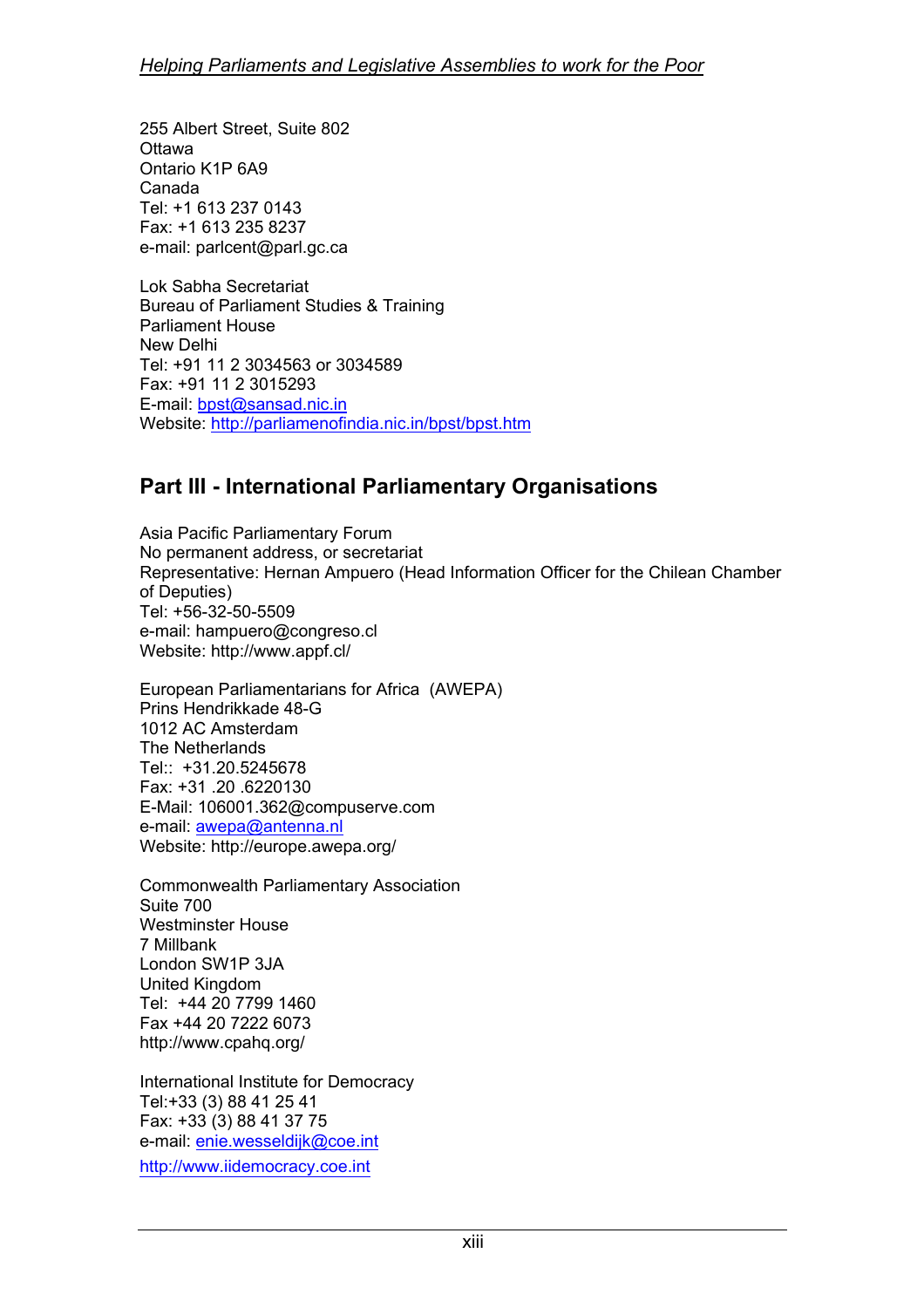255 Albert Street, Suite 802
Ottawa
Ontario K1P 6A9
Canada
Tel: +1 613 237 0143
Fax: +1 613 235 8237
e-mail: parlcent@parl.gc.ca

Lok Sabha Secretariat
Bureau of Parliament Studies & Training
Parliament House
New Delhi
Tel: +91 11 2 3034563 or 3034589
Fax: +91 11 2 3015293
E-mail: bpst@sansad.nic.in
Website: http://parliamenofindia.nic.in/bpst/bpst.htm

## Part III - International Parliamentary Organisations

Asia Pacific Parliamentary Forum
No permanent address, or secretariat
Representative: Hernan Ampuero (Head Information Officer for the Chilean Chamber of Deputies)
Tel: +56-32-50-5509
e-mail: hampuero@congreso.cl
Website: http://www.appf.cl/

European Parliamentarians for Africa (AWEPA)
Prins Hendrikkade 48-G
1012 AC Amsterdam
The Netherlands
Tel:: +31.20.5245678
Fax: +31 .20 .6220130
E-Mail: 106001.362@compuserve.com
e-mail: awepa@antenna.nl
Website: http://europe.awepa.org/

Commonwealth Parliamentary Association
Suite 700
Westminster House
7 Millbank
London SW1P 3JA
United Kingdom
Tel: +44 20 7799 1460
Fax +44 20 7222 6073
http://www.cpahq.org/

International Institute for Democracy
Tel:+33 (3) 88 41 25 41
Fax: +33 (3) 88 41 37 75
e-mail: enie.wesseldijk@coe.int
http://www.iidemocracy.coe.int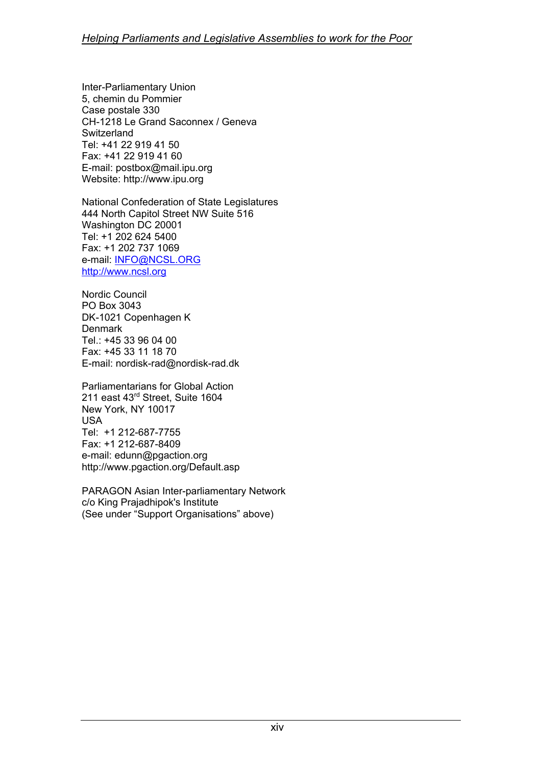Inter-Parliamentary Union
5, chemin du Pommier
Case postale 330
CH-1218 Le Grand Saconnex / Geneva
Switzerland
Tel: +41 22 919 41 50
Fax: +41 22 919 41 60
E-mail: postbox@mail.ipu.org
Website: http://www.ipu.org

National Confederation of State Legislatures
444 North Capitol Street NW Suite 516
Washington DC 20001
Tel: +1 202 624 5400
Fax: +1 202 737 1069
e-mail: INFO@NCSL.ORG
http://www.ncsl.org

Nordic Council
PO Box 3043
DK-1021 Copenhagen K
Denmark
Tel.: +45 33 96 04 00
Fax: +45 33 11 18 70
E-mail: nordisk-rad@nordisk-rad.dk

Parliamentarians for Global Action
211 east 43rd Street, Suite 1604
New York, NY 10017
USA
Tel: +1 212-687-7755
Fax: +1 212-687-8409
e-mail: edunn@pgaction.org
http://www.pgaction.org/Default.asp

PARAGON Asian Inter-parliamentary Network
c/o King Prajadhipok's Institute
(See under "Support Organisations" above)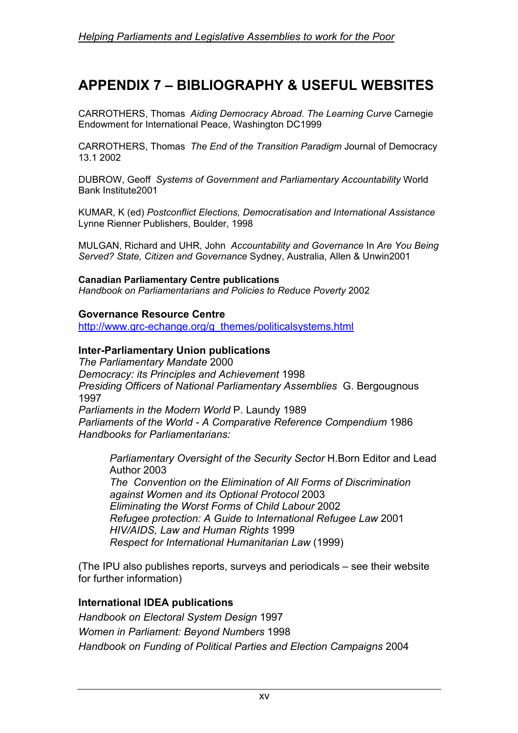# APPENDIX 7 – BIBLIOGRAPHY & USEFUL WEBSITES

CARROTHERS, Thomas *Aiding Democracy Abroad. The Learning Curve* Carnegie Endowment for International Peace, Washington DC1999

CARROTHERS, Thomas *The End of the Transition Paradigm* Journal of Democracy 13.1 2002

DUBROW, Geoff *Systems of Government and Parliamentary Accountability* World Bank Institute2001

KUMAR, K (ed) *Postconflict Elections, Democratisation and International Assistance* Lynne Rienner Publishers, Boulder, 1998

MULGAN, Richard and UHR, John *Accountability and Governance* In *Are You Being Served? State, Citizen and Governance* Sydney, Australia, Allen & Unwin2001

**Canadian Parliamentary Centre publications**
*Handbook on Parliamentarians and Policies to Reduce Poverty* 2002

**Governance Resource Centre**
http://www.grc-echange.org/g_themes/politicalsystems.html

**Inter-Parliamentary Union publications**
*The Parliamentary Mandate* 2000
*Democracy: its Principles and Achievement* 1998
*Presiding Officers of National Parliamentary Assemblies* G. Bergougnous 1997
*Parliaments in the Modern World* P. Laundy 1989
*Parliaments of the World - A Comparative Reference Compendium* 1986
*Handbooks for Parliamentarians:*

> *Parliamentary Oversight of the Security Sector* H.Born Editor and Lead Author 2003
> *The Convention on the Elimination of All Forms of Discrimination against Women and its Optional Protocol* 2003
> *Eliminating the Worst Forms of Child Labour* 2002
> *Refugee protection: A Guide to International Refugee Law* 2001
> *HIV/AIDS, Law and Human Rights* 1999
> *Respect for International Humanitarian Law* (1999)

(The IPU also publishes reports, surveys and periodicals – see their website for further information)

**International IDEA publications**
*Handbook on Electoral System Design* 1997
*Women in Parliament: Beyond Numbers* 1998
*Handbook on Funding of Political Parties and Election Campaigns* 2004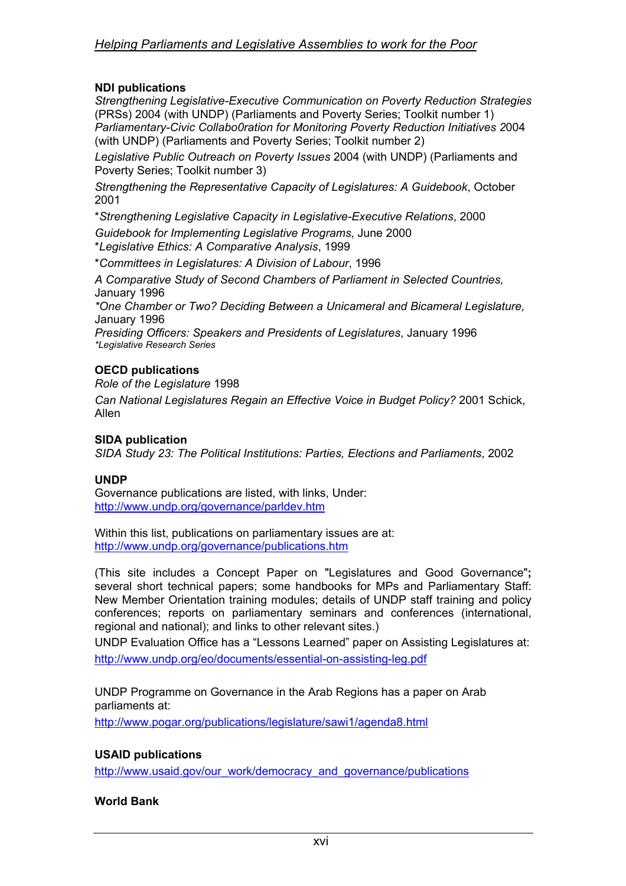**NDI publications**

*Strengthening Legislative-Executive Communication on Poverty Reduction Strategies* (PRSs) 2004 (with UNDP) (Parliaments and Poverty Series; Toolkit number 1)
*Parliamentary-Civic Collabo0ration for Monitoring Poverty Reduction Initiatives* 2004 (with UNDP) (Parliaments and Poverty Series; Toolkit number 2)

*Legislative Public Outreach on Poverty Issues* 2004 (with UNDP) (Parliaments and Poverty Series; Toolkit number 3)

*Strengthening the Representative Capacity of Legislatures: A Guidebook*, October 2001

**Strengthening Legislative Capacity in Legislative-Executive Relations*, 2000

*Guidebook for Implementing Legislative Programs*, June 2000
**Legislative Ethics: A Comparative Analysis*, 1999

**Committees in Legislatures: A Division of Labour*, 1996

*A Comparative Study of Second Chambers of Parliament in Selected Countries,* January 1996
**One Chamber or Two? Deciding Between a Unicameral and Bicameral Legislature,* January 1996
*Presiding Officers: Speakers and Presidents of Legislatures*, January 1996
**Legislative Research Series*

**OECD publications**

*Role of the Legislature* 1998

*Can National Legislatures Regain an Effective Voice in Budget Policy?* 2001 Schick, Allen

**SIDA publication**

*SIDA Study 23: The Political Institutions: Parties, Elections and Parliaments*, 2002

**UNDP**

Governance publications are listed, with links, Under:
http://www.undp.org/governance/parldev.htm

Within this list, publications on parliamentary issues are at:
http://www.undp.org/governance/publications.htm

(This site includes a Concept Paper on "Legislatures and Good Governance"**;** several short technical papers; some handbooks for MPs and Parliamentary Staff: New Member Orientation training modules; details of UNDP staff training and policy conferences; reports on parliamentary seminars and conferences (international, regional and national); and links to other relevant sites.)

UNDP Evaluation Office has a "Lessons Learned" paper on Assisting Legislatures at:

http://www.undp.org/eo/documents/essential-on-assisting-leg.pdf

UNDP Programme on Governance in the Arab Regions has a paper on Arab parliaments at:

http://www.pogar.org/publications/legislature/sawi1/agenda8.html

**USAID publications**

http://www.usaid.gov/our_work/democracy_and_governance/publications

**World Bank**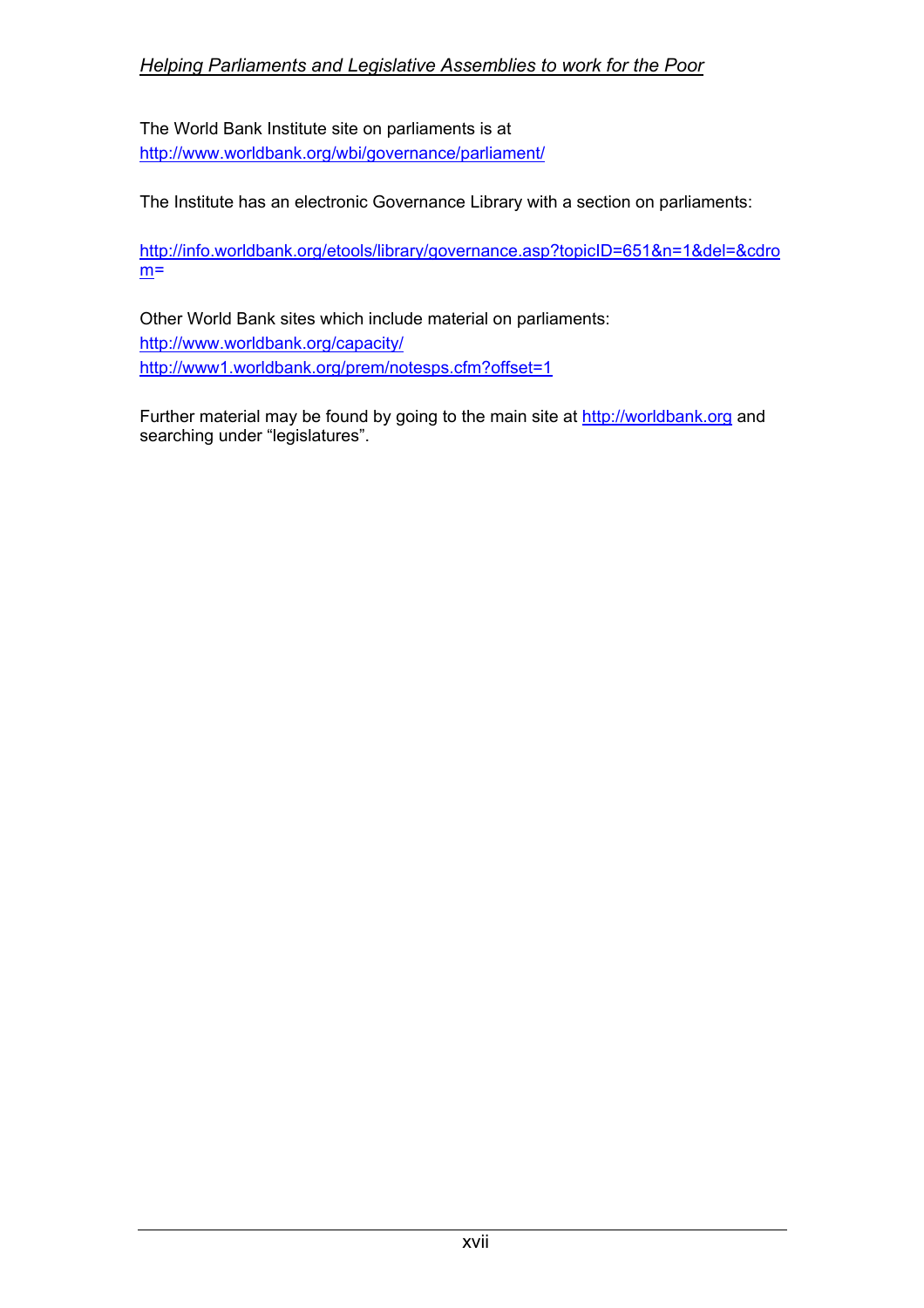The World Bank Institute site on parliaments is at
http://www.worldbank.org/wbi/governance/parliament/

The Institute has an electronic Governance Library with a section on parliaments:

http://info.worldbank.org/etools/library/governance.asp?topicID=651&n=1&del=&cdrom=

Other World Bank sites which include material on parliaments:
http://www.worldbank.org/capacity/
http://www1.worldbank.org/prem/notesps.cfm?offset=1

Further material may be found by going to the main site at http://worldbank.org and searching under "legislatures".